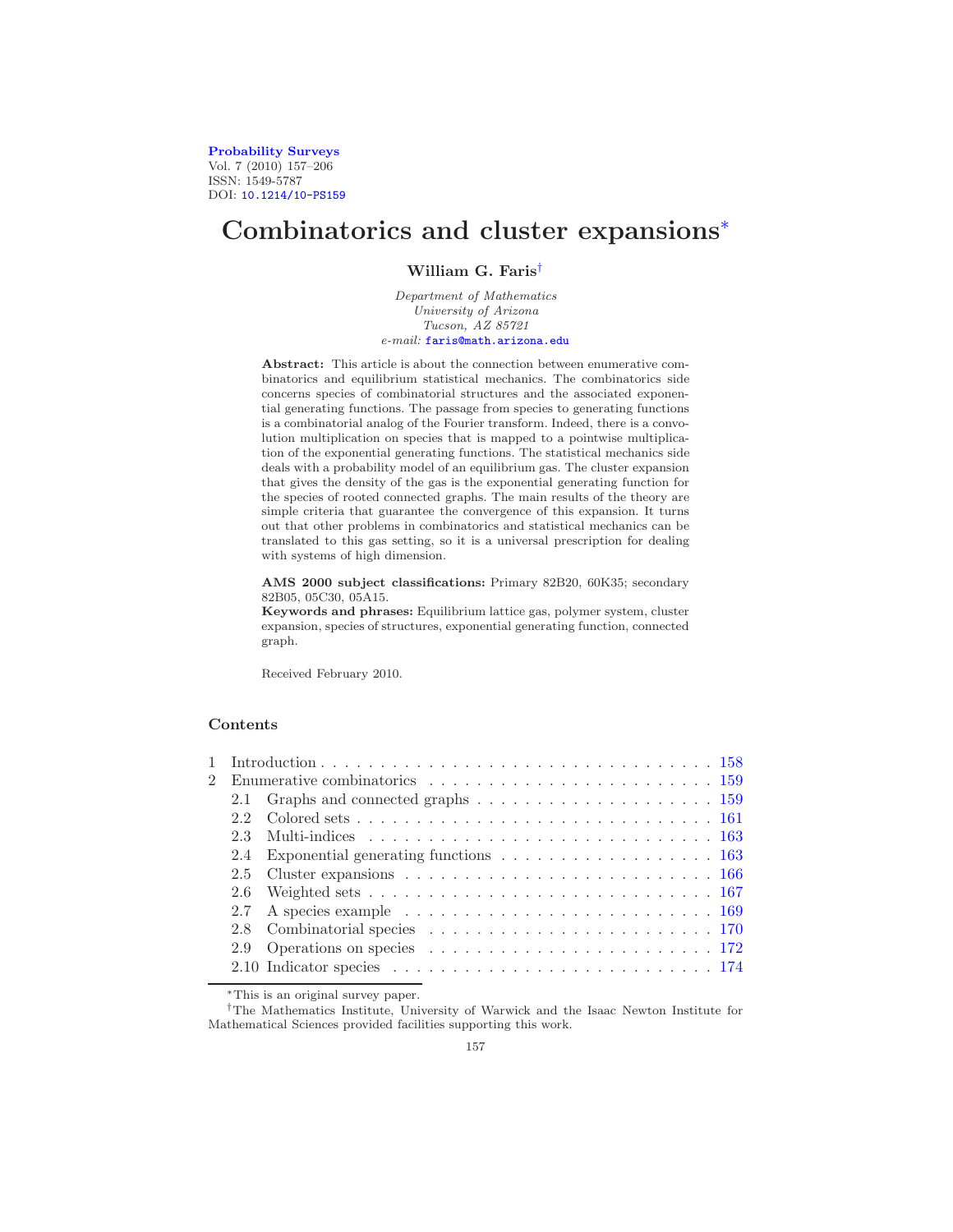Probability Surveys
Vol. 7 (2010) 157–206
ISSN: 1549-5787
DOI: 10.1214/10-PS159

# Combinatorics and cluster expansions*

**William G. Faris**†

*Department of Mathematics*
*University of Arizona*
*Tucson, AZ 85721*
*e-mail:* faris@math.arizona.edu

**Abstract:** This article is about the connection between enumerative combinatorics and equilibrium statistical mechanics. The combinatorics side concerns species of combinatorial structures and the associated exponential generating functions. The passage from species to generating functions is a combinatorial analog of the Fourier transform. Indeed, there is a convolution multiplication on species that is mapped to a pointwise multiplication of the exponential generating functions. The statistical mechanics side deals with a probability model of an equilibrium gas. The cluster expansion that gives the density of the gas is the exponential generating function for the species of rooted connected graphs. The main results of the theory are simple criteria that guarantee the convergence of this expansion. It turns out that other problems in combinatorics and statistical mechanics can be translated to this gas setting, so it is a universal prescription for dealing with systems of high dimension.

**AMS 2000 subject classifications:** Primary 82B20, 60K35; secondary 82B05, 05C30, 05A15.

**Keywords and phrases:** Equilibrium lattice gas, polymer system, cluster expansion, species of structures, exponential generating function, connected graph.

Received February 2010.

## Contents

| | | |
|---|---|---|
| 1 | Introduction | 158 |
| 2 | Enumerative combinatorics | 159 |
| 2.1 | Graphs and connected graphs | 159 |
| 2.2 | Colored sets | 161 |
| 2.3 | Multi-indices | 163 |
| 2.4 | Exponential generating functions | 163 |
| 2.5 | Cluster expansions | 166 |
| 2.6 | Weighted sets | 167 |
| 2.7 | A species example | 169 |
| 2.8 | Combinatorial species | 170 |
| 2.9 | Operations on species | 172 |
| 2.10 | Indicator species | 174 |

*This is an original survey paper.

†The Mathematics Institute, University of Warwick and the Isaac Newton Institute for Mathematical Sciences provided facilities supporting this work.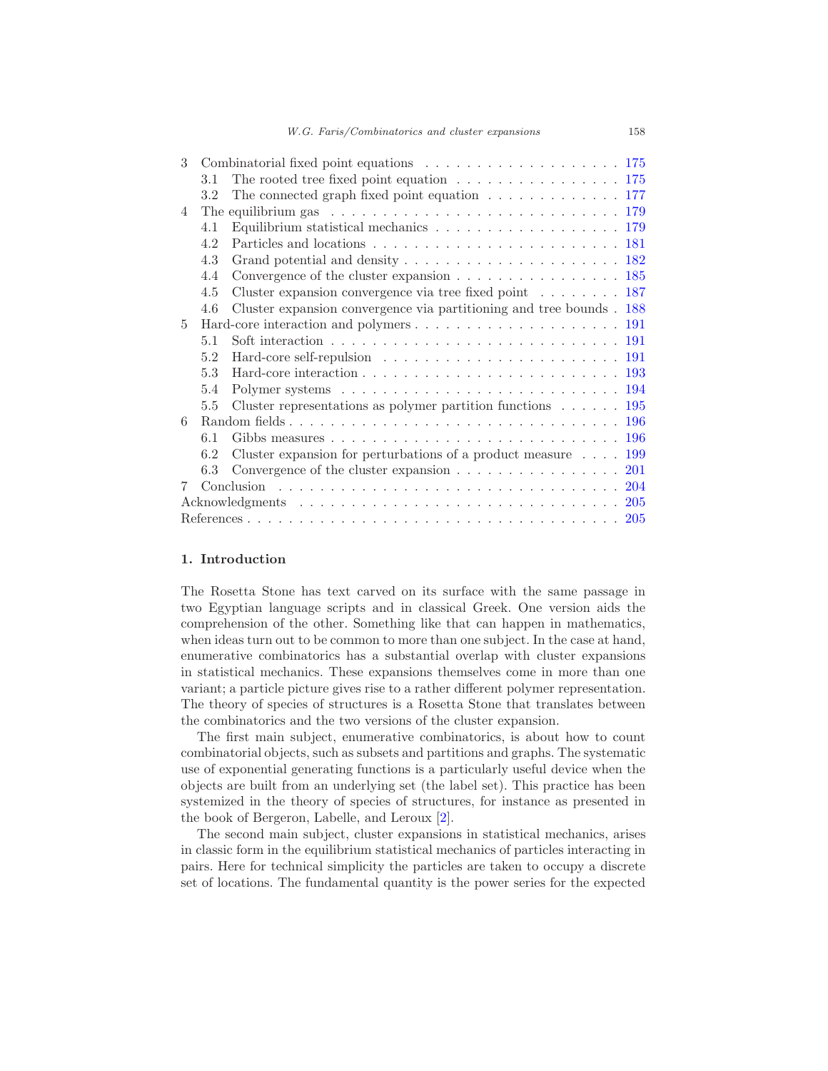| | | |
|---|---|---|
| 3 | Combinatorial fixed point equations | 175 |
| | 3.1 The rooted tree fixed point equation | 175 |
| | 3.2 The connected graph fixed point equation | 177 |
| 4 | The equilibrium gas | 179 |
| | 4.1 Equilibrium statistical mechanics | 179 |
| | 4.2 Particles and locations | 181 |
| | 4.3 Grand potential and density | 182 |
| | 4.4 Convergence of the cluster expansion | 185 |
| | 4.5 Cluster expansion convergence via tree fixed point | 187 |
| | 4.6 Cluster expansion convergence via partitioning and tree bounds | 188 |
| 5 | Hard-core interaction and polymers | 191 |
| | 5.1 Soft interaction | 191 |
| | 5.2 Hard-core self-repulsion | 191 |
| | 5.3 Hard-core interaction | 193 |
| | 5.4 Polymer systems | 194 |
| | 5.5 Cluster representations as polymer partition functions | 195 |
| 6 | Random fields | 196 |
| | 6.1 Gibbs measures | 196 |
| | 6.2 Cluster expansion for perturbations of a product measure | 199 |
| | 6.3 Convergence of the cluster expansion | 201 |
| 7 | Conclusion | 204 |
| | Acknowledgments | 205 |
| | References | 205 |

## 1. Introduction

The Rosetta Stone has text carved on its surface with the same passage in two Egyptian language scripts and in classical Greek. One version aids the comprehension of the other. Something like that can happen in mathematics, when ideas turn out to be common to more than one subject. In the case at hand, enumerative combinatorics has a substantial overlap with cluster expansions in statistical mechanics. These expansions themselves come in more than one variant; a particle picture gives rise to a rather different polymer representation. The theory of species of structures is a Rosetta Stone that translates between the combinatorics and the two versions of the cluster expansion.

The first main subject, enumerative combinatorics, is about how to count combinatorial objects, such as subsets and partitions and graphs. The systematic use of exponential generating functions is a particularly useful device when the objects are built from an underlying set (the label set). This practice has been systemized in the theory of species of structures, for instance as presented in the book of Bergeron, Labelle, and Leroux [2].

The second main subject, cluster expansions in statistical mechanics, arises in classic form in the equilibrium statistical mechanics of particles interacting in pairs. Here for technical simplicity the particles are taken to occupy a discrete set of locations. The fundamental quantity is the power series for the expected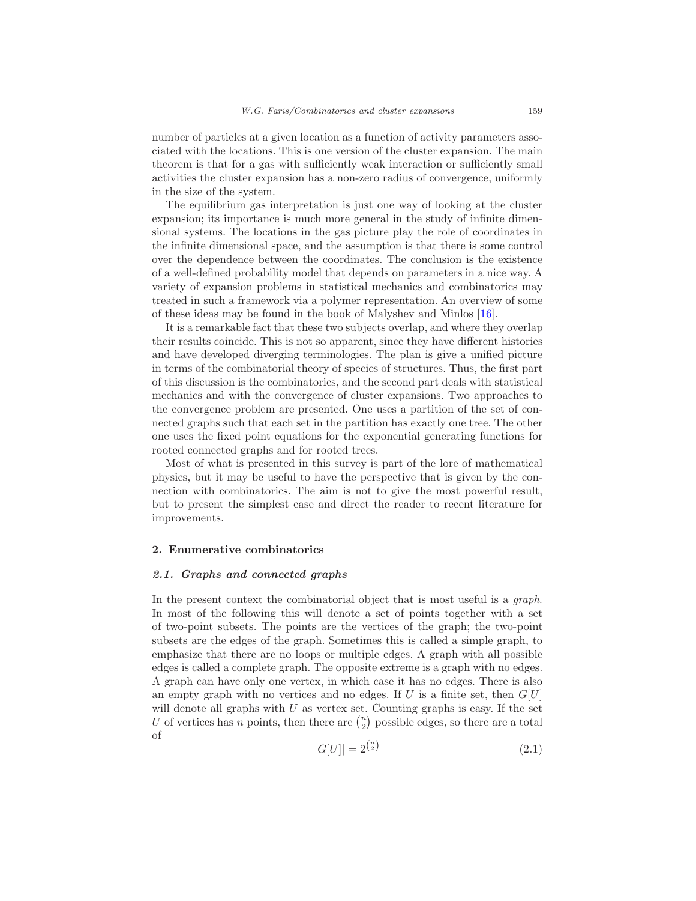number of particles at a given location as a function of activity parameters associated with the locations. This is one version of the cluster expansion. The main theorem is that for a gas with sufficiently weak interaction or sufficiently small activities the cluster expansion has a non-zero radius of convergence, uniformly in the size of the system.

The equilibrium gas interpretation is just one way of looking at the cluster expansion; its importance is much more general in the study of infinite dimensional systems. The locations in the gas picture play the role of coordinates in the infinite dimensional space, and the assumption is that there is some control over the dependence between the coordinates. The conclusion is the existence of a well-defined probability model that depends on parameters in a nice way. A variety of expansion problems in statistical mechanics and combinatorics may treated in such a framework via a polymer representation. An overview of some of these ideas may be found in the book of Malyshev and Minlos [16].

It is a remarkable fact that these two subjects overlap, and where they overlap their results coincide. This is not so apparent, since they have different histories and have developed diverging terminologies. The plan is give a unified picture in terms of the combinatorial theory of species of structures. Thus, the first part of this discussion is the combinatorics, and the second part deals with statistical mechanics and with the convergence of cluster expansions. Two approaches to the convergence problem are presented. One uses a partition of the set of connected graphs such that each set in the partition has exactly one tree. The other one uses the fixed point equations for the exponential generating functions for rooted connected graphs and for rooted trees.

Most of what is presented in this survey is part of the lore of mathematical physics, but it may be useful to have the perspective that is given by the connection with combinatorics. The aim is not to give the most powerful result, but to present the simplest case and direct the reader to recent literature for improvements.

## 2. Enumerative combinatorics

### 2.1. Graphs and connected graphs

In the present context the combinatorial object that is most useful is a *graph*. In most of the following this will denote a set of points together with a set of two-point subsets. The points are the vertices of the graph; the two-point subsets are the edges of the graph. Sometimes this is called a simple graph, to emphasize that there are no loops or multiple edges. A graph with all possible edges is called a complete graph. The opposite extreme is a graph with no edges. A graph can have only one vertex, in which case it has no edges. There is also an empty graph with no vertices and no edges. If $U$ is a finite set, then $G[U]$ will denote all graphs with $U$ as vertex set. Counting graphs is easy. If the set $U$ of vertices has $n$ points, then there are $\binom{n}{2}$ possible edges, so there are a total of

$$|G[U]| = 2^{\binom{n}{2}} \tag{2.1}$$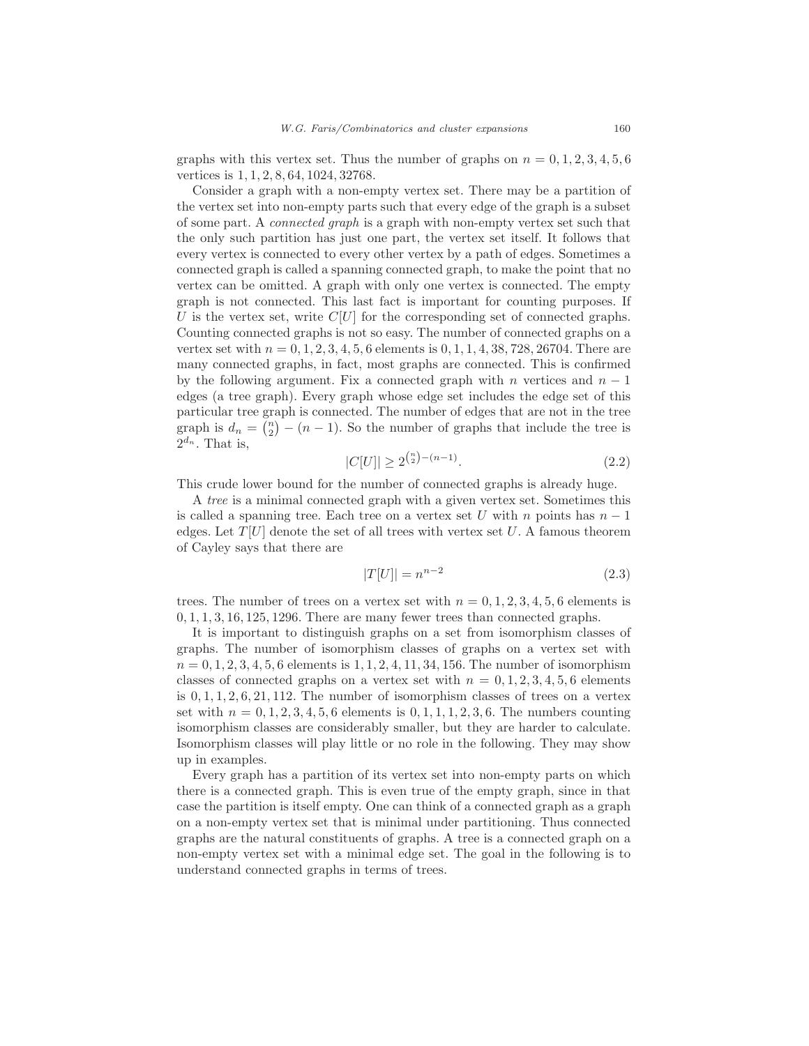graphs with this vertex set. Thus the number of graphs on $n = 0, 1, 2, 3, 4, 5, 6$ vertices is $1, 1, 2, 8, 64, 1024, 32768$.

Consider a graph with a non-empty vertex set. There may be a partition of the vertex set into non-empty parts such that every edge of the graph is a subset of some part. A *connected graph* is a graph with non-empty vertex set such that the only such partition has just one part, the vertex set itself. It follows that every vertex is connected to every other vertex by a path of edges. Sometimes a connected graph is called a spanning connected graph, to make the point that no vertex can be omitted. A graph with only one vertex is connected. The empty graph is not connected. This last fact is important for counting purposes. If $U$ is the vertex set, write $C[U]$ for the corresponding set of connected graphs. Counting connected graphs is not so easy. The number of connected graphs on a vertex set with $n = 0, 1, 2, 3, 4, 5, 6$ elements is $0, 1, 1, 4, 38, 728, 26704$. There are many connected graphs, in fact, most graphs are connected. This is confirmed by the following argument. Fix a connected graph with $n$ vertices and $n - 1$ edges (a tree graph). Every graph whose edge set includes the edge set of this particular tree graph is connected. The number of edges that are not in the tree graph is $d_n = \binom{n}{2} - (n - 1)$. So the number of graphs that include the tree is $2^{d_n}$. That is,

$$|C[U]| \geq 2^{\binom{n}{2} - (n-1)}. \tag{2.2}$$

This crude lower bound for the number of connected graphs is already huge.

A *tree* is a minimal connected graph with a given vertex set. Sometimes this is called a spanning tree. Each tree on a vertex set $U$ with $n$ points has $n - 1$ edges. Let $T[U]$ denote the set of all trees with vertex set $U$. A famous theorem of Cayley says that there are

$$|T[U]| = n^{n-2} \tag{2.3}$$

trees. The number of trees on a vertex set with $n = 0, 1, 2, 3, 4, 5, 6$ elements is $0, 1, 1, 3, 16, 125, 1296$. There are many fewer trees than connected graphs.

It is important to distinguish graphs on a set from isomorphism classes of graphs. The number of isomorphism classes of graphs on a vertex set with $n = 0, 1, 2, 3, 4, 5, 6$ elements is $1, 1, 2, 4, 11, 34, 156$. The number of isomorphism classes of connected graphs on a vertex set with $n = 0, 1, 2, 3, 4, 5, 6$ elements is $0, 1, 1, 2, 6, 21, 112$. The number of isomorphism classes of trees on a vertex set with $n = 0, 1, 2, 3, 4, 5, 6$ elements is $0, 1, 1, 1, 2, 3, 6$. The numbers counting isomorphism classes are considerably smaller, but they are harder to calculate. Isomorphism classes will play little or no role in the following. They may show up in examples.

Every graph has a partition of its vertex set into non-empty parts on which there is a connected graph. This is even true of the empty graph, since in that case the partition is itself empty. One can think of a connected graph as a graph on a non-empty vertex set that is minimal under partitioning. Thus connected graphs are the natural constituents of graphs. A tree is a connected graph on a non-empty vertex set with a minimal edge set. The goal in the following is to understand connected graphs in terms of trees.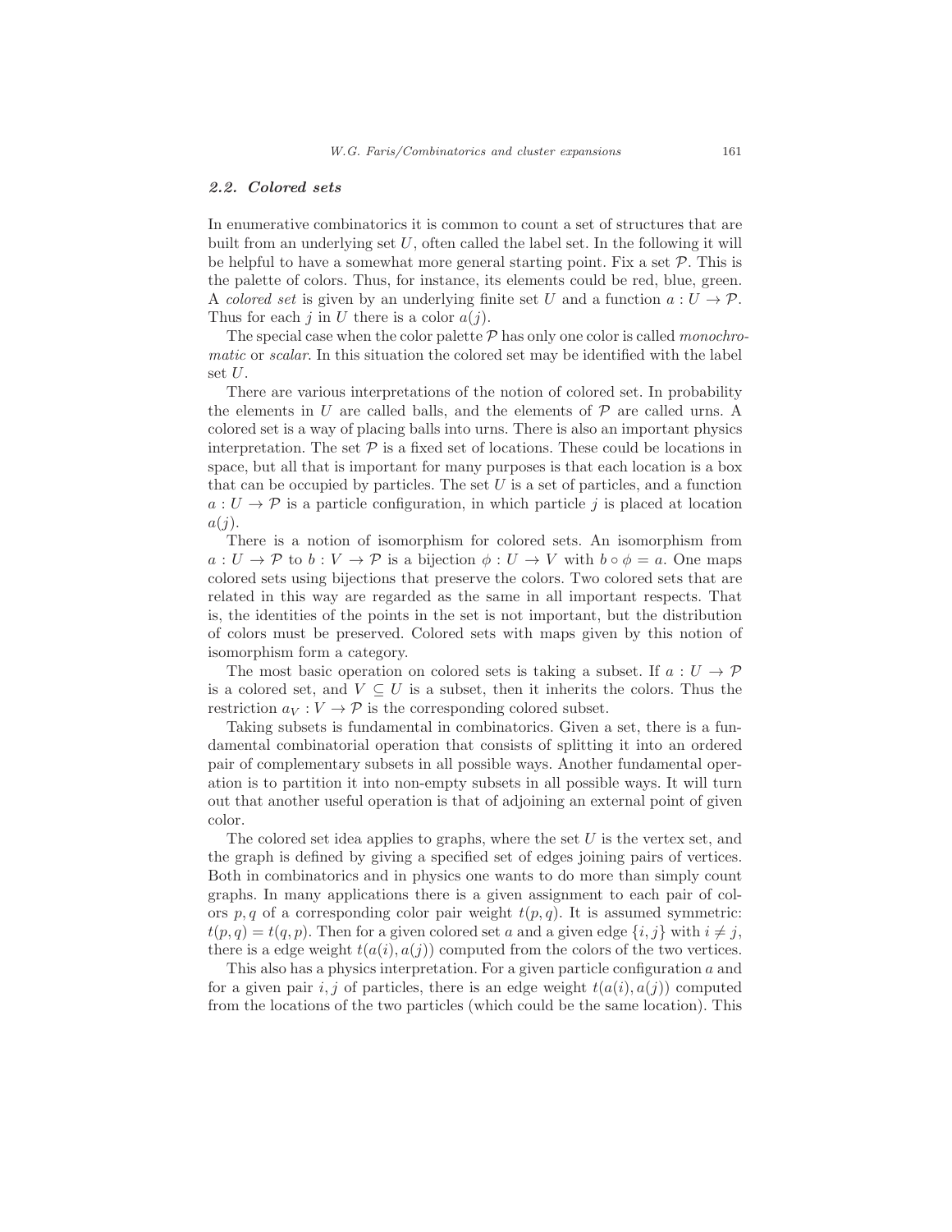### *2.2. Colored sets*

In enumerative combinatorics it is common to count a set of structures that are built from an underlying set $U$, often called the label set. In the following it will be helpful to have a somewhat more general starting point. Fix a set $\mathcal{P}$. This is the palette of colors. Thus, for instance, its elements could be red, blue, green. A *colored set* is given by an underlying finite set $U$ and a function $a : U \to \mathcal{P}$. Thus for each $j$ in $U$ there is a color $a(j)$.

The special case when the color palette $\mathcal{P}$ has only one color is called *monochromatic* or *scalar*. In this situation the colored set may be identified with the label set $U$.

There are various interpretations of the notion of colored set. In probability the elements in $U$ are called balls, and the elements of $\mathcal{P}$ are called urns. A colored set is a way of placing balls into urns. There is also an important physics interpretation. The set $\mathcal{P}$ is a fixed set of locations. These could be locations in space, but all that is important for many purposes is that each location is a box that can be occupied by particles. The set $U$ is a set of particles, and a function $a : U \to \mathcal{P}$ is a particle configuration, in which particle $j$ is placed at location $a(j)$.

There is a notion of isomorphism for colored sets. An isomorphism from $a : U \to \mathcal{P}$ to $b : V \to \mathcal{P}$ is a bijection $\phi : U \to V$ with $b \circ \phi = a$. One maps colored sets using bijections that preserve the colors. Two colored sets that are related in this way are regarded as the same in all important respects. That is, the identities of the points in the set is not important, but the distribution of colors must be preserved. Colored sets with maps given by this notion of isomorphism form a category.

The most basic operation on colored sets is taking a subset. If $a : U \to \mathcal{P}$ is a colored set, and $V \subseteq U$ is a subset, then it inherits the colors. Thus the restriction $a_V : V \to \mathcal{P}$ is the corresponding colored subset.

Taking subsets is fundamental in combinatorics. Given a set, there is a fundamental combinatorial operation that consists of splitting it into an ordered pair of complementary subsets in all possible ways. Another fundamental operation is to partition it into non-empty subsets in all possible ways. It will turn out that another useful operation is that of adjoining an external point of given color.

The colored set idea applies to graphs, where the set $U$ is the vertex set, and the graph is defined by giving a specified set of edges joining pairs of vertices. Both in combinatorics and in physics one wants to do more than simply count graphs. In many applications there is a given assignment to each pair of colors $p, q$ of a corresponding color pair weight $t(p, q)$. It is assumed symmetric: $t(p, q) = t(q, p)$. Then for a given colored set $a$ and a given edge $\{i, j\}$ with $i \neq j$, there is a edge weight $t(a(i), a(j))$ computed from the colors of the two vertices.

This also has a physics interpretation. For a given particle configuration $a$ and for a given pair $i, j$ of particles, there is an edge weight $t(a(i), a(j))$ computed from the locations of the two particles (which could be the same location). This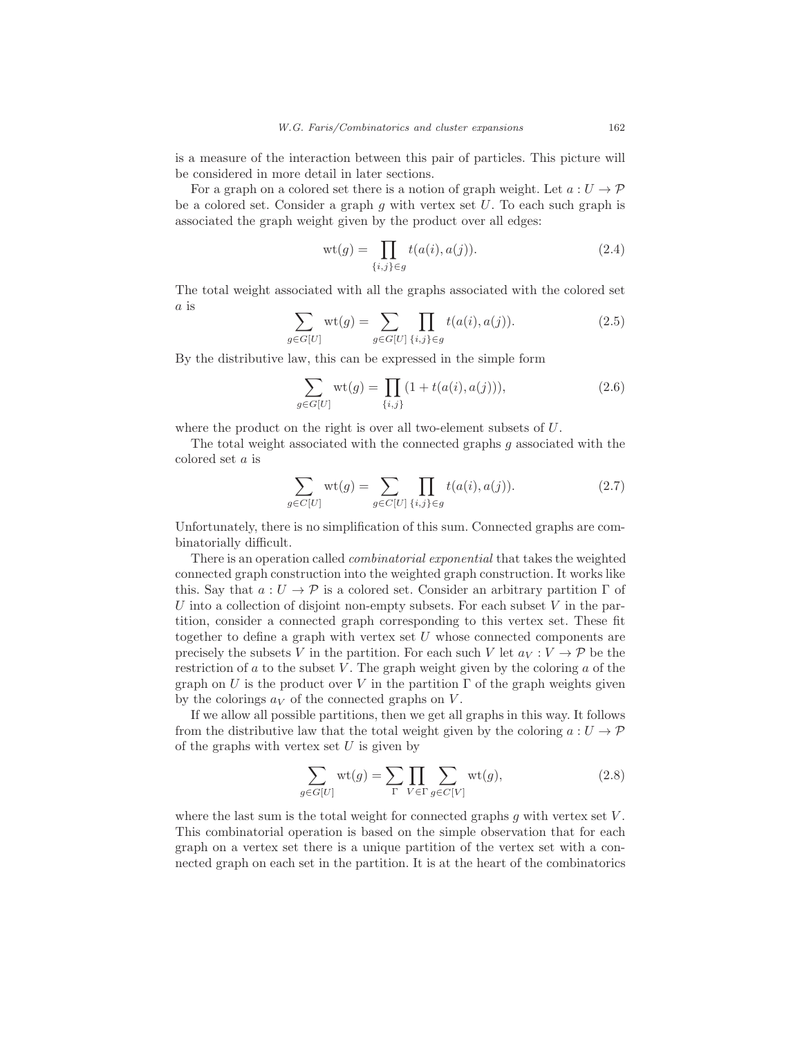is a measure of the interaction between this pair of particles. This picture will be considered in more detail in later sections.

For a graph on a colored set there is a notion of graph weight. Let $a : U \to \mathcal{P}$ be a colored set. Consider a graph $g$ with vertex set $U$. To each such graph is associated the graph weight given by the product over all edges:

$$\mathrm{wt}(g) = \prod_{\{i,j\} \in g} t(a(i), a(j)). \tag{2.4}$$

The total weight associated with all the graphs associated with the colored set $a$ is

$$\sum_{g \in G[U]} \mathrm{wt}(g) = \sum_{g \in G[U]} \prod_{\{i,j\} \in g} t(a(i), a(j)). \tag{2.5}$$

By the distributive law, this can be expressed in the simple form

$$\sum_{g \in G[U]} \mathrm{wt}(g) = \prod_{\{i,j\}} (1 + t(a(i), a(j))), \tag{2.6}$$

where the product on the right is over all two-element subsets of $U$.

The total weight associated with the connected graphs $g$ associated with the colored set $a$ is

$$\sum_{g \in C[U]} \mathrm{wt}(g) = \sum_{g \in C[U]} \prod_{\{i,j\} \in g} t(a(i), a(j)). \tag{2.7}$$

Unfortunately, there is no simplification of this sum. Connected graphs are combinatorially difficult.

There is an operation called *combinatorial exponential* that takes the weighted connected graph construction into the weighted graph construction. It works like this. Say that $a : U \to \mathcal{P}$ is a colored set. Consider an arbitrary partition $\Gamma$ of $U$ into a collection of disjoint non-empty subsets. For each subset $V$ in the partition, consider a connected graph corresponding to this vertex set. These fit together to define a graph with vertex set $U$ whose connected components are precisely the subsets $V$ in the partition. For each such $V$ let $a_V : V \to \mathcal{P}$ be the restriction of $a$ to the subset $V$. The graph weight given by the coloring $a$ of the graph on $U$ is the product over $V$ in the partition $\Gamma$ of the graph weights given by the colorings $a_V$ of the connected graphs on $V$.

If we allow all possible partitions, then we get all graphs in this way. It follows from the distributive law that the total weight given by the coloring $a : U \to \mathcal{P}$ of the graphs with vertex set $U$ is given by

$$\sum_{g \in G[U]} \mathrm{wt}(g) = \sum_{\Gamma} \prod_{V \in \Gamma} \sum_{g \in C[V]} \mathrm{wt}(g), \tag{2.8}$$

where the last sum is the total weight for connected graphs $g$ with vertex set $V$. This combinatorial operation is based on the simple observation that for each graph on a vertex set there is a unique partition of the vertex set with a connected graph on each set in the partition. It is at the heart of the combinatorics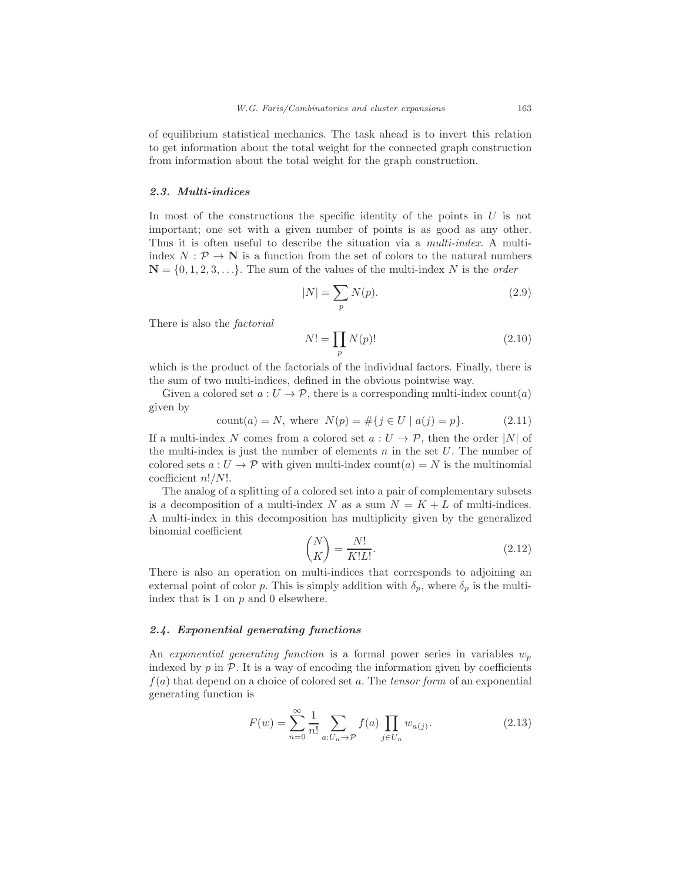of equilibrium statistical mechanics. The task ahead is to invert this relation to get information about the total weight for the connected graph construction from information about the total weight for the graph construction.

### 2.3. Multi-indices

In most of the constructions the specific identity of the points in $U$ is not important; one set with a given number of points is as good as any other. Thus it is often useful to describe the situation via a *multi-index*. A multi-index $N : \mathcal{P} \to \mathbf{N}$ is a function from the set of colors to the natural numbers $\mathbf{N} = \{0, 1, 2, 3, \ldots\}$. The sum of the values of the multi-index $N$ is the *order*

$$|N| = \sum_p N(p). \tag{2.9}$$

There is also the *factorial*

$$N! = \prod_p N(p)! \tag{2.10}$$

which is the product of the factorials of the individual factors. Finally, there is the sum of two multi-indices, defined in the obvious pointwise way.

Given a colored set $a : U \to \mathcal{P}$, there is a corresponding multi-index $\text{count}(a)$ given by

$$\text{count}(a) = N, \text{ where } N(p) = \#\{j \in U \mid a(j) = p\}. \tag{2.11}$$

If a multi-index $N$ comes from a colored set $a : U \to \mathcal{P}$, then the order $|N|$ of the multi-index is just the number of elements $n$ in the set $U$. The number of colored sets $a : U \to \mathcal{P}$ with given multi-index $\text{count}(a) = N$ is the multinomial coefficient $n!/N!$.

The analog of a splitting of a colored set into a pair of complementary subsets is a decomposition of a multi-index $N$ as a sum $N = K + L$ of multi-indices. A multi-index in this decomposition has multiplicity given by the generalized binomial coefficient

$$\binom{N}{K} = \frac{N!}{K!L!}. \tag{2.12}$$

There is also an operation on multi-indices that corresponds to adjoining an external point of color $p$. This is simply addition with $\delta_p$, where $\delta_p$ is the multi-index that is 1 on $p$ and 0 elsewhere.

### 2.4. Exponential generating functions

An *exponential generating function* is a formal power series in variables $w_p$ indexed by $p$ in $\mathcal{P}$. It is a way of encoding the information given by coefficients $f(a)$ that depend on a choice of colored set $a$. The *tensor form* of an exponential generating function is

$$F(w) = \sum_{n=0}^{\infty} \frac{1}{n!} \sum_{a:U_n \to \mathcal{P}} f(a) \prod_{j \in U_n} w_{a(j)}. \tag{2.13}$$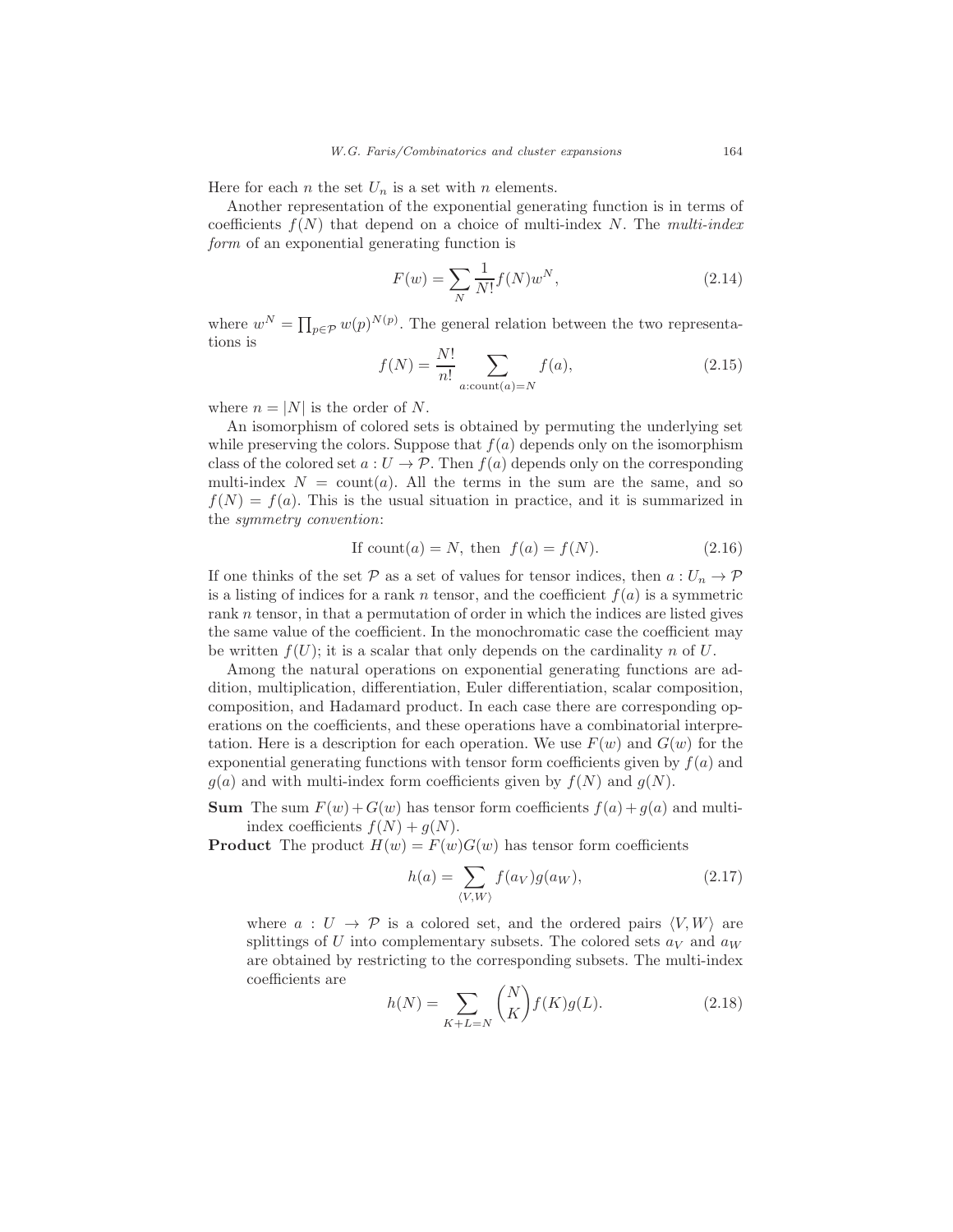Here for each $n$ the set $U_n$ is a set with $n$ elements.

Another representation of the exponential generating function is in terms of coefficients $f(N)$ that depend on a choice of multi-index $N$. The *multi-index form* of an exponential generating function is

$$F(w) = \sum_N \frac{1}{N!} f(N) w^N, \tag{2.14}$$

where $w^N = \prod_{p \in \mathcal{P}} w(p)^{N(p)}$. The general relation between the two representations is

$$f(N) = \frac{N!}{n!} \sum_{a:\mathrm{count}(a)=N} f(a), \tag{2.15}$$

where $n = |N|$ is the order of $N$.

An isomorphism of colored sets is obtained by permuting the underlying set while preserving the colors. Suppose that $f(a)$ depends only on the isomorphism class of the colored set $a : U \to \mathcal{P}$. Then $f(a)$ depends only on the corresponding multi-index $N = \mathrm{count}(a)$. All the terms in the sum are the same, and so $f(N) = f(a)$. This is the usual situation in practice, and it is summarized in the *symmetry convention*:

$$\text{If } \mathrm{count}(a) = N, \text{ then } f(a) = f(N). \tag{2.16}$$

If one thinks of the set $\mathcal{P}$ as a set of values for tensor indices, then $a : U_n \to \mathcal{P}$ is a listing of indices for a rank $n$ tensor, and the coefficient $f(a)$ is a symmetric rank $n$ tensor, in that a permutation of order in which the indices are listed gives the same value of the coefficient. In the monochromatic case the coefficient may be written $f(U)$; it is a scalar that only depends on the cardinality $n$ of $U$.

Among the natural operations on exponential generating functions are addition, multiplication, differentiation, Euler differentiation, scalar composition, composition, and Hadamard product. In each case there are corresponding operations on the coefficients, and these operations have a combinatorial interpretation. Here is a description for each operation. We use $F(w)$ and $G(w)$ for the exponential generating functions with tensor form coefficients given by $f(a)$ and $g(a)$ and with multi-index form coefficients given by $f(N)$ and $g(N)$.

**Sum** The sum $F(w) + G(w)$ has tensor form coefficients $f(a) + g(a)$ and multi-index coefficients $f(N) + g(N)$.

**Product** The product $H(w) = F(w)G(w)$ has tensor form coefficients

$$h(a) = \sum_{\langle V,W \rangle} f(a_V) g(a_W), \tag{2.17}$$

where $a : U \to \mathcal{P}$ is a colored set, and the ordered pairs $\langle V, W \rangle$ are splittings of $U$ into complementary subsets. The colored sets $a_V$ and $a_W$ are obtained by restricting to the corresponding subsets. The multi-index coefficients are

$$h(N) = \sum_{K+L=N} \binom{N}{K} f(K) g(L). \tag{2.18}$$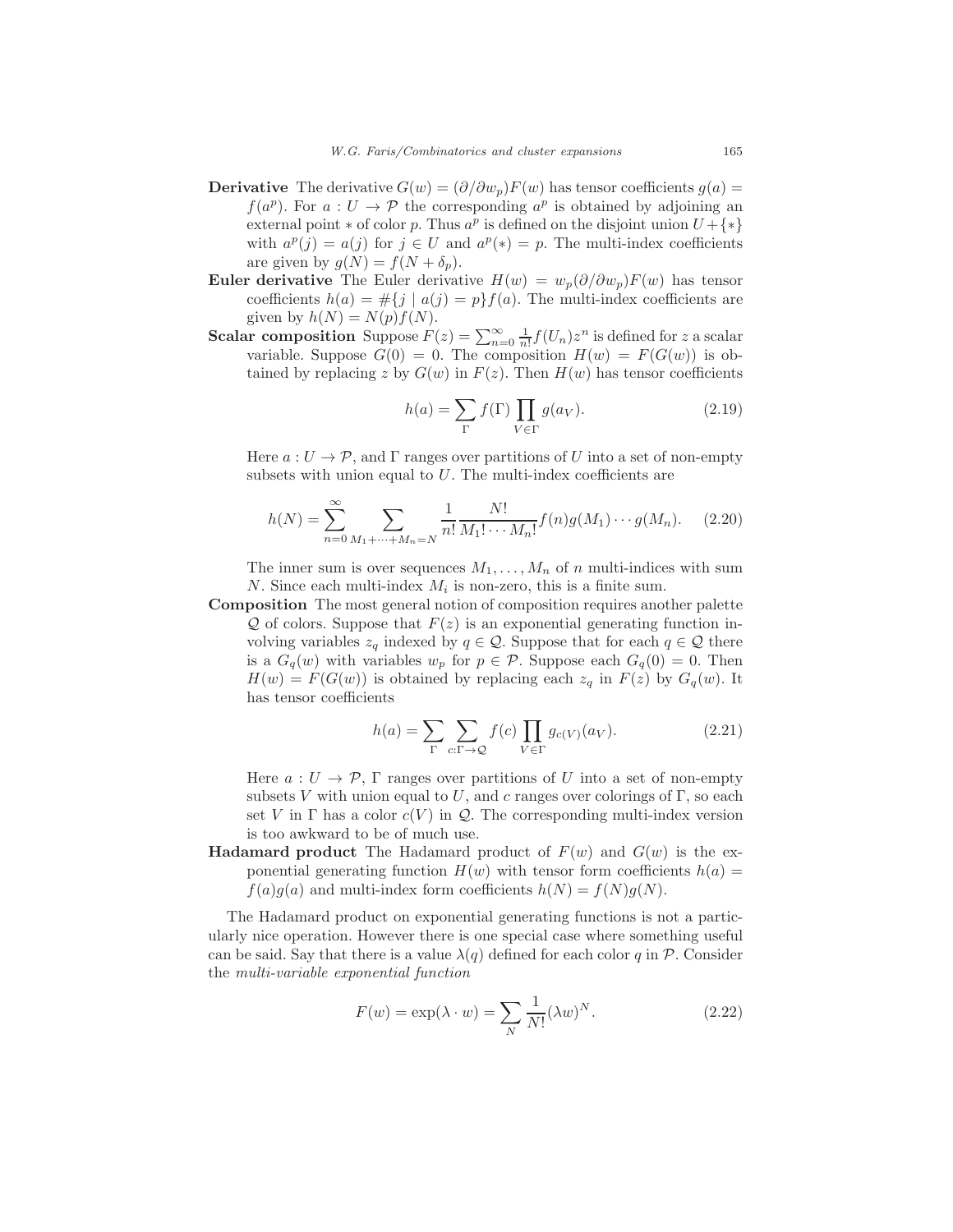**Derivative** The derivative $G(w) = (\partial/\partial w_p)F(w)$ has tensor coefficients $g(a) = f(a^p)$. For $a : U \to \mathcal{P}$ the corresponding $a^p$ is obtained by adjoining an external point $*$ of color $p$. Thus $a^p$ is defined on the disjoint union $U + \{*\}$ with $a^p(j) = a(j)$ for $j \in U$ and $a^p(*) = p$. The multi-index coefficients are given by $g(N) = f(N + \delta_p)$.

**Euler derivative** The Euler derivative $H(w) = w_p(\partial/\partial w_p)F(w)$ has tensor coefficients $h(a) = \#\{j \mid a(j) = p\}f(a)$. The multi-index coefficients are given by $h(N) = N(p)f(N)$.

**Scalar composition** Suppose $F(z) = \sum_{n=0}^{\infty} \frac{1}{n!} f(U_n) z^n$ is defined for $z$ a scalar variable. Suppose $G(0) = 0$. The composition $H(w) = F(G(w))$ is obtained by replacing $z$ by $G(w)$ in $F(z)$. Then $H(w)$ has tensor coefficients

$$h(a) = \sum_{\Gamma} f(\Gamma) \prod_{V \in \Gamma} g(a_V). \tag{2.19}$$

Here $a : U \to \mathcal{P}$, and $\Gamma$ ranges over partitions of $U$ into a set of non-empty subsets with union equal to $U$. The multi-index coefficients are

$$h(N) = \sum_{n=0}^{\infty} \sum_{M_1 + \cdots + M_n = N} \frac{1}{n!} \frac{N!}{M_1! \cdots M_n!} f(n) g(M_1) \cdots g(M_n). \tag{2.20}$$

The inner sum is over sequences $M_1, \ldots, M_n$ of $n$ multi-indices with sum $N$. Since each multi-index $M_i$ is non-zero, this is a finite sum.

**Composition** The most general notion of composition requires another palette $\mathcal{Q}$ of colors. Suppose that $F(z)$ is an exponential generating function involving variables $z_q$ indexed by $q \in \mathcal{Q}$. Suppose that for each $q \in \mathcal{Q}$ there is a $G_q(w)$ with variables $w_p$ for $p \in \mathcal{P}$. Suppose each $G_q(0) = 0$. Then $H(w) = F(G(w))$ is obtained by replacing each $z_q$ in $F(z)$ by $G_q(w)$. It has tensor coefficients

$$h(a) = \sum_{\Gamma} \sum_{c : \Gamma \to \mathcal{Q}} f(c) \prod_{V \in \Gamma} g_{c(V)}(a_V). \tag{2.21}$$

Here $a : U \to \mathcal{P}$, $\Gamma$ ranges over partitions of $U$ into a set of non-empty subsets $V$ with union equal to $U$, and $c$ ranges over colorings of $\Gamma$, so each set $V$ in $\Gamma$ has a color $c(V)$ in $\mathcal{Q}$. The corresponding multi-index version is too awkward to be of much use.

**Hadamard product** The Hadamard product of $F(w)$ and $G(w)$ is the exponential generating function $H(w)$ with tensor form coefficients $h(a) = f(a)g(a)$ and multi-index form coefficients $h(N) = f(N)g(N)$.

The Hadamard product on exponential generating functions is not a particularly nice operation. However there is one special case where something useful can be said. Say that there is a value $\lambda(q)$ defined for each color $q$ in $\mathcal{P}$. Consider the *multi-variable exponential function*

$$F(w) = \exp(\lambda \cdot w) = \sum_{N} \frac{1}{N!} (\lambda w)^N. \tag{2.22}$$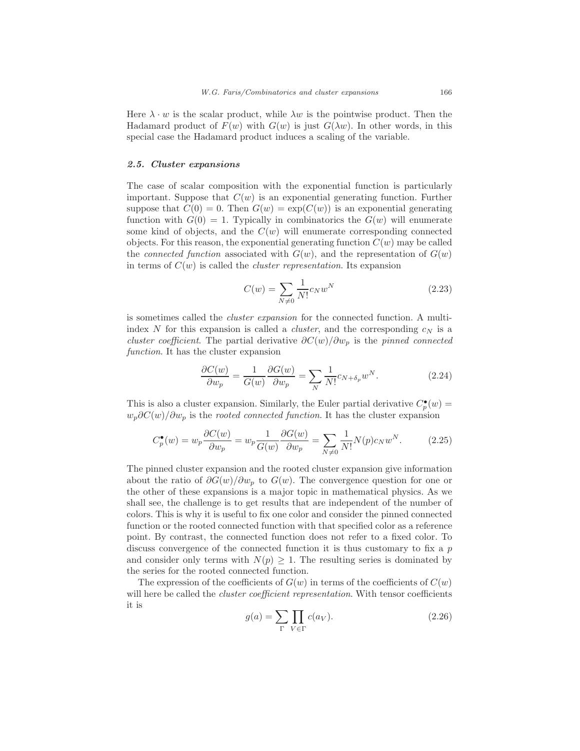Here $\lambda \cdot w$ is the scalar product, while $\lambda w$ is the pointwise product. Then the Hadamard product of $F(w)$ with $G(w)$ is just $G(\lambda w)$. In other words, in this special case the Hadamard product induces a scaling of the variable.

### *2.5. Cluster expansions*

The case of scalar composition with the exponential function is particularly important. Suppose that $C(w)$ is an exponential generating function. Further suppose that $C(0) = 0$. Then $G(w) = \exp(C(w))$ is an exponential generating function with $G(0) = 1$. Typically in combinatorics the $G(w)$ will enumerate some kind of objects, and the $C(w)$ will enumerate corresponding connected objects. For this reason, the exponential generating function $C(w)$ may be called the *connected function* associated with $G(w)$, and the representation of $G(w)$ in terms of $C(w)$ is called the *cluster representation*. Its expansion

$$C(w) = \sum_{N \neq 0} \frac{1}{N!} c_N w^N \tag{2.23}$$

is sometimes called the *cluster expansion* for the connected function. A multi-index $N$ for this expansion is called a *cluster*, and the corresponding $c_N$ is a *cluster coefficient*. The partial derivative $\partial C(w)/\partial w_p$ is the *pinned connected function*. It has the cluster expansion

$$\frac{\partial C(w)}{\partial w_p} = \frac{1}{G(w)} \frac{\partial G(w)}{\partial w_p} = \sum_{N} \frac{1}{N!} c_{N+\delta_p} w^N. \tag{2.24}$$

This is also a cluster expansion. Similarly, the Euler partial derivative $C_p^\bullet(w) = w_p \partial C(w)/\partial w_p$ is the *rooted connected function*. It has the cluster expansion

$$C_p^\bullet(w) = w_p \frac{\partial C(w)}{\partial w_p} = w_p \frac{1}{G(w)} \frac{\partial G(w)}{\partial w_p} = \sum_{N \neq 0} \frac{1}{N!} N(p) c_N w^N. \tag{2.25}$$

The pinned cluster expansion and the rooted cluster expansion give information about the ratio of $\partial G(w)/\partial w_p$ to $G(w)$. The convergence question for one or the other of these expansions is a major topic in mathematical physics. As we shall see, the challenge is to get results that are independent of the number of colors. This is why it is useful to fix one color and consider the pinned connected function or the rooted connected function with that specified color as a reference point. By contrast, the connected function does not refer to a fixed color. To discuss convergence of the connected function it is thus customary to fix a $p$ and consider only terms with $N(p) \geq 1$. The resulting series is dominated by the series for the rooted connected function.

The expression of the coefficients of $G(w)$ in terms of the coefficients of $C(w)$ will here be called the *cluster coefficient representation*. With tensor coefficients it is

$$g(a) = \sum_{\Gamma} \prod_{V \in \Gamma} c(a_V). \tag{2.26}$$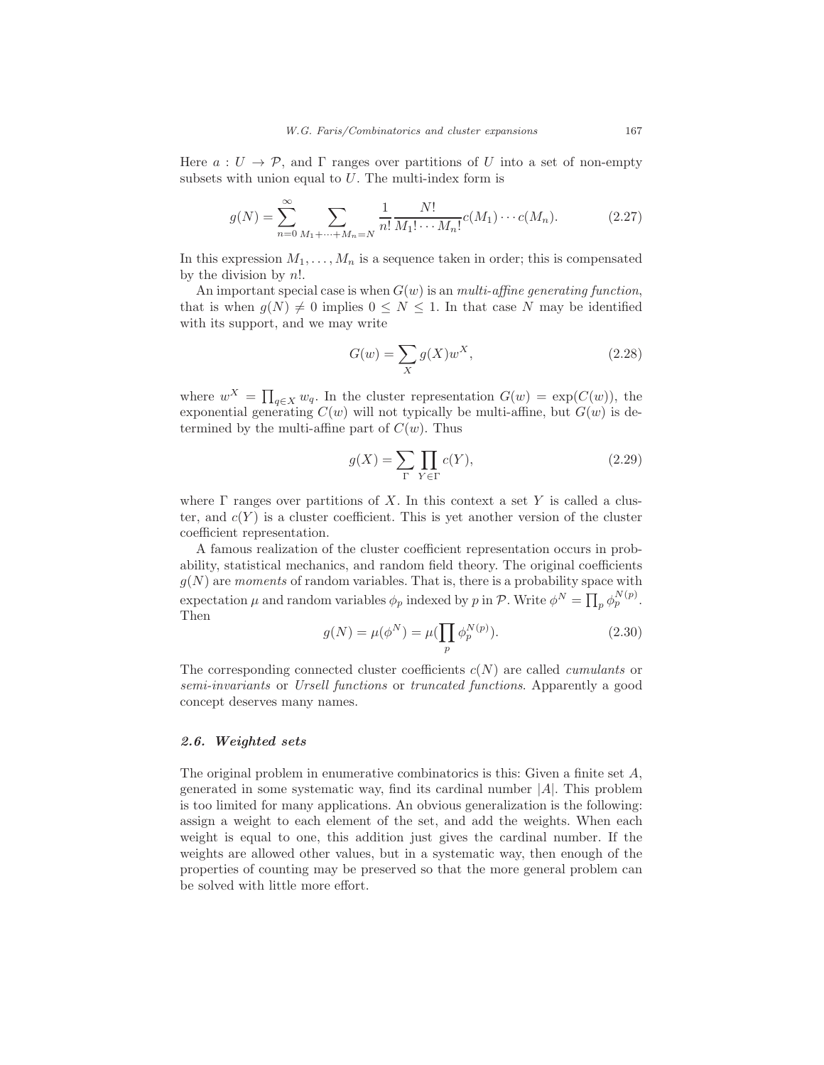Here $a : U \to \mathcal{P}$, and $\Gamma$ ranges over partitions of $U$ into a set of non-empty subsets with union equal to $U$. The multi-index form is

$$g(N) = \sum_{n=0}^{\infty} \sum_{M_1+\cdots+M_n=N} \frac{1}{n!} \frac{N!}{M_1! \cdots M_n!} c(M_1) \cdots c(M_n). \tag{2.27}$$

In this expression $M_1, \ldots, M_n$ is a sequence taken in order; this is compensated by the division by $n!$.

An important special case is when $G(w)$ is an *multi-affine generating function*, that is when $g(N) \neq 0$ implies $0 \leq N \leq 1$. In that case $N$ may be identified with its support, and we may write

$$G(w) = \sum_X g(X) w^X, \tag{2.28}$$

where $w^X = \prod_{q \in X} w_q$. In the cluster representation $G(w) = \exp(C(w))$, the exponential generating $C(w)$ will not typically be multi-affine, but $G(w)$ is determined by the multi-affine part of $C(w)$. Thus

$$g(X) = \sum_\Gamma \prod_{Y \in \Gamma} c(Y), \tag{2.29}$$

where $\Gamma$ ranges over partitions of $X$. In this context a set $Y$ is called a cluster, and $c(Y)$ is a cluster coefficient. This is yet another version of the cluster coefficient representation.

A famous realization of the cluster coefficient representation occurs in probability, statistical mechanics, and random field theory. The original coefficients $g(N)$ are *moments* of random variables. That is, there is a probability space with expectation $\mu$ and random variables $\phi_p$ indexed by $p$ in $\mathcal{P}$. Write $\phi^N = \prod_p \phi_p^{N(p)}$. Then

$$g(N) = \mu(\phi^N) = \mu(\prod_p \phi_p^{N(p)}). \tag{2.30}$$

The corresponding connected cluster coefficients $c(N)$ are called *cumulants* or *semi-invariants* or *Ursell functions* or *truncated functions*. Apparently a good concept deserves many names.

### *2.6. Weighted sets*

The original problem in enumerative combinatorics is this: Given a finite set $A$, generated in some systematic way, find its cardinal number $|A|$. This problem is too limited for many applications. An obvious generalization is the following: assign a weight to each element of the set, and add the weights. When each weight is equal to one, this addition just gives the cardinal number. If the weights are allowed other values, but in a systematic way, then enough of the properties of counting may be preserved so that the more general problem can be solved with little more effort.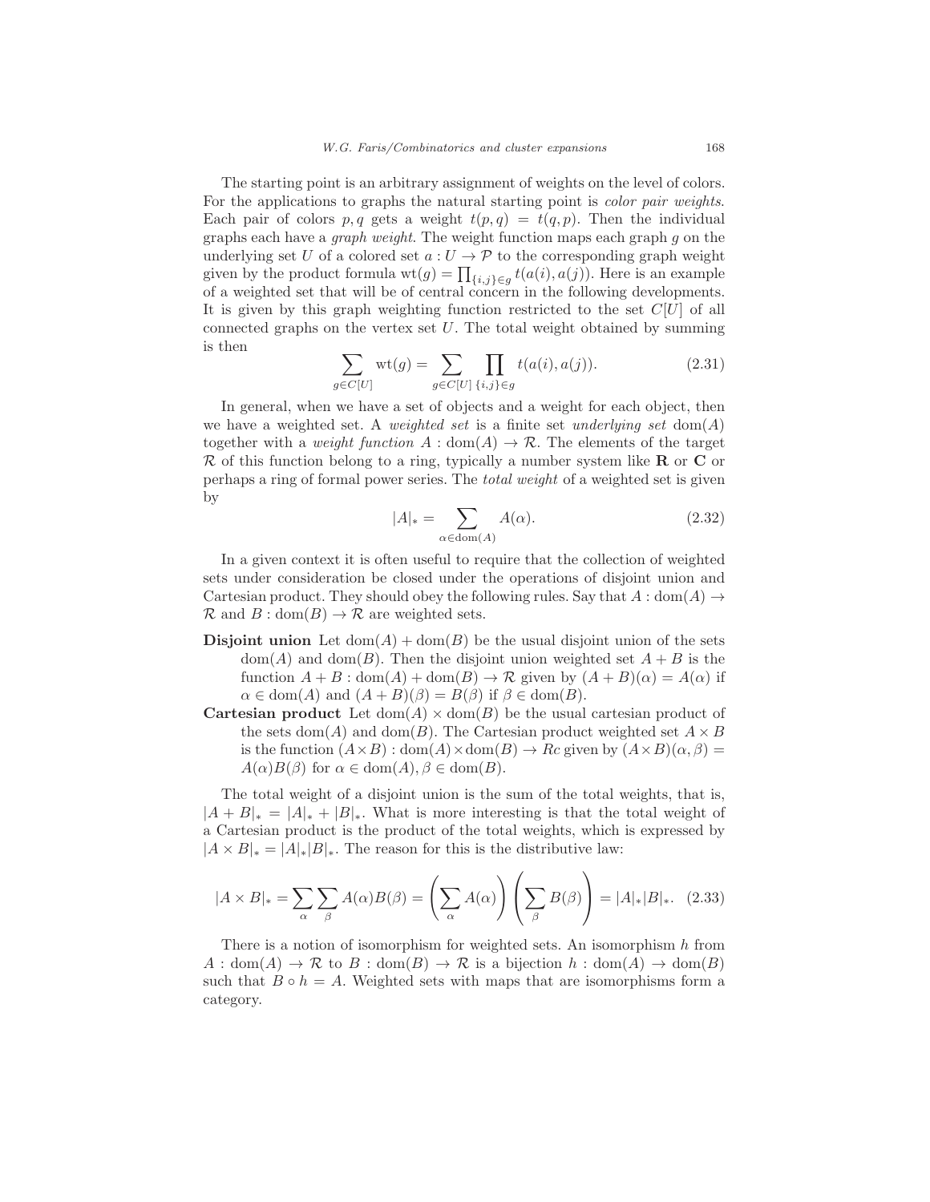The starting point is an arbitrary assignment of weights on the level of colors. For the applications to graphs the natural starting point is *color pair weights*. Each pair of colors $p, q$ gets a weight $t(p, q) = t(q, p)$. Then the individual graphs each have a *graph weight*. The weight function maps each graph $g$ on the underlying set $U$ of a colored set $a : U \to \mathcal{P}$ to the corresponding graph weight given by the product formula $\mathrm{wt}(g) = \prod_{\{i,j\} \in g} t(a(i), a(j))$. Here is an example of a weighted set that will be of central concern in the following developments. It is given by this graph weighting function restricted to the set $C[U]$ of all connected graphs on the vertex set $U$. The total weight obtained by summing is then

$$\sum_{g \in C[U]} \mathrm{wt}(g) = \sum_{g \in C[U]} \prod_{\{i,j\} \in g} t(a(i), a(j)). \tag{2.31}$$

In general, when we have a set of objects and a weight for each object, then we have a weighted set. A *weighted set* is a finite set *underlying set* $\mathrm{dom}(A)$ together with a *weight function* $A : \mathrm{dom}(A) \to \mathcal{R}$. The elements of the target $\mathcal{R}$ of this function belong to a ring, typically a number system like $\mathbf{R}$ or $\mathbf{C}$ or perhaps a ring of formal power series. The *total weight* of a weighted set is given by

$$|A|_* = \sum_{\alpha \in \mathrm{dom}(A)} A(\alpha). \tag{2.32}$$

In a given context it is often useful to require that the collection of weighted sets under consideration be closed under the operations of disjoint union and Cartesian product. They should obey the following rules. Say that $A : \mathrm{dom}(A) \to \mathcal{R}$ and $B : \mathrm{dom}(B) \to \mathcal{R}$ are weighted sets.

**Disjoint union** Let $\mathrm{dom}(A) + \mathrm{dom}(B)$ be the usual disjoint union of the sets $\mathrm{dom}(A)$ and $\mathrm{dom}(B)$. Then the disjoint union weighted set $A + B$ is the function $A + B : \mathrm{dom}(A) + \mathrm{dom}(B) \to \mathcal{R}$ given by $(A + B)(\alpha) = A(\alpha)$ if $\alpha \in \mathrm{dom}(A)$ and $(A + B)(\beta) = B(\beta)$ if $\beta \in \mathrm{dom}(B)$.

**Cartesian product** Let $\mathrm{dom}(A) \times \mathrm{dom}(B)$ be the usual cartesian product of the sets $\mathrm{dom}(A)$ and $\mathrm{dom}(B)$. The Cartesian product weighted set $A \times B$ is the function $(A \times B) : \mathrm{dom}(A) \times \mathrm{dom}(B) \to Rc$ given by $(A \times B)(\alpha, \beta) = A(\alpha)B(\beta)$ for $\alpha \in \mathrm{dom}(A), \beta \in \mathrm{dom}(B)$.

The total weight of a disjoint union is the sum of the total weights, that is, $|A + B|_* = |A|_* + |B|_*$. What is more interesting is that the total weight of a Cartesian product is the product of the total weights, which is expressed by $|A \times B|_* = |A|_* |B|_*$. The reason for this is the distributive law:

$$|A \times B|_* = \sum_\alpha \sum_\beta A(\alpha)B(\beta) = \left( \sum_\alpha A(\alpha) \right) \left( \sum_\beta B(\beta) \right) = |A|_* |B|_*. \tag{2.33}$$

There is a notion of isomorphism for weighted sets. An isomorphism $h$ from $A : \mathrm{dom}(A) \to \mathcal{R}$ to $B : \mathrm{dom}(B) \to \mathcal{R}$ is a bijection $h : \mathrm{dom}(A) \to \mathrm{dom}(B)$ such that $B \circ h = A$. Weighted sets with maps that are isomorphisms form a category.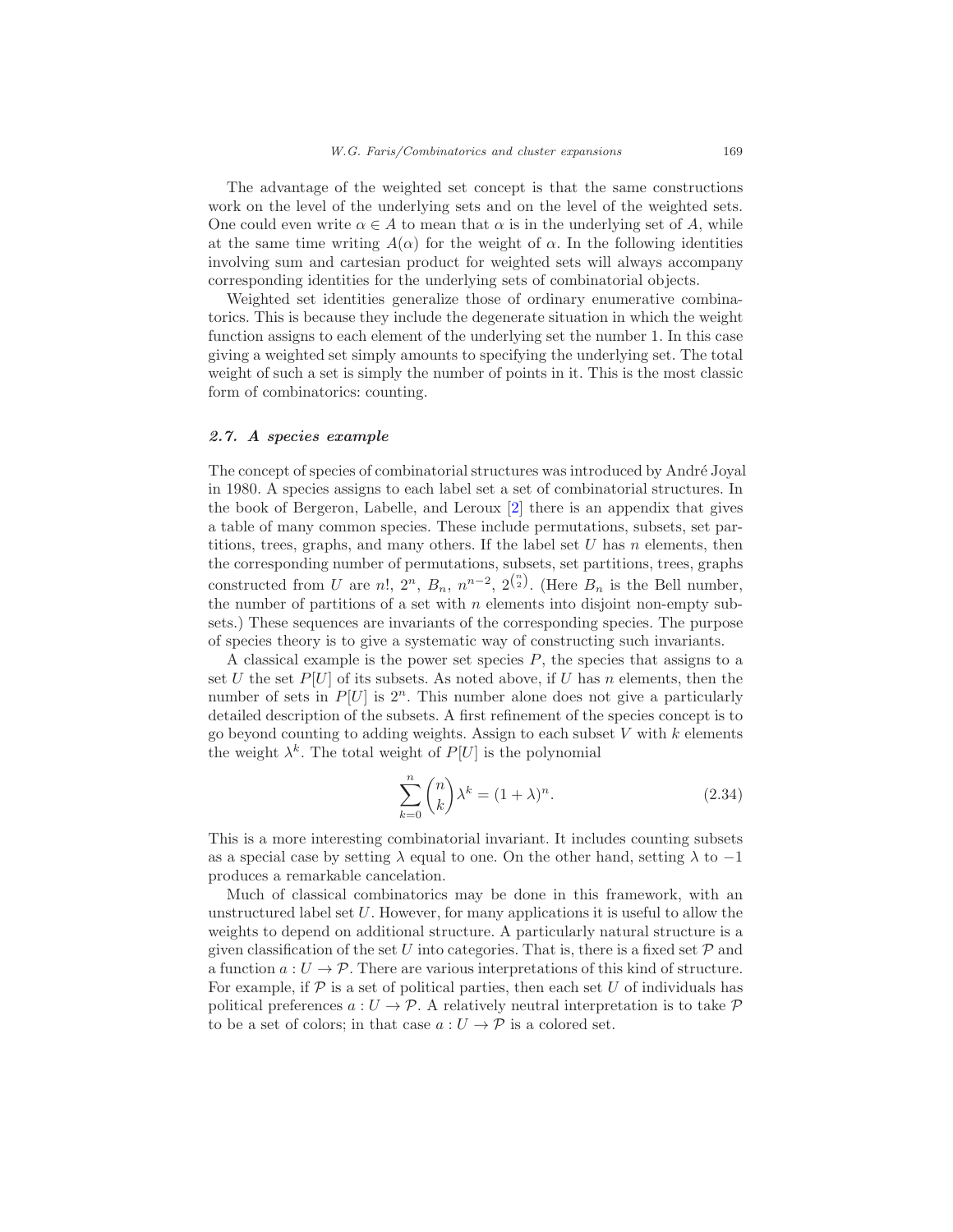The advantage of the weighted set concept is that the same constructions work on the level of the underlying sets and on the level of the weighted sets. One could even write $\alpha \in A$ to mean that $\alpha$ is in the underlying set of $A$, while at the same time writing $A(\alpha)$ for the weight of $\alpha$. In the following identities involving sum and cartesian product for weighted sets will always accompany corresponding identities for the underlying sets of combinatorial objects.

Weighted set identities generalize those of ordinary enumerative combinatorics. This is because they include the degenerate situation in which the weight function assigns to each element of the underlying set the number 1. In this case giving a weighted set simply amounts to specifying the underlying set. The total weight of such a set is simply the number of points in it. This is the most classic form of combinatorics: counting.

### *2.7. A species example*

The concept of species of combinatorial structures was introduced by André Joyal in 1980. A species assigns to each label set a set of combinatorial structures. In the book of Bergeron, Labelle, and Leroux [2] there is an appendix that gives a table of many common species. These include permutations, subsets, set partitions, trees, graphs, and many others. If the label set $U$ has $n$ elements, then the corresponding number of permutations, subsets, set partitions, trees, graphs constructed from $U$ are $n!$, $2^n$, $B_n$, $n^{n-2}$, $2^{\binom{n}{2}}$. (Here $B_n$ is the Bell number, the number of partitions of a set with $n$ elements into disjoint non-empty subsets.) These sequences are invariants of the corresponding species. The purpose of species theory is to give a systematic way of constructing such invariants.

A classical example is the power set species $P$, the species that assigns to a set $U$ the set $P[U]$ of its subsets. As noted above, if $U$ has $n$ elements, then the number of sets in $P[U]$ is $2^n$. This number alone does not give a particularly detailed description of the subsets. A first refinement of the species concept is to go beyond counting to adding weights. Assign to each subset $V$ with $k$ elements the weight $\lambda^k$. The total weight of $P[U]$ is the polynomial

$$\sum_{k=0}^{n} \binom{n}{k} \lambda^k = (1+\lambda)^n. \tag{2.34}$$

This is a more interesting combinatorial invariant. It includes counting subsets as a special case by setting $\lambda$ equal to one. On the other hand, setting $\lambda$ to $-1$ produces a remarkable cancelation.

Much of classical combinatorics may be done in this framework, with an unstructured label set $U$. However, for many applications it is useful to allow the weights to depend on additional structure. A particularly natural structure is a given classification of the set $U$ into categories. That is, there is a fixed set $\mathcal{P}$ and a function $a : U \to \mathcal{P}$. There are various interpretations of this kind of structure. For example, if $\mathcal{P}$ is a set of political parties, then each set $U$ of individuals has political preferences $a : U \to \mathcal{P}$. A relatively neutral interpretation is to take $\mathcal{P}$ to be a set of colors; in that case $a : U \to \mathcal{P}$ is a colored set.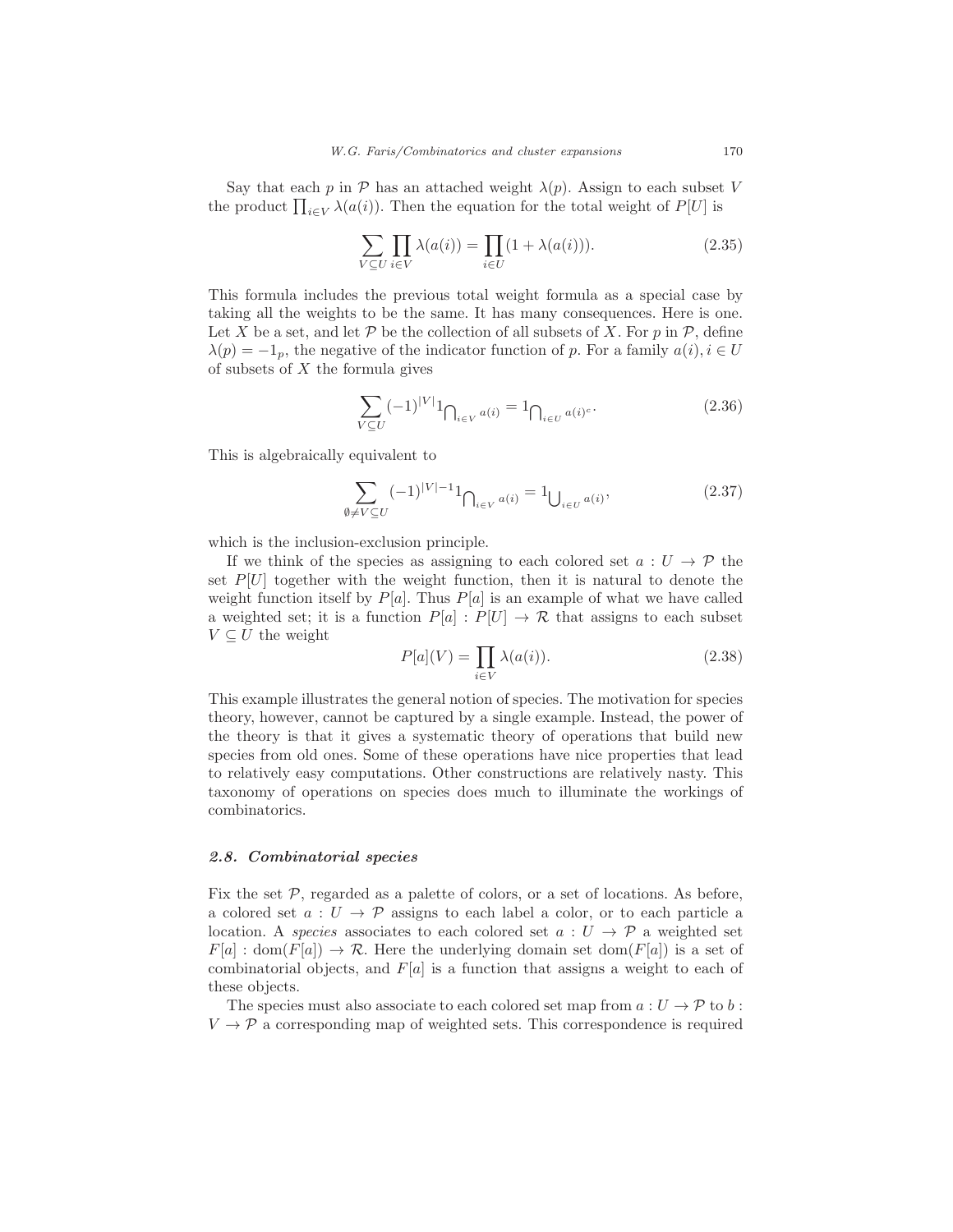Say that each $p$ in $\mathcal{P}$ has an attached weight $\lambda(p)$. Assign to each subset $V$ the product $\prod_{i \in V} \lambda(a(i))$. Then the equation for the total weight of $P[U]$ is

$$\sum_{V \subseteq U} \prod_{i \in V} \lambda(a(i)) = \prod_{i \in U} (1 + \lambda(a(i))). \tag{2.35}$$

This formula includes the previous total weight formula as a special case by taking all the weights to be the same. It has many consequences. Here is one. Let $X$ be a set, and let $\mathcal{P}$ be the collection of all subsets of $X$. For $p$ in $\mathcal{P}$, define $\lambda(p) = -1_p$, the negative of the indicator function of $p$. For a family $a(i), i \in U$ of subsets of $X$ the formula gives

$$\sum_{V \subseteq U} (-1)^{|V|} 1_{\bigcap_{i \in V} a(i)} = 1_{\bigcap_{i \in U} a(i)^c}. \tag{2.36}$$

This is algebraically equivalent to

$$\sum_{\emptyset \neq V \subseteq U} (-1)^{|V|-1} 1_{\bigcap_{i \in V} a(i)} = 1_{\bigcup_{i \in U} a(i)}, \tag{2.37}$$

which is the inclusion-exclusion principle.

If we think of the species as assigning to each colored set $a : U \to \mathcal{P}$ the set $P[U]$ together with the weight function, then it is natural to denote the weight function itself by $P[a]$. Thus $P[a]$ is an example of what we have called a weighted set; it is a function $P[a] : P[U] \to \mathcal{R}$ that assigns to each subset $V \subseteq U$ the weight

$$P[a](V) = \prod_{i \in V} \lambda(a(i)). \tag{2.38}$$

This example illustrates the general notion of species. The motivation for species theory, however, cannot be captured by a single example. Instead, the power of the theory is that it gives a systematic theory of operations that build new species from old ones. Some of these operations have nice properties that lead to relatively easy computations. Other constructions are relatively nasty. This taxonomy of operations on species does much to illuminate the workings of combinatorics.

### *2.8. Combinatorial species*

Fix the set $\mathcal{P}$, regarded as a palette of colors, or a set of locations. As before, a colored set $a : U \to \mathcal{P}$ assigns to each label a color, or to each particle a location. A *species* associates to each colored set $a : U \to \mathcal{P}$ a weighted set $F[a] : \mathrm{dom}(F[a]) \to \mathcal{R}$. Here the underlying domain set $\mathrm{dom}(F[a])$ is a set of combinatorial objects, and $F[a]$ is a function that assigns a weight to each of these objects.

The species must also associate to each colored set map from $a : U \to \mathcal{P}$ to $b : V \to \mathcal{P}$ a corresponding map of weighted sets. This correspondence is required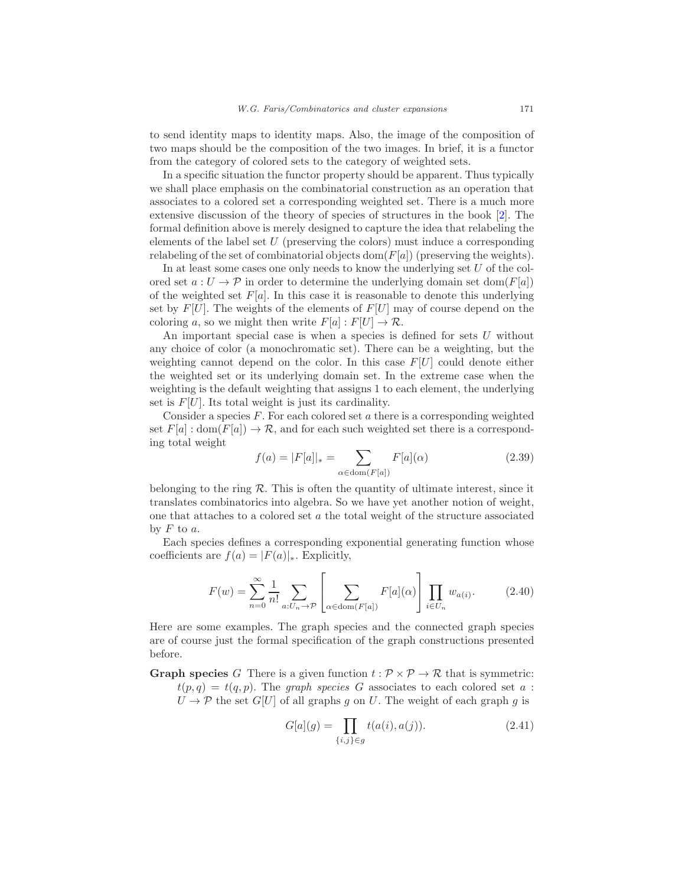to send identity maps to identity maps. Also, the image of the composition of two maps should be the composition of the two images. In brief, it is a functor from the category of colored sets to the category of weighted sets.

In a specific situation the functor property should be apparent. Thus typically we shall place emphasis on the combinatorial construction as an operation that associates to a colored set a corresponding weighted set. There is a much more extensive discussion of the theory of species of structures in the book [2]. The formal definition above is merely designed to capture the idea that relabeling the elements of the label set $U$ (preserving the colors) must induce a corresponding relabeling of the set of combinatorial objects $\mathrm{dom}(F[a])$ (preserving the weights).

In at least some cases one only needs to know the underlying set $U$ of the colored set $a : U \to \mathcal{P}$ in order to determine the underlying domain set $\mathrm{dom}(F[a])$ of the weighted set $F[a]$. In this case it is reasonable to denote this underlying set by $F[U]$. The weights of the elements of $F[U]$ may of course depend on the coloring $a$, so we might then write $F[a] : F[U] \to \mathcal{R}$.

An important special case is when a species is defined for sets $U$ without any choice of color (a monochromatic set). There can be a weighting, but the weighting cannot depend on the color. In this case $F[U]$ could denote either the weighted set or its underlying domain set. In the extreme case when the weighting is the default weighting that assigns 1 to each element, the underlying set is $F[U]$. Its total weight is just its cardinality.

Consider a species $F$. For each colored set $a$ there is a corresponding weighted set $F[a] : \mathrm{dom}(F[a]) \to \mathcal{R}$, and for each such weighted set there is a corresponding total weight

$$f(a) = |F[a]|_* = \sum_{\alpha \in \mathrm{dom}(F[a])} F[a](\alpha) \tag{2.39}$$

belonging to the ring $\mathcal{R}$. This is often the quantity of ultimate interest, since it translates combinatorics into algebra. So we have yet another notion of weight, one that attaches to a colored set $a$ the total weight of the structure associated by $F$ to $a$.

Each species defines a corresponding exponential generating function whose coefficients are $f(a) = |F(a)|_*$. Explicitly,

$$F(w) = \sum_{n=0}^{\infty} \frac{1}{n!} \sum_{a:U_n \to \mathcal{P}} \left[ \sum_{\alpha \in \mathrm{dom}(F[a])} F[a](\alpha) \right] \prod_{i \in U_n} w_{a(i)}. \tag{2.40}$$

Here are some examples. The graph species and the connected graph species are of course just the formal specification of the graph constructions presented before.

**Graph species** $G$ There is a given function $t : \mathcal{P} \times \mathcal{P} \to \mathcal{R}$ that is symmetric: $t(p, q) = t(q, p)$. The *graph species* $G$ associates to each colored set $a : U \to \mathcal{P}$ the set $G[U]$ of all graphs $g$ on $U$. The weight of each graph $g$ is

$$G[a](g) = \prod_{\{i,j\} \in g} t(a(i), a(j)). \tag{2.41}$$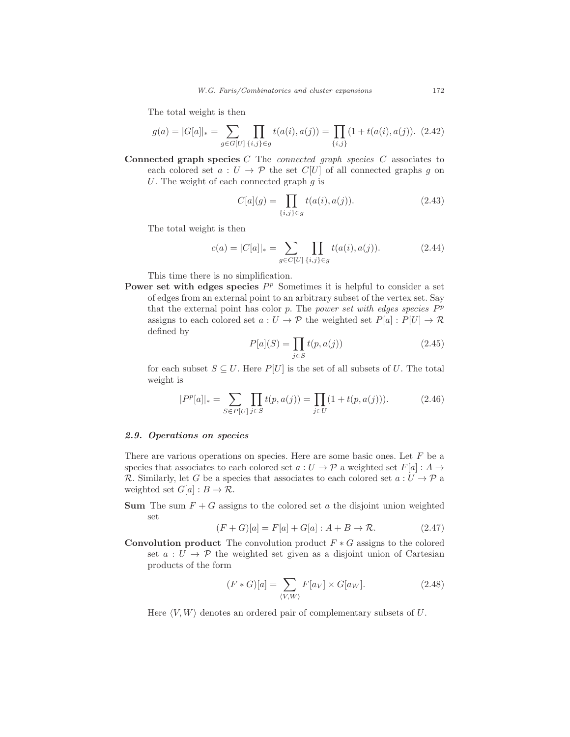The total weight is then

$$g(a) = |G[a]|_* = \sum_{g \in G[U]} \prod_{\{i,j\} \in g} t(a(i), a(j)) = \prod_{\{i,j\}} (1 + t(a(i), a(j)). \quad (2.42)$$

**Connected graph species** $C$ The *connected graph species* $C$ associates to each colored set $a : U \to \mathcal{P}$ the set $C[U]$ of all connected graphs $g$ on $U$. The weight of each connected graph $g$ is

$$C[a](g) = \prod_{\{i,j\} \in g} t(a(i), a(j)). \quad (2.43)$$

The total weight is then

$$c(a) = |C[a]|_* = \sum_{g \in C[U]} \prod_{\{i,j\} \in g} t(a(i), a(j)). \quad (2.44)$$

This time there is no simplification.

**Power set with edges species** $P^p$ Sometimes it is helpful to consider a set of edges from an external point to an arbitrary subset of the vertex set. Say that the external point has color $p$. The *power set with edges species* $P^p$ assigns to each colored set $a : U \to \mathcal{P}$ the weighted set $P[a] : P[U] \to \mathcal{R}$ defined by

$$P[a](S) = \prod_{j \in S} t(p, a(j)) \quad (2.45)$$

for each subset $S \subseteq U$. Here $P[U]$ is the set of all subsets of $U$. The total weight is

$$|P^p[a]|_* = \sum_{S \in P[U]} \prod_{j \in S} t(p, a(j)) = \prod_{j \in U} (1 + t(p, a(j))). \quad (2.46)$$

### *2.9. Operations on species*

There are various operations on species. Here are some basic ones. Let $F$ be a species that associates to each colored set $a : U \to \mathcal{P}$ a weighted set $F[a] : A \to \mathcal{R}$. Similarly, let $G$ be a species that associates to each colored set $a : U \to \mathcal{P}$ a weighted set $G[a] : B \to \mathcal{R}$.

**Sum** The sum $F + G$ assigns to the colored set $a$ the disjoint union weighted set

$$(F + G)[a] = F[a] + G[a] : A + B \to \mathcal{R}. \quad (2.47)$$

**Convolution product** The convolution product $F * G$ assigns to the colored set $a : U \to \mathcal{P}$ the weighted set given as a disjoint union of Cartesian products of the form

$$(F * G)[a] = \sum_{\langle V, W \rangle} F[a_V] \times G[a_W]. \quad (2.48)$$

Here $\langle V, W \rangle$ denotes an ordered pair of complementary subsets of $U$.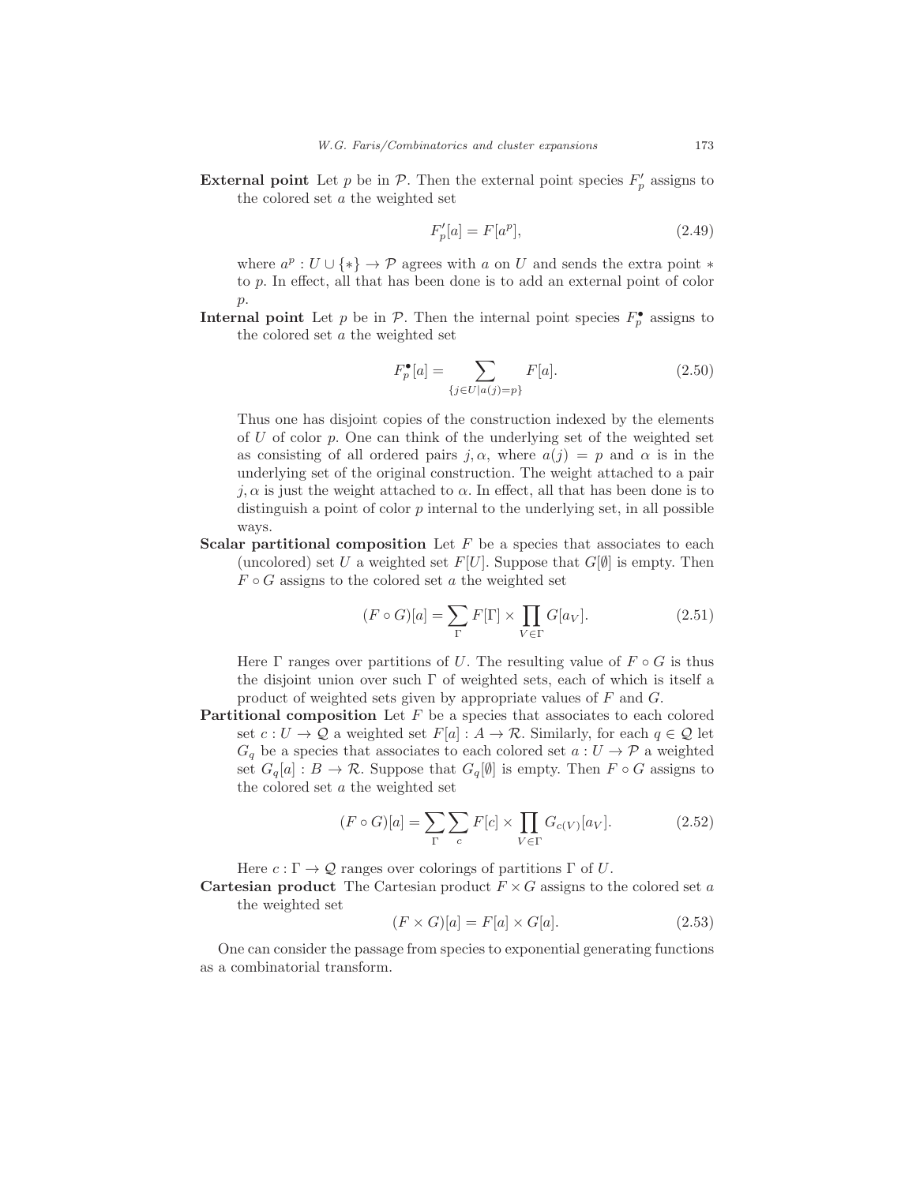**External point** Let $p$ be in $\mathcal{P}$. Then the external point species $F'_p$ assigns to the colored set $a$ the weighted set

$$F'_p[a] = F[a^p], \tag{2.49}$$

where $a^p : U \cup \{*\} \to \mathcal{P}$ agrees with $a$ on $U$ and sends the extra point $*$ to $p$. In effect, all that has been done is to add an external point of color $p$.

**Internal point** Let $p$ be in $\mathcal{P}$. Then the internal point species $F^\bullet_p$ assigns to the colored set $a$ the weighted set

$$F^\bullet_p[a] = \sum_{\{j \in U | a(j) = p\}} F[a]. \tag{2.50}$$

Thus one has disjoint copies of the construction indexed by the elements of $U$ of color $p$. One can think of the underlying set of the weighted set as consisting of all ordered pairs $j, \alpha$, where $a(j) = p$ and $\alpha$ is in the underlying set of the original construction. The weight attached to a pair $j, \alpha$ is just the weight attached to $\alpha$. In effect, all that has been done is to distinguish a point of color $p$ internal to the underlying set, in all possible ways.

**Scalar partitional composition** Let $F$ be a species that associates to each (uncolored) set $U$ a weighted set $F[U]$. Suppose that $G[\emptyset]$ is empty. Then $F \circ G$ assigns to the colored set $a$ the weighted set

$$(F \circ G)[a] = \sum_\Gamma F[\Gamma] \times \prod_{V \in \Gamma} G[a_V]. \tag{2.51}$$

Here $\Gamma$ ranges over partitions of $U$. The resulting value of $F \circ G$ is thus the disjoint union over such $\Gamma$ of weighted sets, each of which is itself a product of weighted sets given by appropriate values of $F$ and $G$.

**Partitional composition** Let $F$ be a species that associates to each colored set $c : U \to \mathcal{Q}$ a weighted set $F[a] : A \to \mathcal{R}$. Similarly, for each $q \in \mathcal{Q}$ let $G_q$ be a species that associates to each colored set $a : U \to \mathcal{P}$ a weighted set $G_q[a] : B \to \mathcal{R}$. Suppose that $G_q[\emptyset]$ is empty. Then $F \circ G$ assigns to the colored set $a$ the weighted set

$$(F \circ G)[a] = \sum_\Gamma \sum_c F[c] \times \prod_{V \in \Gamma} G_{c(V)}[a_V]. \tag{2.52}$$

Here $c : \Gamma \to \mathcal{Q}$ ranges over colorings of partitions $\Gamma$ of $U$.

**Cartesian product** The Cartesian product $F \times G$ assigns to the colored set $a$ the weighted set

$$(F \times G)[a] = F[a] \times G[a]. \tag{2.53}$$

One can consider the passage from species to exponential generating functions as a combinatorial transform.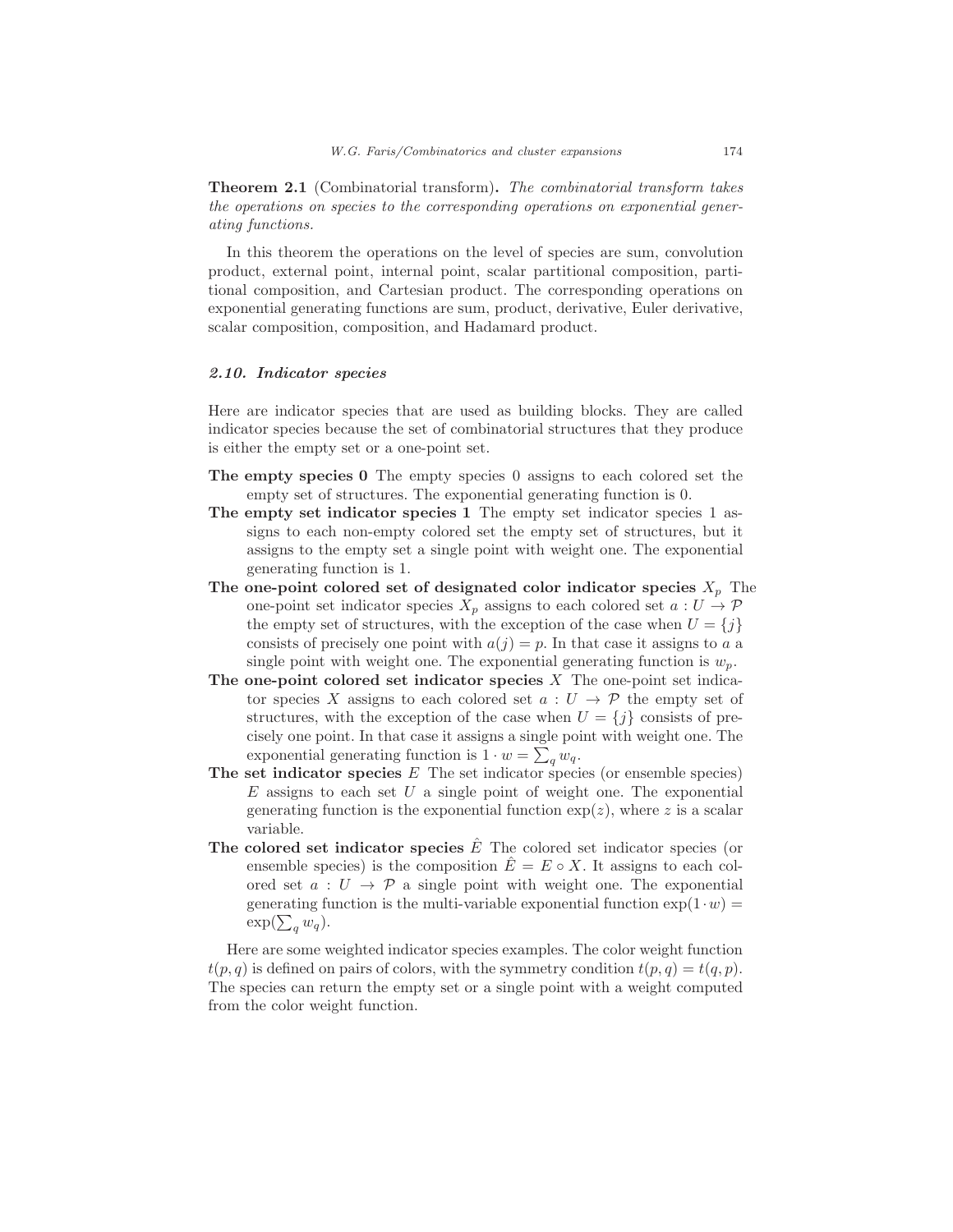**Theorem 2.1** (Combinatorial transform)**.** *The combinatorial transform takes the operations on species to the corresponding operations on exponential generating functions.*

In this theorem the operations on the level of species are sum, convolution product, external point, internal point, scalar partitional composition, partitional composition, and Cartesian product. The corresponding operations on exponential generating functions are sum, product, derivative, Euler derivative, scalar composition, composition, and Hadamard product.

### *2.10. Indicator species*

Here are indicator species that are used as building blocks. They are called indicator species because the set of combinatorial structures that they produce is either the empty set or a one-point set.

**The empty species 0** The empty species 0 assigns to each colored set the empty set of structures. The exponential generating function is 0.

**The empty set indicator species 1** The empty set indicator species 1 assigns to each non-empty colored set the empty set of structures, but it assigns to the empty set a single point with weight one. The exponential generating function is 1.

**The one-point colored set of designated color indicator species $X_p$** The one-point set indicator species $X_p$ assigns to each colored set $a : U \to \mathcal{P}$ the empty set of structures, with the exception of the case when $U = \{j\}$ consists of precisely one point with $a(j) = p$. In that case it assigns to $a$ a single point with weight one. The exponential generating function is $w_p$.

**The one-point colored set indicator species $X$** The one-point set indicator species $X$ assigns to each colored set $a : U \to \mathcal{P}$ the empty set of structures, with the exception of the case when $U = \{j\}$ consists of precisely one point. In that case it assigns a single point with weight one. The exponential generating function is $1 \cdot w = \sum_q w_q$.

**The set indicator species $E$** The set indicator species (or ensemble species) $E$ assigns to each set $U$ a single point of weight one. The exponential generating function is the exponential function $\exp(z)$, where $z$ is a scalar variable.

**The colored set indicator species $\hat{E}$** The colored set indicator species (or ensemble species) is the composition $\hat{E} = E \circ X$. It assigns to each colored set $a : U \to \mathcal{P}$ a single point with weight one. The exponential generating function is the multi-variable exponential function $\exp(1 \cdot w) = \exp(\sum_q w_q)$.

Here are some weighted indicator species examples. The color weight function $t(p, q)$ is defined on pairs of colors, with the symmetry condition $t(p, q) = t(q, p)$. The species can return the empty set or a single point with a weight computed from the color weight function.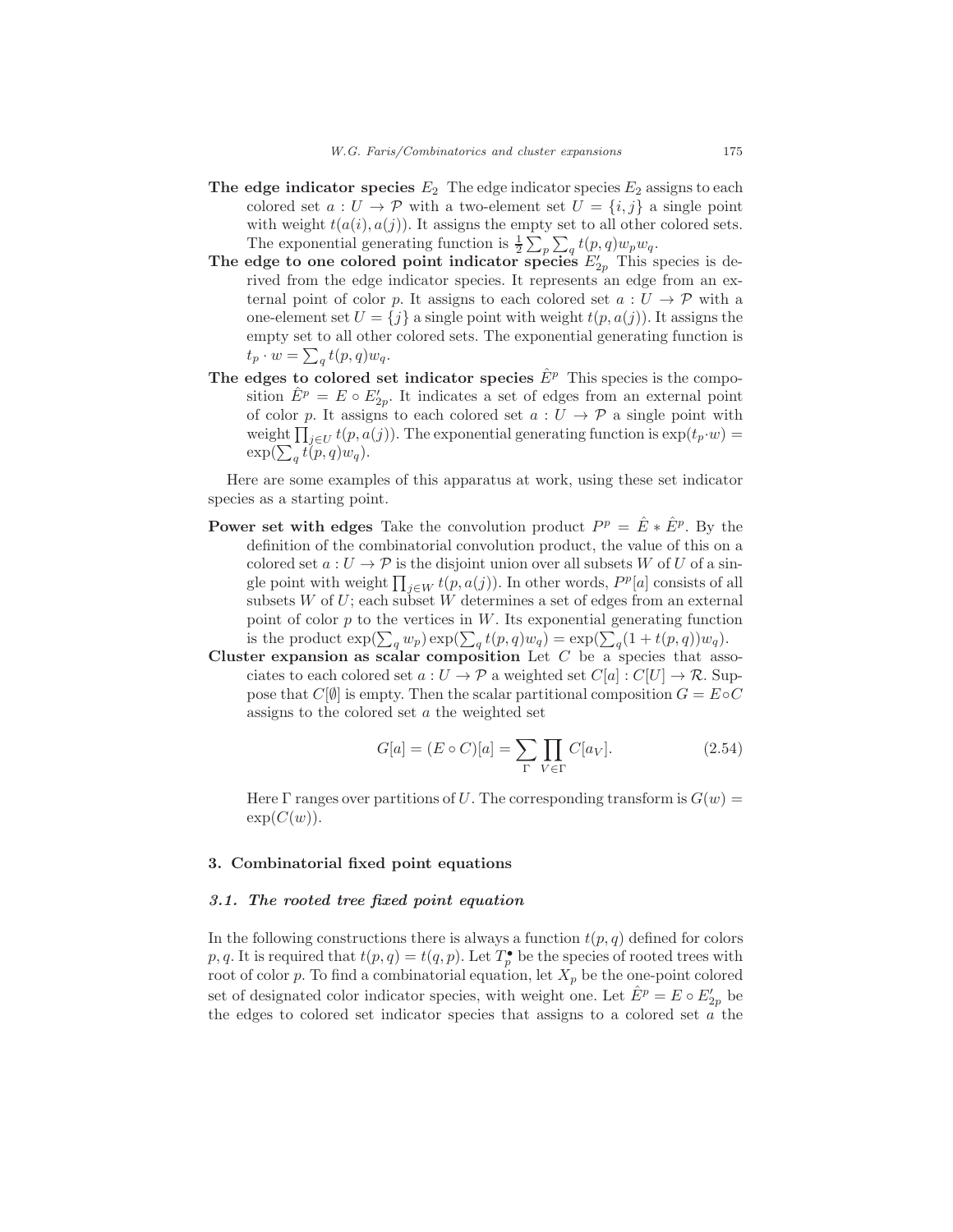**The edge indicator species $E_2$** The edge indicator species $E_2$ assigns to each colored set $a : U \to \mathcal{P}$ with a two-element set $U = \{i, j\}$ a single point with weight $t(a(i), a(j))$. It assigns the empty set to all other colored sets. The exponential generating function is $\frac{1}{2}\sum_p \sum_q t(p, q) w_p w_q$.

**The edge to one colored point indicator species $E'_{2p}$** This species is derived from the edge indicator species. It represents an edge from an external point of color $p$. It assigns to each colored set $a : U \to \mathcal{P}$ with a one-element set $U = \{j\}$ a single point with weight $t(p, a(j))$. It assigns the empty set to all other colored sets. The exponential generating function is $t_p \cdot w = \sum_q t(p, q) w_q$.

**The edges to colored set indicator species $\hat{E}^p$** This species is the composition $\hat{E}^p = E \circ E'_{2p}$. It indicates a set of edges from an external point of color $p$. It assigns to each colored set $a : U \to \mathcal{P}$ a single point with weight $\prod_{j \in U} t(p, a(j))$. The exponential generating function is $\exp(t_p \cdot w) = \exp(\sum_q t(p, q) w_q)$.

Here are some examples of this apparatus at work, using these set indicator species as a starting point.

**Power set with edges** Take the convolution product $P^p = \hat{E} * \hat{E}^p$. By the definition of the combinatorial convolution product, the value of this on a colored set $a : U \to \mathcal{P}$ is the disjoint union over all subsets $W$ of $U$ of a single point with weight $\prod_{j \in W} t(p, a(j))$. In other words, $P^p[a]$ consists of all subsets $W$ of $U$; each subset $W$ determines a set of edges from an external point of color $p$ to the vertices in $W$. Its exponential generating function is the product $\exp(\sum_q w_p) \exp(\sum_q t(p, q) w_q) = \exp(\sum_q (1 + t(p, q)) w_q)$.

**Cluster expansion as scalar composition** Let $C$ be a species that associates to each colored set $a : U \to \mathcal{P}$ a weighted set $C[a] : C[U] \to \mathcal{R}$. Suppose that $C[\emptyset]$ is empty. Then the scalar partitional composition $G = E \circ C$ assigns to the colored set $a$ the weighted set

$$G[a] = (E \circ C)[a] = \sum_{\Gamma} \prod_{V \in \Gamma} C[a_V]. \tag{2.54}$$

Here $\Gamma$ ranges over partitions of $U$. The corresponding transform is $G(w) = \exp(C(w))$.

## 3. Combinatorial fixed point equations

### 3.1. The rooted tree fixed point equation

In the following constructions there is always a function $t(p, q)$ defined for colors $p, q$. It is required that $t(p, q) = t(q, p)$. Let $T_p^\bullet$ be the species of rooted trees with root of color $p$. To find a combinatorial equation, let $X_p$ be the one-point colored set of designated color indicator species, with weight one. Let $\hat{E}^p = E \circ E'_{2p}$ be the edges to colored set indicator species that assigns to a colored set $a$ the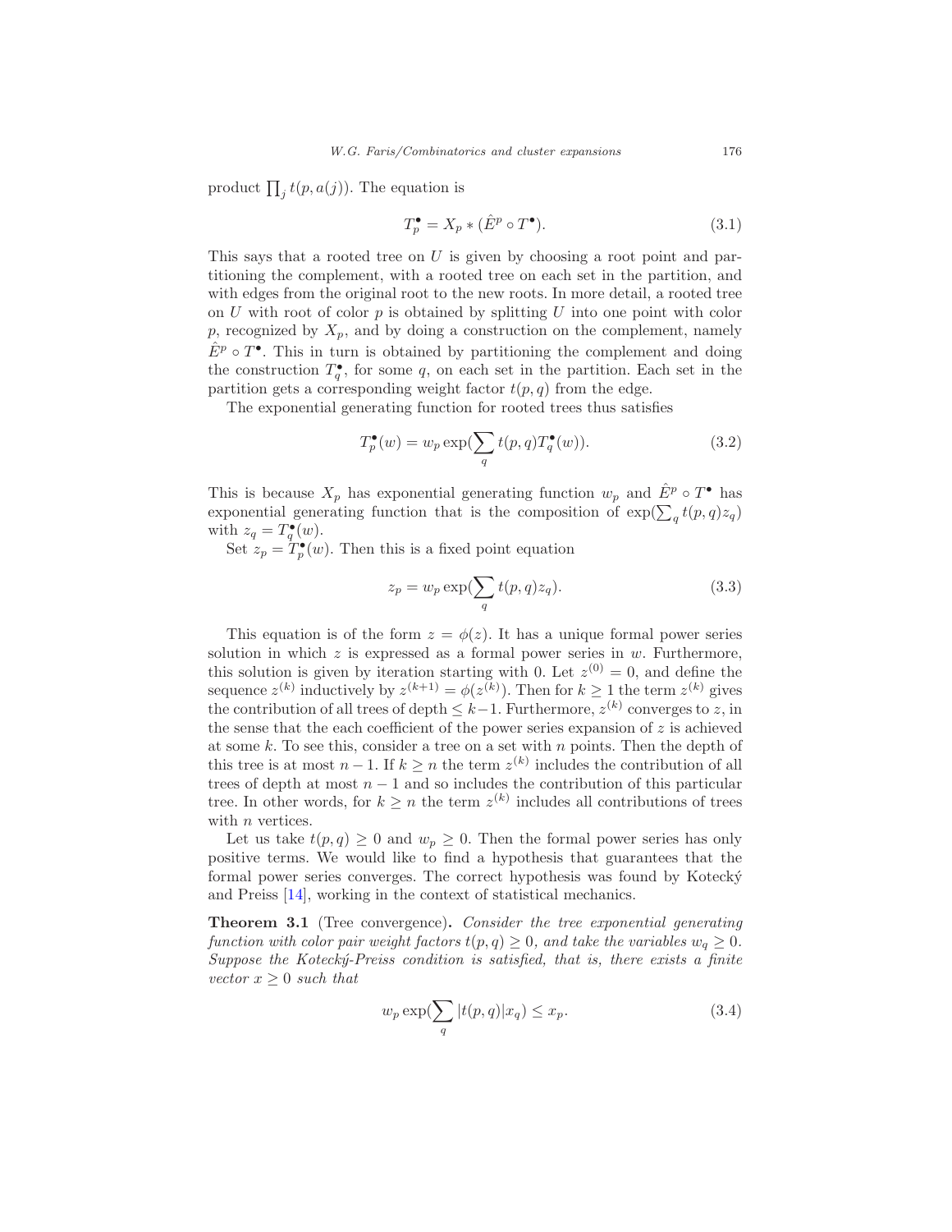product $\prod_j t(p, a(j))$. The equation is

$$T_p^\bullet = X_p * (\hat{E}^p \circ T^\bullet). \tag{3.1}$$

This says that a rooted tree on $U$ is given by choosing a root point and partitioning the complement, with a rooted tree on each set in the partition, and with edges from the original root to the new roots. In more detail, a rooted tree on $U$ with root of color $p$ is obtained by splitting $U$ into one point with color $p$, recognized by $X_p$, and by doing a construction on the complement, namely $\hat{E}^p \circ T^\bullet$. This in turn is obtained by partitioning the complement and doing the construction $T_q^\bullet$, for some $q$, on each set in the partition. Each set in the partition gets a corresponding weight factor $t(p, q)$ from the edge.

The exponential generating function for rooted trees thus satisfies

$$T_p^\bullet(w) = w_p \exp(\sum_q t(p, q) T_q^\bullet(w)). \tag{3.2}$$

This is because $X_p$ has exponential generating function $w_p$ and $\hat{E}^p \circ T^\bullet$ has exponential generating function that is the composition of $\exp(\sum_q t(p, q) z_q)$ with $z_q = T_q^\bullet(w)$.

Set $z_p = T_p^\bullet(w)$. Then this is a fixed point equation

$$z_p = w_p \exp(\sum_q t(p, q) z_q). \tag{3.3}$$

This equation is of the form $z = \phi(z)$. It has a unique formal power series solution in which $z$ is expressed as a formal power series in $w$. Furthermore, this solution is given by iteration starting with 0. Let $z^{(0)} = 0$, and define the sequence $z^{(k)}$ inductively by $z^{(k+1)} = \phi(z^{(k)})$. Then for $k \geq 1$ the term $z^{(k)}$ gives the contribution of all trees of depth $\leq k-1$. Furthermore, $z^{(k)}$ converges to $z$, in the sense that the each coefficient of the power series expansion of $z$ is achieved at some $k$. To see this, consider a tree on a set with $n$ points. Then the depth of this tree is at most $n-1$. If $k \geq n$ the term $z^{(k)}$ includes the contribution of all trees of depth at most $n-1$ and so includes the contribution of this particular tree. In other words, for $k \geq n$ the term $z^{(k)}$ includes all contributions of trees with $n$ vertices.

Let us take $t(p, q) \geq 0$ and $w_p \geq 0$. Then the formal power series has only positive terms. We would like to find a hypothesis that guarantees that the formal power series converges. The correct hypothesis was found by Kotecký and Preiss [14], working in the context of statistical mechanics.

**Theorem 3.1** (Tree convergence)**.** *Consider the tree exponential generating function with color pair weight factors $t(p, q) \geq 0$, and take the variables $w_q \geq 0$. Suppose the Kotecký-Preiss condition is satisfied, that is, there exists a finite vector $x \geq 0$ such that*

$$w_p \exp(\sum_q |t(p, q)| x_q) \leq x_p. \tag{3.4}$$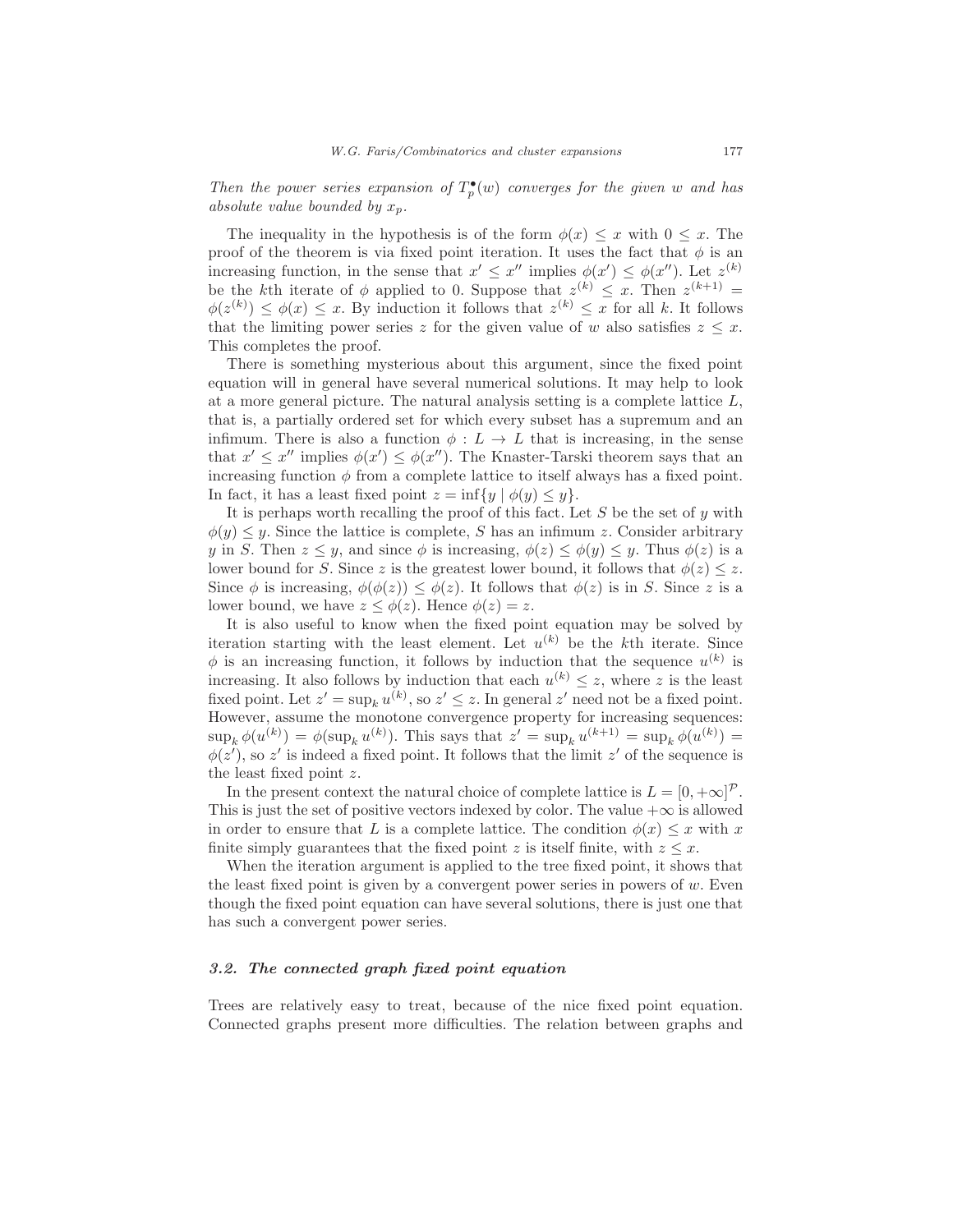*Then the power series expansion of $T_p^\bullet(w)$ converges for the given $w$ and has absolute value bounded by $x_p$.*

The inequality in the hypothesis is of the form $\phi(x) \leq x$ with $0 \leq x$. The proof of the theorem is via fixed point iteration. It uses the fact that $\phi$ is an increasing function, in the sense that $x' \leq x''$ implies $\phi(x') \leq \phi(x'')$. Let $z^{(k)}$ be the $k$th iterate of $\phi$ applied to 0. Suppose that $z^{(k)} \leq x$. Then $z^{(k+1)} = \phi(z^{(k)}) \leq \phi(x) \leq x$. By induction it follows that $z^{(k)} \leq x$ for all $k$. It follows that the limiting power series $z$ for the given value of $w$ also satisfies $z \leq x$. This completes the proof.

There is something mysterious about this argument, since the fixed point equation will in general have several numerical solutions. It may help to look at a more general picture. The natural analysis setting is a complete lattice $L$, that is, a partially ordered set for which every subset has a supremum and an infimum. There is also a function $\phi : L \to L$ that is increasing, in the sense that $x' \leq x''$ implies $\phi(x') \leq \phi(x'')$. The Knaster-Tarski theorem says that an increasing function $\phi$ from a complete lattice to itself always has a fixed point. In fact, it has a least fixed point $z = \inf\{y \mid \phi(y) \leq y\}$.

It is perhaps worth recalling the proof of this fact. Let $S$ be the set of $y$ with $\phi(y) \leq y$. Since the lattice is complete, $S$ has an infimum $z$. Consider arbitrary $y$ in $S$. Then $z \leq y$, and since $\phi$ is increasing, $\phi(z) \leq \phi(y) \leq y$. Thus $\phi(z)$ is a lower bound for $S$. Since $z$ is the greatest lower bound, it follows that $\phi(z) \leq z$. Since $\phi$ is increasing, $\phi(\phi(z)) \leq \phi(z)$. It follows that $\phi(z)$ is in $S$. Since $z$ is a lower bound, we have $z \leq \phi(z)$. Hence $\phi(z) = z$.

It is also useful to know when the fixed point equation may be solved by iteration starting with the least element. Let $u^{(k)}$ be the $k$th iterate. Since $\phi$ is an increasing function, it follows by induction that the sequence $u^{(k)}$ is increasing. It also follows by induction that each $u^{(k)} \leq z$, where $z$ is the least fixed point. Let $z' = \sup_k u^{(k)}$, so $z' \leq z$. In general $z'$ need not be a fixed point. However, assume the monotone convergence property for increasing sequences: $\sup_k \phi(u^{(k)}) = \phi(\sup_k u^{(k)})$. This says that $z' = \sup_k u^{(k+1)} = \sup_k \phi(u^{(k)}) = \phi(z')$, so $z'$ is indeed a fixed point. It follows that the limit $z'$ of the sequence is the least fixed point $z$.

In the present context the natural choice of complete lattice is $L = [0, +\infty]^{\mathcal{P}}$. This is just the set of positive vectors indexed by color. The value $+\infty$ is allowed in order to ensure that $L$ is a complete lattice. The condition $\phi(x) \leq x$ with $x$ finite simply guarantees that the fixed point $z$ is itself finite, with $z \leq x$.

When the iteration argument is applied to the tree fixed point, it shows that the least fixed point is given by a convergent power series in powers of $w$. Even though the fixed point equation can have several solutions, there is just one that has such a convergent power series.

### 3.2. The connected graph fixed point equation

Trees are relatively easy to treat, because of the nice fixed point equation. Connected graphs present more difficulties. The relation between graphs and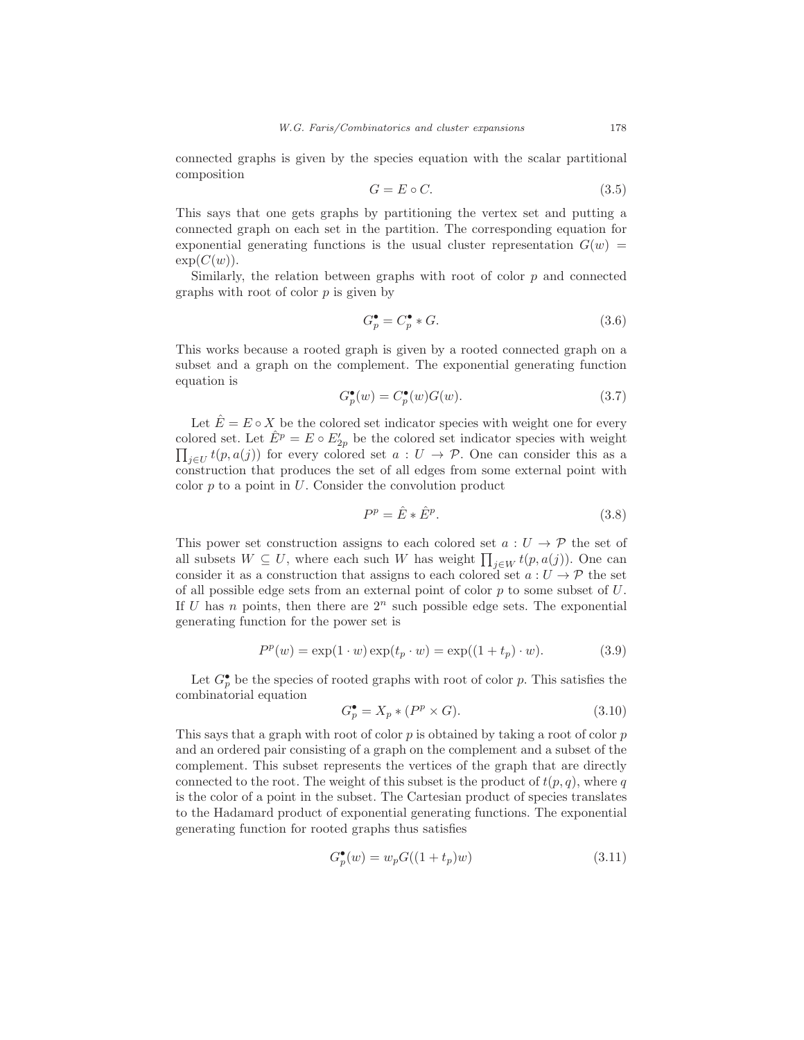connected graphs is given by the species equation with the scalar partitional composition

$$G = E \circ C. \tag{3.5}$$

This says that one gets graphs by partitioning the vertex set and putting a connected graph on each set in the partition. The corresponding equation for exponential generating functions is the usual cluster representation $G(w) = \exp(C(w))$.

Similarly, the relation between graphs with root of color $p$ and connected graphs with root of color $p$ is given by

$$G_p^\bullet = C_p^\bullet * G. \tag{3.6}$$

This works because a rooted graph is given by a rooted connected graph on a subset and a graph on the complement. The exponential generating function equation is

$$G_p^\bullet(w) = C_p^\bullet(w) G(w). \tag{3.7}$$

Let $\hat{E} = E \circ X$ be the colored set indicator species with weight one for every colored set. Let $\hat{E}^p = E \circ E'_{2p}$ be the colored set indicator species with weight $\prod_{j \in U} t(p, a(j))$ for every colored set $a : U \to \mathcal{P}$. One can consider this as a construction that produces the set of all edges from some external point with color $p$ to a point in $U$. Consider the convolution product

$$P^p = \hat{E} * \hat{E}^p. \tag{3.8}$$

This power set construction assigns to each colored set $a : U \to \mathcal{P}$ the set of all subsets $W \subseteq U$, where each such $W$ has weight $\prod_{j \in W} t(p, a(j))$. One can consider it as a construction that assigns to each colored set $a : U \to \mathcal{P}$ the set of all possible edge sets from an external point of color $p$ to some subset of $U$. If $U$ has $n$ points, then there are $2^n$ such possible edge sets. The exponential generating function for the power set is

$$P^p(w) = \exp(1 \cdot w) \exp(t_p \cdot w) = \exp((1 + t_p) \cdot w). \tag{3.9}$$

Let $G_p^\bullet$ be the species of rooted graphs with root of color $p$. This satisfies the combinatorial equation

$$G_p^\bullet = X_p * (P^p \times G). \tag{3.10}$$

This says that a graph with root of color $p$ is obtained by taking a root of color $p$ and an ordered pair consisting of a graph on the complement and a subset of the complement. This subset represents the vertices of the graph that are directly connected to the root. The weight of this subset is the product of $t(p, q)$, where $q$ is the color of a point in the subset. The Cartesian product of species translates to the Hadamard product of exponential generating functions. The exponential generating function for rooted graphs thus satisfies

$$G_p^\bullet(w) = w_p G((1 + t_p)w) \tag{3.11}$$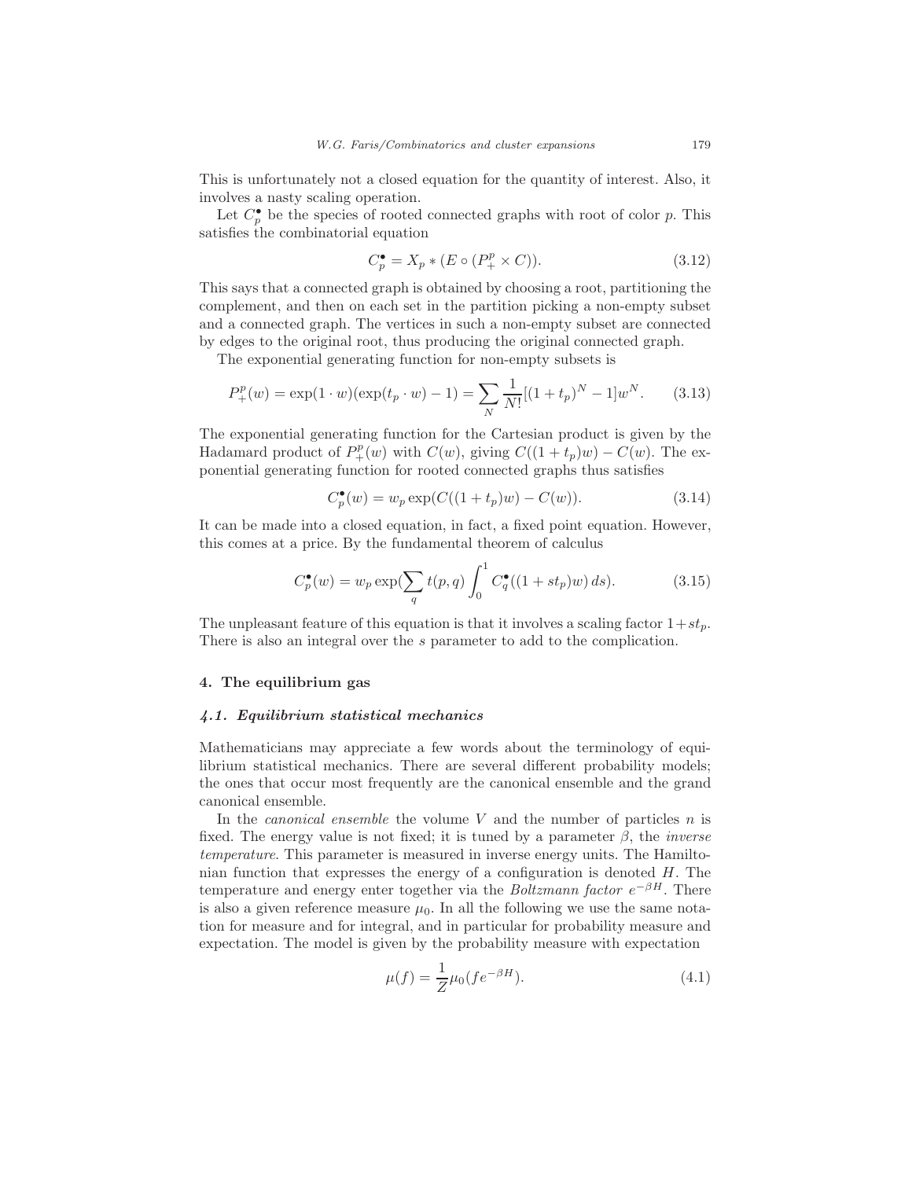This is unfortunately not a closed equation for the quantity of interest. Also, it involves a nasty scaling operation.

Let $C_p^\bullet$ be the species of rooted connected graphs with root of color $p$. This satisfies the combinatorial equation

$$C_p^\bullet = X_p * (E \circ (P_+^p \times C)). \tag{3.12}$$

This says that a connected graph is obtained by choosing a root, partitioning the complement, and then on each set in the partition picking a non-empty subset and a connected graph. The vertices in such a non-empty subset are connected by edges to the original root, thus producing the original connected graph.

The exponential generating function for non-empty subsets is

$$P_+^p(w) = \exp(1 \cdot w)(\exp(t_p \cdot w) - 1) = \sum_N \frac{1}{N!}[(1+t_p)^N - 1]w^N. \tag{3.13}$$

The exponential generating function for the Cartesian product is given by the Hadamard product of $P_+^p(w)$ with $C(w)$, giving $C((1+t_p)w) - C(w)$. The exponential generating function for rooted connected graphs thus satisfies

$$C_p^\bullet(w) = w_p \exp(C((1+t_p)w) - C(w)). \tag{3.14}$$

It can be made into a closed equation, in fact, a fixed point equation. However, this comes at a price. By the fundamental theorem of calculus

$$C_p^\bullet(w) = w_p \exp(\sum_q t(p,q) \int_0^1 C_q^\bullet((1+st_p)w)\, ds). \tag{3.15}$$

The unpleasant feature of this equation is that it involves a scaling factor $1+st_p$. There is also an integral over the $s$ parameter to add to the complication.

## 4. The equilibrium gas

### *4.1. Equilibrium statistical mechanics*

Mathematicians may appreciate a few words about the terminology of equilibrium statistical mechanics. There are several different probability models; the ones that occur most frequently are the canonical ensemble and the grand canonical ensemble.

In the *canonical ensemble* the volume $V$ and the number of particles $n$ is fixed. The energy value is not fixed; it is tuned by a parameter $\beta$, the *inverse temperature*. This parameter is measured in inverse energy units. The Hamiltonian function that expresses the energy of a configuration is denoted $H$. The temperature and energy enter together via the *Boltzmann factor* $e^{-\beta H}$. There is also a given reference measure $\mu_0$. In all the following we use the same notation for measure and for integral, and in particular for probability measure and expectation. The model is given by the probability measure with expectation

$$\mu(f) = \frac{1}{Z}\mu_0(fe^{-\beta H}). \tag{4.1}$$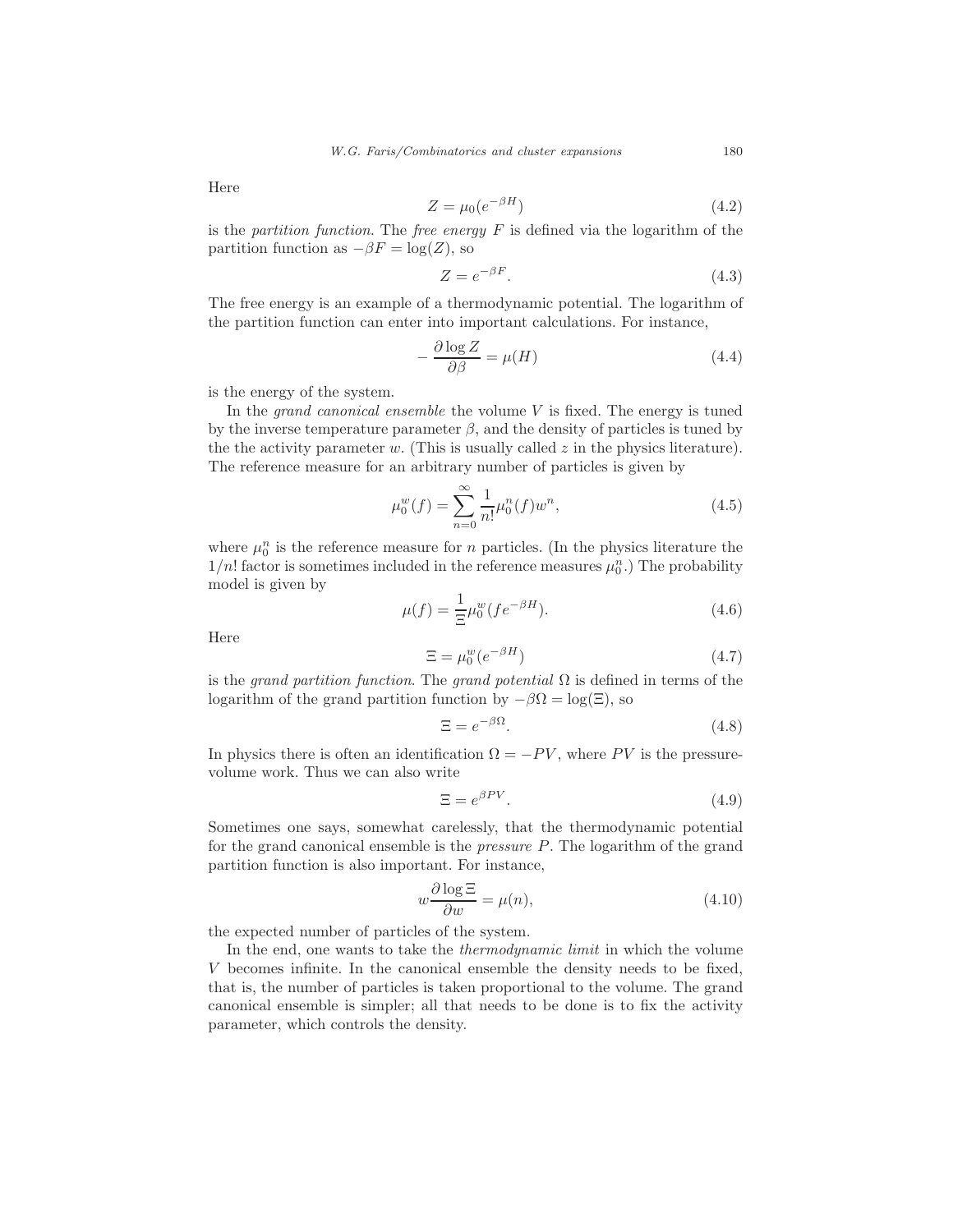Here

$$Z = \mu_0(e^{-\beta H}) \tag{4.2}$$

is the *partition function*. The *free energy* $F$ is defined via the logarithm of the partition function as $-\beta F = \log(Z)$, so

$$Z = e^{-\beta F}. \tag{4.3}$$

The free energy is an example of a thermodynamic potential. The logarithm of the partition function can enter into important calculations. For instance,

$$-\frac{\partial \log Z}{\partial \beta} = \mu(H) \tag{4.4}$$

is the energy of the system.

In the *grand canonical ensemble* the volume $V$ is fixed. The energy is tuned by the inverse temperature parameter $\beta$, and the density of particles is tuned by the the activity parameter $w$. (This is usually called $z$ in the physics literature). The reference measure for an arbitrary number of particles is given by

$$\mu_0^w(f) = \sum_{n=0}^{\infty} \frac{1}{n!}\mu_0^n(f)w^n, \tag{4.5}$$

where $\mu_0^n$ is the reference measure for $n$ particles. (In the physics literature the $1/n!$ factor is sometimes included in the reference measures $\mu_0^n$.) The probability model is given by

$$\mu(f) = \frac{1}{\Xi}\mu_0^w(fe^{-\beta H}). \tag{4.6}$$

Here

$$\Xi = \mu_0^w(e^{-\beta H}) \tag{4.7}$$

is the *grand partition function*. The *grand potential* $\Omega$ is defined in terms of the logarithm of the grand partition function by $-\beta\Omega = \log(\Xi)$, so

$$\Xi = e^{-\beta\Omega}. \tag{4.8}$$

In physics there is often an identification $\Omega = -PV$, where $PV$ is the pressure-volume work. Thus we can also write

$$\Xi = e^{\beta PV}. \tag{4.9}$$

Sometimes one says, somewhat carelessly, that the thermodynamic potential for the grand canonical ensemble is the *pressure* $P$. The logarithm of the grand partition function is also important. For instance,

$$w\frac{\partial \log \Xi}{\partial w} = \mu(n), \tag{4.10}$$

the expected number of particles of the system.

In the end, one wants to take the *thermodynamic limit* in which the volume $V$ becomes infinite. In the canonical ensemble the density needs to be fixed, that is, the number of particles is taken proportional to the volume. The grand canonical ensemble is simpler; all that needs to be done is to fix the activity parameter, which controls the density.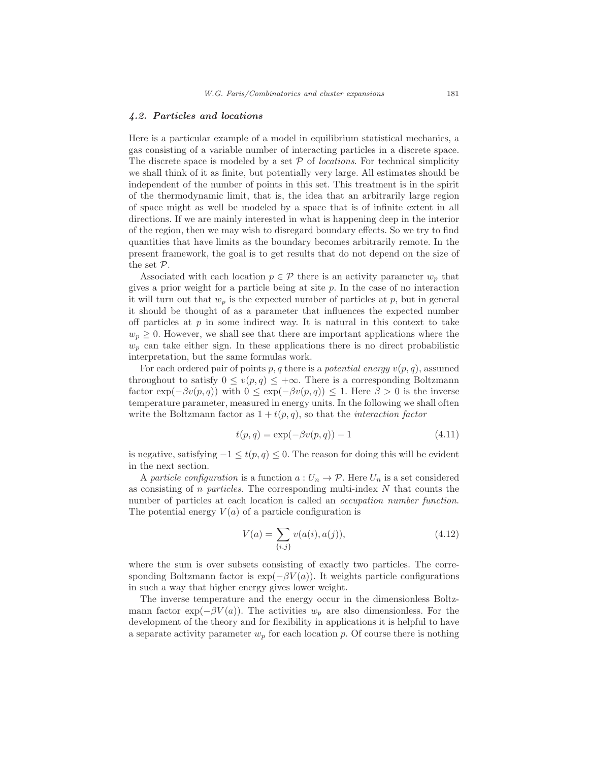### *4.2. Particles and locations*

Here is a particular example of a model in equilibrium statistical mechanics, a gas consisting of a variable number of interacting particles in a discrete space. The discrete space is modeled by a set $\mathcal{P}$ of *locations*. For technical simplicity we shall think of it as finite, but potentially very large. All estimates should be independent of the number of points in this set. This treatment is in the spirit of the thermodynamic limit, that is, the idea that an arbitrarily large region of space might as well be modeled by a space that is of infinite extent in all directions. If we are mainly interested in what is happening deep in the interior of the region, then we may wish to disregard boundary effects. So we try to find quantities that have limits as the boundary becomes arbitrarily remote. In the present framework, the goal is to get results that do not depend on the size of the set $\mathcal{P}$.

Associated with each location $p \in \mathcal{P}$ there is an activity parameter $w_p$ that gives a prior weight for a particle being at site $p$. In the case of no interaction it will turn out that $w_p$ is the expected number of particles at $p$, but in general it should be thought of as a parameter that influences the expected number off particles at $p$ in some indirect way. It is natural in this context to take $w_p \geq 0$. However, we shall see that there are important applications where the $w_p$ can take either sign. In these applications there is no direct probabilistic interpretation, but the same formulas work.

For each ordered pair of points $p, q$ there is a *potential energy* $v(p, q)$, assumed throughout to satisfy $0 \leq v(p, q) \leq +\infty$. There is a corresponding Boltzmann factor $\exp(-\beta v(p, q))$ with $0 \leq \exp(-\beta v(p, q)) \leq 1$. Here $\beta > 0$ is the inverse temperature parameter, measured in energy units. In the following we shall often write the Boltzmann factor as $1 + t(p, q)$, so that the *interaction factor*

$$t(p, q) = \exp(-\beta v(p, q)) - 1 \tag{4.11}$$

is negative, satisfying $-1 \leq t(p, q) \leq 0$. The reason for doing this will be evident in the next section.

A *particle configuration* is a function $a : U_n \to \mathcal{P}$. Here $U_n$ is a set considered as consisting of $n$ *particles*. The corresponding multi-index $N$ that counts the number of particles at each location is called an *occupation number function*. The potential energy $V(a)$ of a particle configuration is

$$V(a) = \sum_{\{i,j\}} v(a(i), a(j)), \tag{4.12}$$

where the sum is over subsets consisting of exactly two particles. The corresponding Boltzmann factor is $\exp(-\beta V(a))$. It weights particle configurations in such a way that higher energy gives lower weight.

The inverse temperature and the energy occur in the dimensionless Boltzmann factor $\exp(-\beta V(a))$. The activities $w_p$ are also dimensionless. For the development of the theory and for flexibility in applications it is helpful to have a separate activity parameter $w_p$ for each location $p$. Of course there is nothing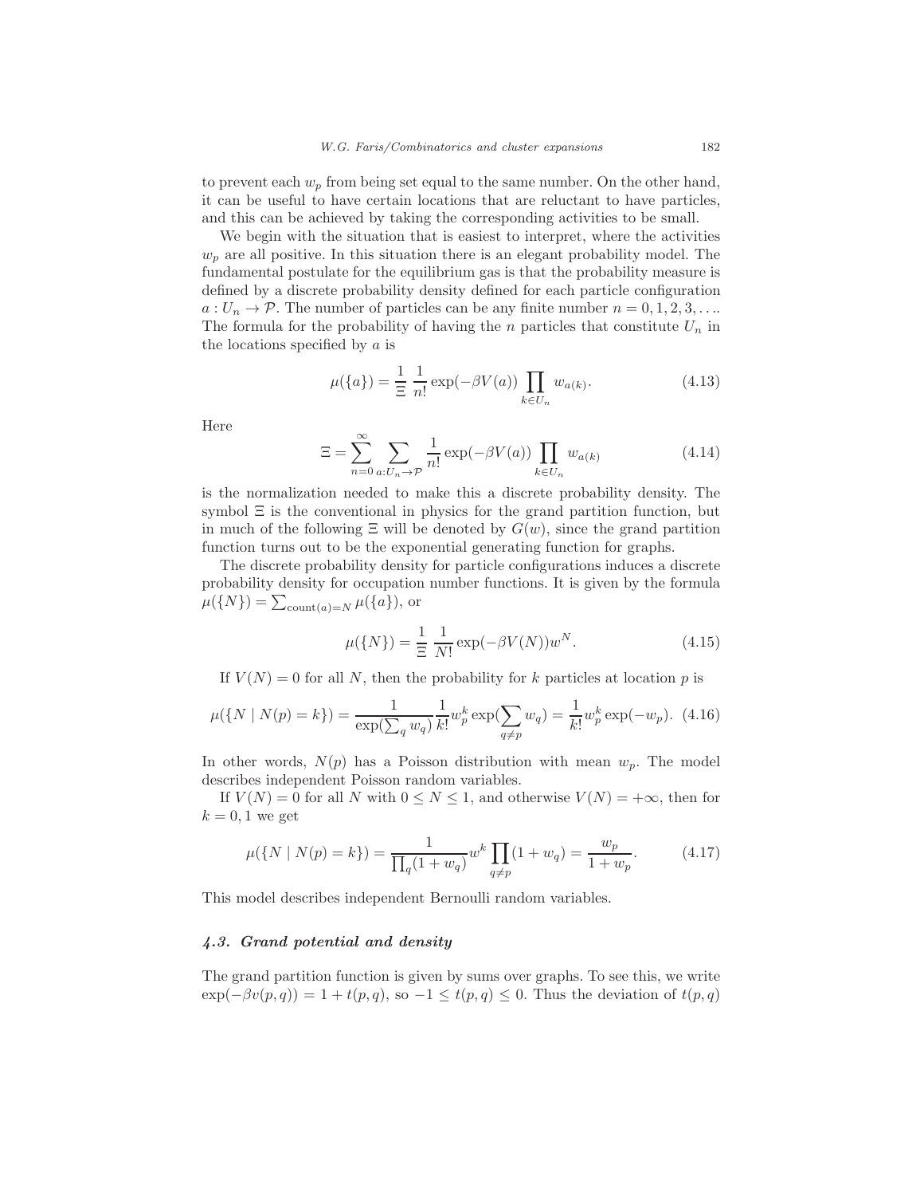to prevent each $w_p$ from being set equal to the same number. On the other hand, it can be useful to have certain locations that are reluctant to have particles, and this can be achieved by taking the corresponding activities to be small.

We begin with the situation that is easiest to interpret, where the activities $w_p$ are all positive. In this situation there is an elegant probability model. The fundamental postulate for the equilibrium gas is that the probability measure is defined by a discrete probability density defined for each particle configuration $a : U_n \to \mathcal{P}$. The number of particles can be any finite number $n = 0, 1, 2, 3, \ldots$. The formula for the probability of having the $n$ particles that constitute $U_n$ in the locations specified by $a$ is

$$\mu(\{a\}) = \frac{1}{\Xi} \frac{1}{n!} \exp(-\beta V(a)) \prod_{k \in U_n} w_{a(k)}. \tag{4.13}$$

Here

$$\Xi = \sum_{n=0}^{\infty} \sum_{a:U_n \to \mathcal{P}} \frac{1}{n!} \exp(-\beta V(a)) \prod_{k \in U_n} w_{a(k)} \tag{4.14}$$

is the normalization needed to make this a discrete probability density. The symbol $\Xi$ is the conventional in physics for the grand partition function, but in much of the following $\Xi$ will be denoted by $G(w)$, since the grand partition function turns out to be the exponential generating function for graphs.

The discrete probability density for particle configurations induces a discrete probability density for occupation number functions. It is given by the formula $\mu(\{N\}) = \sum_{\mathrm{count}(a)=N} \mu(\{a\})$, or

$$\mu(\{N\}) = \frac{1}{\Xi} \frac{1}{N!} \exp(-\beta V(N)) w^N. \tag{4.15}$$

If $V(N) = 0$ for all $N$, then the probability for $k$ particles at location $p$ is

$$\mu(\{N \mid N(p) = k\}) = \frac{1}{\exp(\sum_q w_q)} \frac{1}{k!} w_p^k \exp(\sum_{q \neq p} w_q) = \frac{1}{k!} w_p^k \exp(-w_p). \tag{4.16}$$

In other words, $N(p)$ has a Poisson distribution with mean $w_p$. The model describes independent Poisson random variables.

If $V(N) = 0$ for all $N$ with $0 \leq N \leq 1$, and otherwise $V(N) = +\infty$, then for $k = 0, 1$ we get

$$\mu(\{N \mid N(p) = k\}) = \frac{1}{\prod_q (1 + w_q)} w^k \prod_{q \neq p} (1 + w_q) = \frac{w_p}{1 + w_p}. \tag{4.17}$$

This model describes independent Bernoulli random variables.

### *4.3. Grand potential and density*

The grand partition function is given by sums over graphs. To see this, we write $\exp(-\beta v(p, q)) = 1 + t(p, q)$, so $-1 \leq t(p, q) \leq 0$. Thus the deviation of $t(p, q)$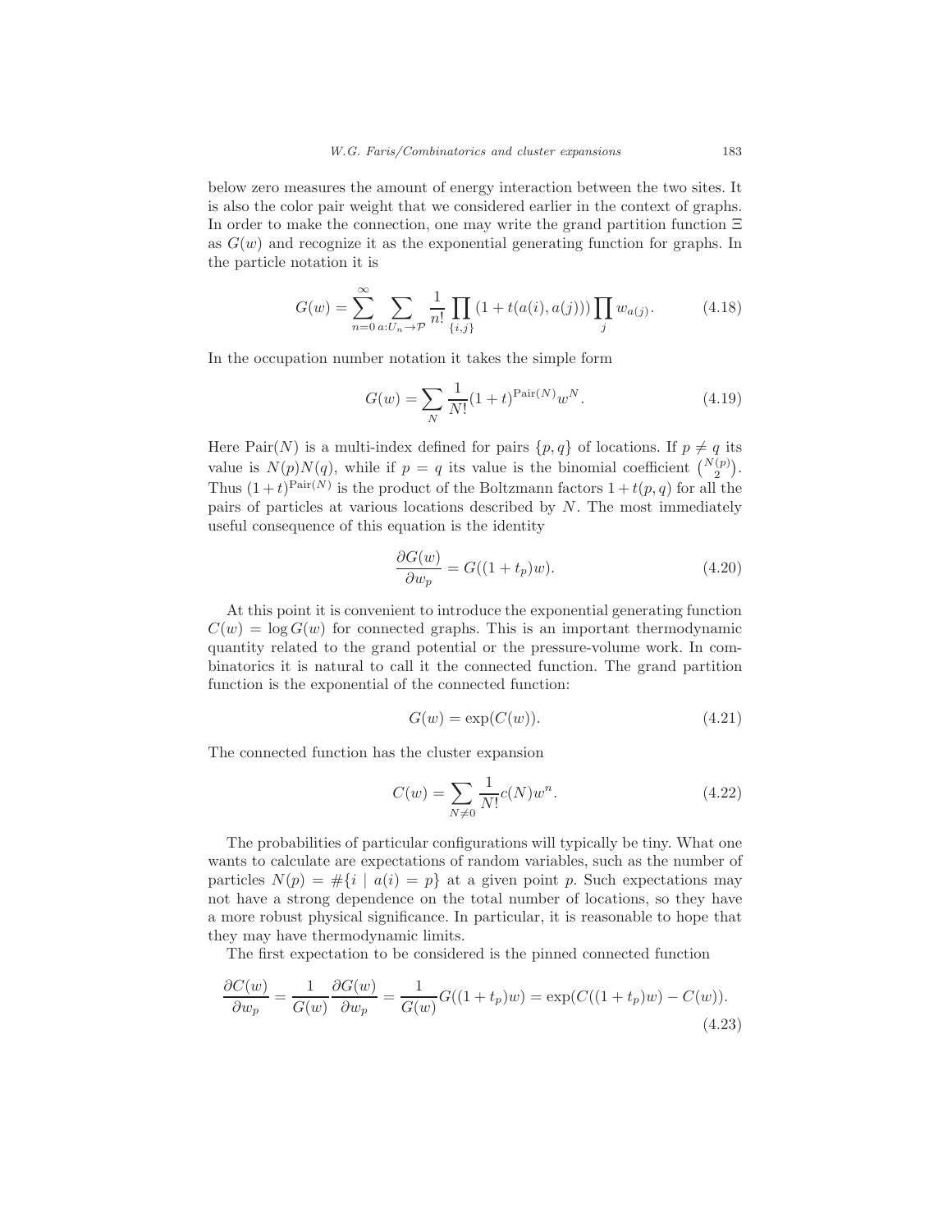below zero measures the amount of energy interaction between the two sites. It is also the color pair weight that we considered earlier in the context of graphs. In order to make the connection, one may write the grand partition function $\Xi$ as $G(w)$ and recognize it as the exponential generating function for graphs. In the particle notation it is

$$G(w) = \sum_{n=0}^{\infty} \sum_{a:U_n \to \mathcal{P}} \frac{1}{n!} \prod_{\{i,j\}} (1 + t(a(i), a(j))) \prod_j w_{a(j)}. \tag{4.18}$$

In the occupation number notation it takes the simple form

$$G(w) = \sum_N \frac{1}{N!} (1+t)^{\mathrm{Pair}(N)} w^N. \tag{4.19}$$

Here $\mathrm{Pair}(N)$ is a multi-index defined for pairs $\{p, q\}$ of locations. If $p \neq q$ its value is $N(p)N(q)$, while if $p = q$ its value is the binomial coefficient $\binom{N(p)}{2}$. Thus $(1+t)^{\mathrm{Pair}(N)}$ is the product of the Boltzmann factors $1 + t(p, q)$ for all the pairs of particles at various locations described by $N$. The most immediately useful consequence of this equation is the identity

$$\frac{\partial G(w)}{\partial w_p} = G((1 + t_p)w). \tag{4.20}$$

At this point it is convenient to introduce the exponential generating function $C(w) = \log G(w)$ for connected graphs. This is an important thermodynamic quantity related to the grand potential or the pressure-volume work. In combinatorics it is natural to call it the connected function. The grand partition function is the exponential of the connected function:

$$G(w) = \exp(C(w)). \tag{4.21}$$

The connected function has the cluster expansion

$$C(w) = \sum_{N \neq 0} \frac{1}{N!} c(N) w^n. \tag{4.22}$$

The probabilities of particular configurations will typically be tiny. What one wants to calculate are expectations of random variables, such as the number of particles $N(p) = \#\{i \mid a(i) = p\}$ at a given point $p$. Such expectations may not have a strong dependence on the total number of locations, so they have a more robust physical significance. In particular, it is reasonable to hope that they may have thermodynamic limits.

The first expectation to be considered is the pinned connected function

$$\frac{\partial C(w)}{\partial w_p} = \frac{1}{G(w)} \frac{\partial G(w)}{\partial w_p} = \frac{1}{G(w)} G((1+t_p)w) = \exp(C((1+t_p)w) - C(w)). \tag{4.23}$$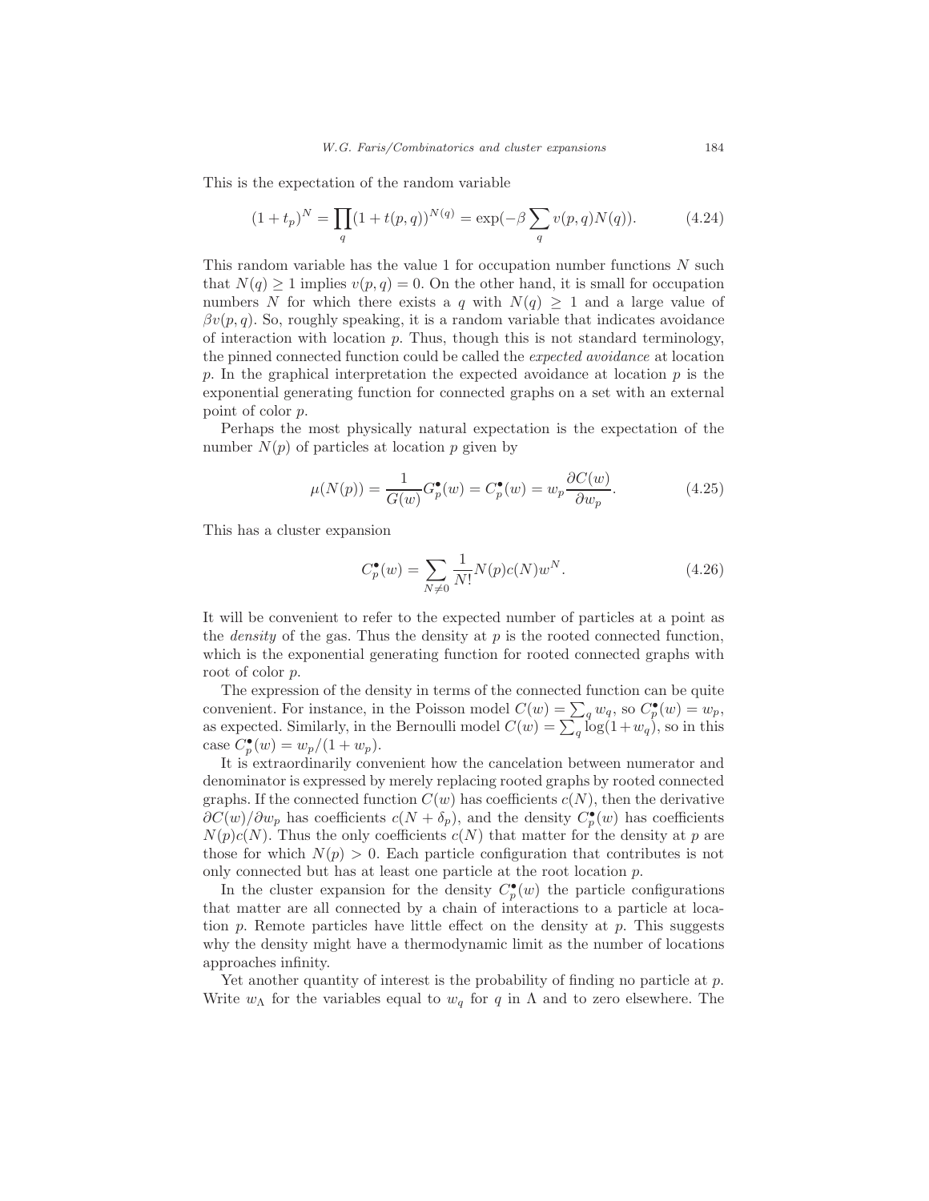This is the expectation of the random variable

$$(1 + t_p)^N = \prod_q (1 + t(p, q))^{N(q)} = \exp(-\beta \sum_q v(p, q) N(q)). \tag{4.24}$$

This random variable has the value 1 for occupation number functions $N$ such that $N(q) \geq 1$ implies $v(p, q) = 0$. On the other hand, it is small for occupation numbers $N$ for which there exists a $q$ with $N(q) \geq 1$ and a large value of $\beta v(p, q)$. So, roughly speaking, it is a random variable that indicates avoidance of interaction with location $p$. Thus, though this is not standard terminology, the pinned connected function could be called the *expected avoidance* at location $p$. In the graphical interpretation the expected avoidance at location $p$ is the exponential generating function for connected graphs on a set with an external point of color $p$.

Perhaps the most physically natural expectation is the expectation of the number $N(p)$ of particles at location $p$ given by

$$\mu(N(p)) = \frac{1}{G(w)} G_p^\bullet(w) = C_p^\bullet(w) = w_p \frac{\partial C(w)}{\partial w_p}. \tag{4.25}$$

This has a cluster expansion

$$C_p^\bullet(w) = \sum_{N \neq 0} \frac{1}{N!} N(p) c(N) w^N. \tag{4.26}$$

It will be convenient to refer to the expected number of particles at a point as the *density* of the gas. Thus the density at $p$ is the rooted connected function, which is the exponential generating function for rooted connected graphs with root of color $p$.

The expression of the density in terms of the connected function can be quite convenient. For instance, in the Poisson model $C(w) = \sum_q w_q$, so $C_p^\bullet(w) = w_p$, as expected. Similarly, in the Bernoulli model $C(w) = \sum_q \log(1 + w_q)$, so in this case $C_p^\bullet(w) = w_p/(1 + w_p)$.

It is extraordinarily convenient how the cancelation between numerator and denominator is expressed by merely replacing rooted graphs by rooted connected graphs. If the connected function $C(w)$ has coefficients $c(N)$, then the derivative $\partial C(w)/\partial w_p$ has coefficients $c(N + \delta_p)$, and the density $C_p^\bullet(w)$ has coefficients $N(p)c(N)$. Thus the only coefficients $c(N)$ that matter for the density at $p$ are those for which $N(p) > 0$. Each particle configuration that contributes is not only connected but has at least one particle at the root location $p$.

In the cluster expansion for the density $C_p^\bullet(w)$ the particle configurations that matter are all connected by a chain of interactions to a particle at location $p$. Remote particles have little effect on the density at $p$. This suggests why the density might have a thermodynamic limit as the number of locations approaches infinity.

Yet another quantity of interest is the probability of finding no particle at $p$. Write $w_\Lambda$ for the variables equal to $w_q$ for $q$ in $\Lambda$ and to zero elsewhere. The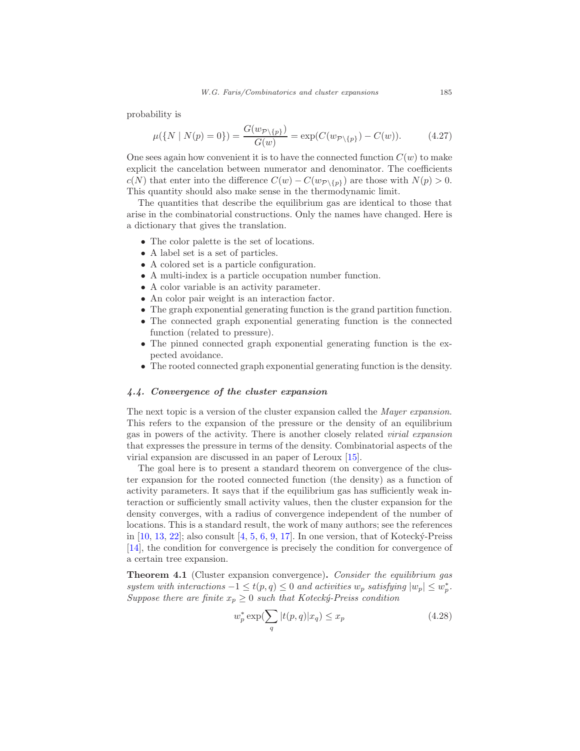probability is

$$\mu(\{N \mid N(p) = 0\}) = \frac{G(w_{\mathcal{P}\setminus\{p\}})}{G(w)} = \exp(C(w_{\mathcal{P}\setminus\{p\}}) - C(w)). \tag{4.27}$$

One sees again how convenient it is to have the connected function $C(w)$ to make explicit the cancelation between numerator and denominator. The coefficients $c(N)$ that enter into the difference $C(w) - C(w_{\mathcal{P}\setminus\{p\}})$ are those with $N(p) > 0$. This quantity should also make sense in the thermodynamic limit.

The quantities that describe the equilibrium gas are identical to those that arise in the combinatorial constructions. Only the names have changed. Here is a dictionary that gives the translation.

- The color palette is the set of locations.
- A label set is a set of particles.
- A colored set is a particle configuration.
- A multi-index is a particle occupation number function.
- A color variable is an activity parameter.
- An color pair weight is an interaction factor.
- The graph exponential generating function is the grand partition function.
- The connected graph exponential generating function is the connected function (related to pressure).
- The pinned connected graph exponential generating function is the expected avoidance.
- The rooted connected graph exponential generating function is the density.

### *4.4. Convergence of the cluster expansion*

The next topic is a version of the cluster expansion called the *Mayer expansion*. This refers to the expansion of the pressure or the density of an equilibrium gas in powers of the activity. There is another closely related *virial expansion* that expresses the pressure in terms of the density. Combinatorial aspects of the virial expansion are discussed in an paper of Leroux [15].

The goal here is to present a standard theorem on convergence of the cluster expansion for the rooted connected function (the density) as a function of activity parameters. It says that if the equilibrium gas has sufficiently weak interaction or sufficiently small activity values, then the cluster expansion for the density converges, with a radius of convergence independent of the number of locations. This is a standard result, the work of many authors; see the references in [10, 13, 22]; also consult [4, 5, 6, 9, 17]. In one version, that of Kotecký-Preiss [14], the condition for convergence is precisely the condition for convergence of a certain tree expansion.

**Theorem 4.1** (Cluster expansion convergence)**.** *Consider the equilibrium gas system with interactions $-1 \leq t(p, q) \leq 0$ and activities $w_p$ satisfying $|w_p| \leq w_p^*$. Suppose there are finite $x_p \geq 0$ such that Kotecký-Preiss condition*

$$w_p^* \exp\left(\sum_q |t(p, q)| x_q\right) \leq x_p \tag{4.28}$$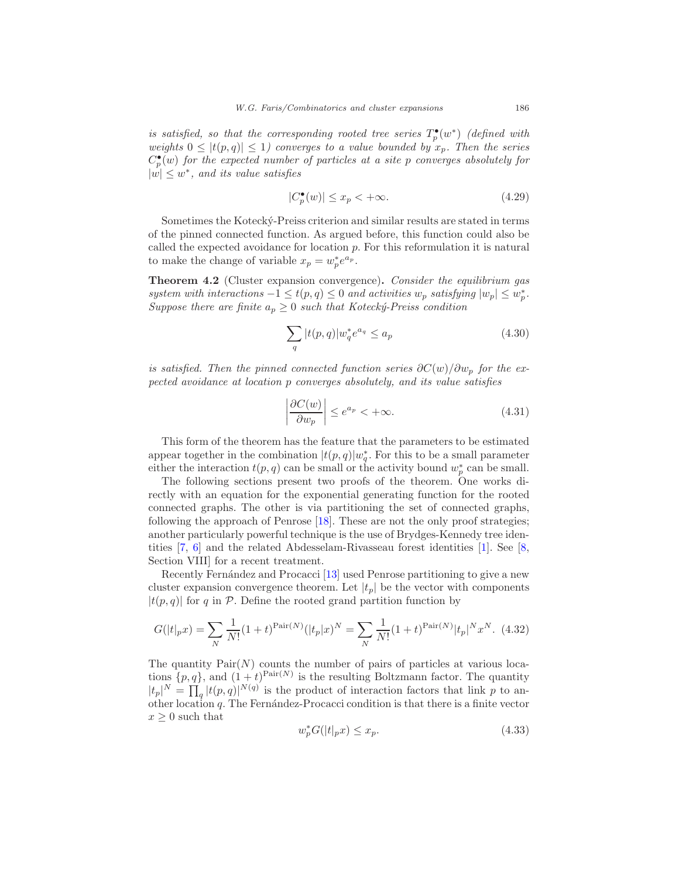*is satisfied, so that the corresponding rooted tree series $T_p^\bullet(w^*)$ (defined with weights $0 \leq |t(p,q)| \leq 1$) converges to a value bounded by $x_p$. Then the series $C_p^\bullet(w)$ for the expected number of particles at a site $p$ converges absolutely for $|w| \leq w^*$, and its value satisfies*

$$|C_p^\bullet(w)| \leq x_p < +\infty. \tag{4.29}$$

Sometimes the Kotecký-Preiss criterion and similar results are stated in terms of the pinned connected function. As argued before, this function could also be called the expected avoidance for location $p$. For this reformulation it is natural to make the change of variable $x_p = w_p^* e^{a_p}$.

**Theorem 4.2** (Cluster expansion convergence)**.** *Consider the equilibrium gas system with interactions $-1 \leq t(p,q) \leq 0$ and activities $w_p$ satisfying $|w_p| \leq w_p^*$. Suppose there are finite $a_p \geq 0$ such that Kotecký-Preiss condition*

$$\sum_q |t(p,q)| w_q^* e^{a_q} \leq a_p \tag{4.30}$$

*is satisfied. Then the pinned connected function series $\partial C(w)/\partial w_p$ for the expected avoidance at location $p$ converges absolutely, and its value satisfies*

$$\left| \frac{\partial C(w)}{\partial w_p} \right| \leq e^{a_p} < +\infty. \tag{4.31}$$

This form of the theorem has the feature that the parameters to be estimated appear together in the combination $|t(p,q)|w_q^*$. For this to be a small parameter either the interaction $t(p,q)$ can be small or the activity bound $w_p^*$ can be small.

The following sections present two proofs of the theorem. One works directly with an equation for the exponential generating function for the rooted connected graphs. The other is via partitioning the set of connected graphs, following the approach of Penrose [18]. These are not the only proof strategies; another particularly powerful technique is the use of Brydges-Kennedy tree identities [7, 6] and the related Abdesselam-Rivasseau forest identities [1]. See [8, Section VIII] for a recent treatment.

Recently Fernández and Procacci [13] used Penrose partitioning to give a new cluster expansion convergence theorem. Let $|t_p|$ be the vector with components $|t(p,q)|$ for $q$ in $\mathcal{P}$. Define the rooted grand partition function by

$$G(|t|_p x) = \sum_N \frac{1}{N!}(1+t)^{\mathrm{Pair}(N)}(|t_p|x)^N = \sum_N \frac{1}{N!}(1+t)^{\mathrm{Pair}(N)}|t_p|^N x^N. \tag{4.32}$$

The quantity $\mathrm{Pair}(N)$ counts the number of pairs of particles at various locations $\{p,q\}$, and $(1+t)^{\mathrm{Pair}(N)}$ is the resulting Boltzmann factor. The quantity $|t_p|^N = \prod_q |t(p,q)|^{N(q)}$ is the product of interaction factors that link $p$ to another location $q$. The Fernández-Procacci condition is that there is a finite vector $x \geq 0$ such that

$$w_p^* G(|t|_p x) \leq x_p. \tag{4.33}$$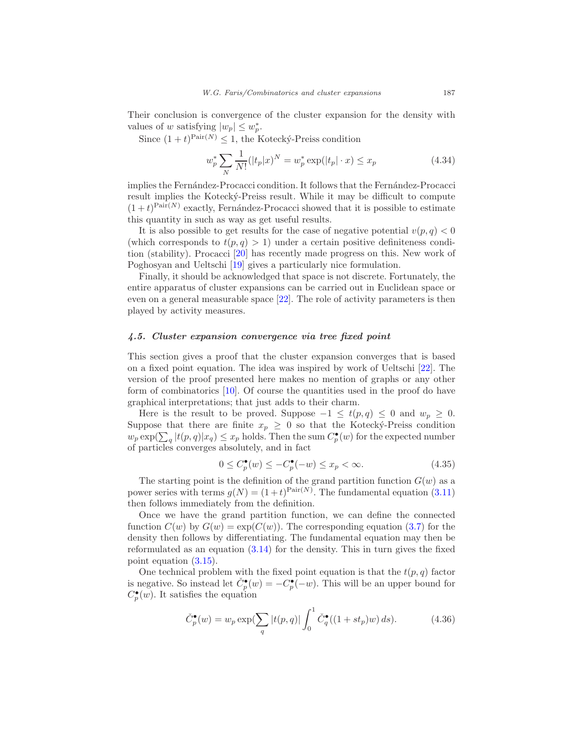Their conclusion is convergence of the cluster expansion for the density with values of $w$ satisfying $|w_p| \leq w_p^*$.

Since $(1+t)^{\mathrm{Pair}(N)} \leq 1$, the Kotecký-Preiss condition

$$w_p^* \sum_N \frac{1}{N!}(|t_p|x)^N = w_p^* \exp(|t_p| \cdot x) \leq x_p \tag{4.34}$$

implies the Fernández-Procacci condition. It follows that the Fernández-Procacci result implies the Kotecký-Preiss result. While it may be difficult to compute $(1+t)^{\mathrm{Pair}(N)}$ exactly, Fernández-Procacci showed that it is possible to estimate this quantity in such as way as get useful results.

It is also possible to get results for the case of negative potential $v(p,q) < 0$ (which corresponds to $t(p,q) > 1$) under a certain positive definiteness condition (stability). Procacci [20] has recently made progress on this. New work of Poghosyan and Ueltschi [19] gives a particularly nice formulation.

Finally, it should be acknowledged that space is not discrete. Fortunately, the entire apparatus of cluster expansions can be carried out in Euclidean space or even on a general measurable space [22]. The role of activity parameters is then played by activity measures.

### *4.5. Cluster expansion convergence via tree fixed point*

This section gives a proof that the cluster expansion converges that is based on a fixed point equation. The idea was inspired by work of Ueltschi [22]. The version of the proof presented here makes no mention of graphs or any other form of combinatorics [10]. Of course the quantities used in the proof do have graphical interpretations; that just adds to their charm.

Here is the result to be proved. Suppose $-1 \leq t(p,q) \leq 0$ and $w_p \geq 0$. Suppose that there are finite $x_p \geq 0$ so that the Kotecký-Preiss condition $w_p \exp(\sum_q |t(p,q)| x_q) \leq x_p$ holds. Then the sum $C_p^\bullet(w)$ for the expected number of particles converges absolutely, and in fact

$$0 \leq C_p^\bullet(w) \leq -C_p^\bullet(-w) \leq x_p < \infty. \tag{4.35}$$

The starting point is the definition of the grand partition function $G(w)$ as a power series with terms $g(N) = (1+t)^{\mathrm{Pair}(N)}$. The fundamental equation (3.11) then follows immediately from the definition.

Once we have the grand partition function, we can define the connected function $C(w)$ by $G(w) = \exp(C(w))$. The corresponding equation (3.7) for the density then follows by differentiating. The fundamental equation may then be reformulated as an equation (3.14) for the density. This in turn gives the fixed point equation (3.15).

One technical problem with the fixed point equation is that the $t(p,q)$ factor is negative. So instead let $\check{C}_p^\bullet(w) = -C_p^\bullet(-w)$. This will be an upper bound for $C_p^\bullet(w)$. It satisfies the equation

$$\check{C}_p^\bullet(w) = w_p \exp(\sum_q |t(p,q)| \int_0^1 \check{C}_q^\bullet((1+st_p)w)\, ds). \tag{4.36}$$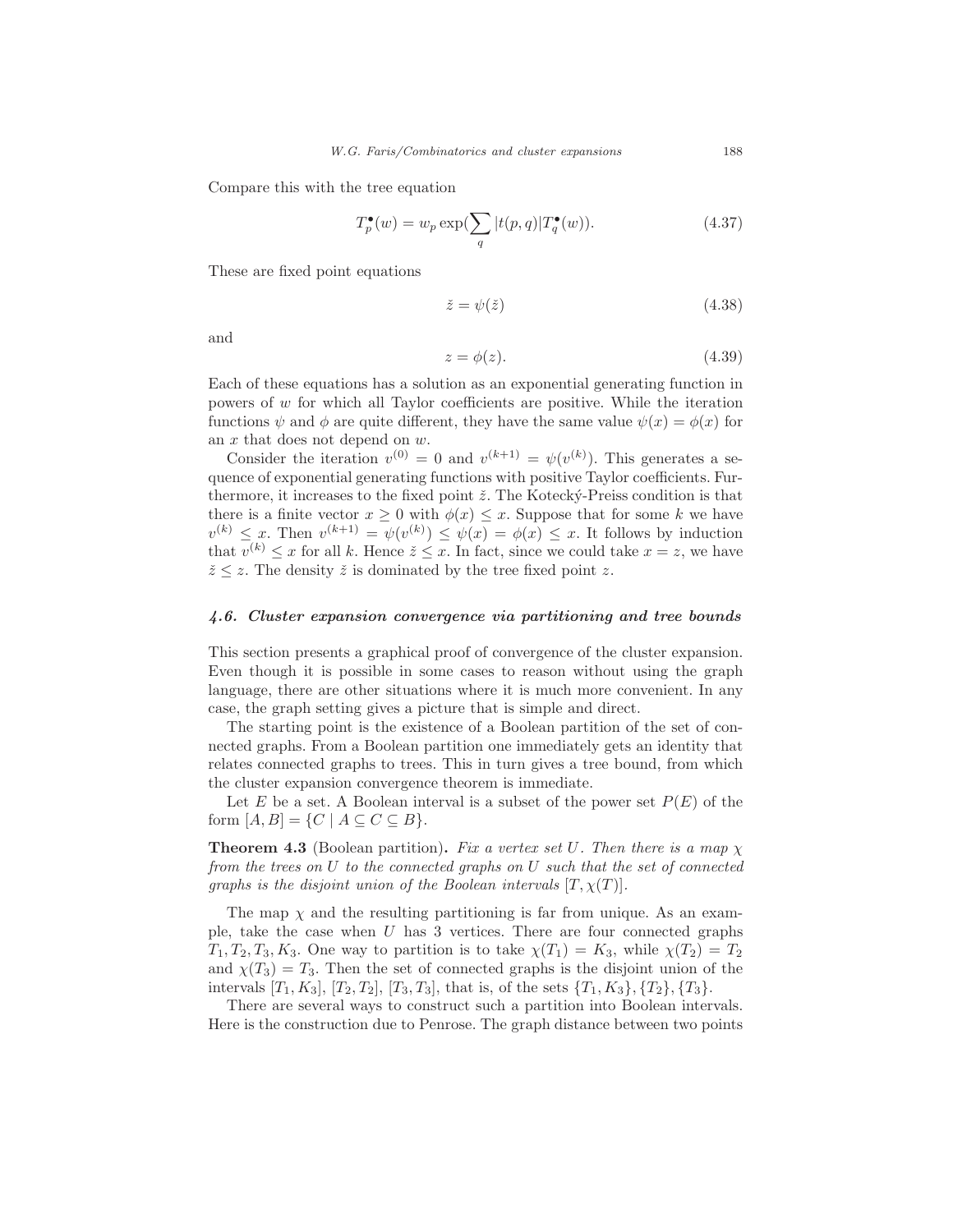Compare this with the tree equation

$$T_p^\bullet(w) = w_p \exp(\sum_q |t(p,q)| T_q^\bullet(w)). \tag{4.37}$$

These are fixed point equations

$$\check{z} = \psi(\check{z}) \tag{4.38}$$

and

$$z = \phi(z). \tag{4.39}$$

Each of these equations has a solution as an exponential generating function in powers of $w$ for which all Taylor coefficients are positive. While the iteration functions $\psi$ and $\phi$ are quite different, they have the same value $\psi(x) = \phi(x)$ for an $x$ that does not depend on $w$.

Consider the iteration $v^{(0)} = 0$ and $v^{(k+1)} = \psi(v^{(k)})$. This generates a sequence of exponential generating functions with positive Taylor coefficients. Furthermore, it increases to the fixed point $\check{z}$. The Kotecký-Preiss condition is that there is a finite vector $x \geq 0$ with $\phi(x) \leq x$. Suppose that for some $k$ we have $v^{(k)} \leq x$. Then $v^{(k+1)} = \psi(v^{(k)}) \leq \psi(x) = \phi(x) \leq x$. It follows by induction that $v^{(k)} \leq x$ for all $k$. Hence $\check{z} \leq x$. In fact, since we could take $x = z$, we have $\check{z} \leq z$. The density $\check{z}$ is dominated by the tree fixed point $z$.

### *4.6. Cluster expansion convergence via partitioning and tree bounds*

This section presents a graphical proof of convergence of the cluster expansion. Even though it is possible in some cases to reason without using the graph language, there are other situations where it is much more convenient. In any case, the graph setting gives a picture that is simple and direct.

The starting point is the existence of a Boolean partition of the set of connected graphs. From a Boolean partition one immediately gets an identity that relates connected graphs to trees. This in turn gives a tree bound, from which the cluster expansion convergence theorem is immediate.

Let $E$ be a set. A Boolean interval is a subset of the power set $P(E)$ of the form $[A, B] = \{C \mid A \subseteq C \subseteq B\}$.

**Theorem 4.3** (Boolean partition). *Fix a vertex set $U$. Then there is a map $\chi$ from the trees on $U$ to the connected graphs on $U$ such that the set of connected graphs is the disjoint union of the Boolean intervals $[T, \chi(T)]$.*

The map $\chi$ and the resulting partitioning is far from unique. As an example, take the case when $U$ has 3 vertices. There are four connected graphs $T_1, T_2, T_3, K_3$. One way to partition is to take $\chi(T_1) = K_3$, while $\chi(T_2) = T_2$ and $\chi(T_3) = T_3$. Then the set of connected graphs is the disjoint union of the intervals $[T_1, K_3]$, $[T_2, T_2]$, $[T_3, T_3]$, that is, of the sets $\{T_1, K_3\}, \{T_2\}, \{T_3\}$.

There are several ways to construct such a partition into Boolean intervals. Here is the construction due to Penrose. The graph distance between two points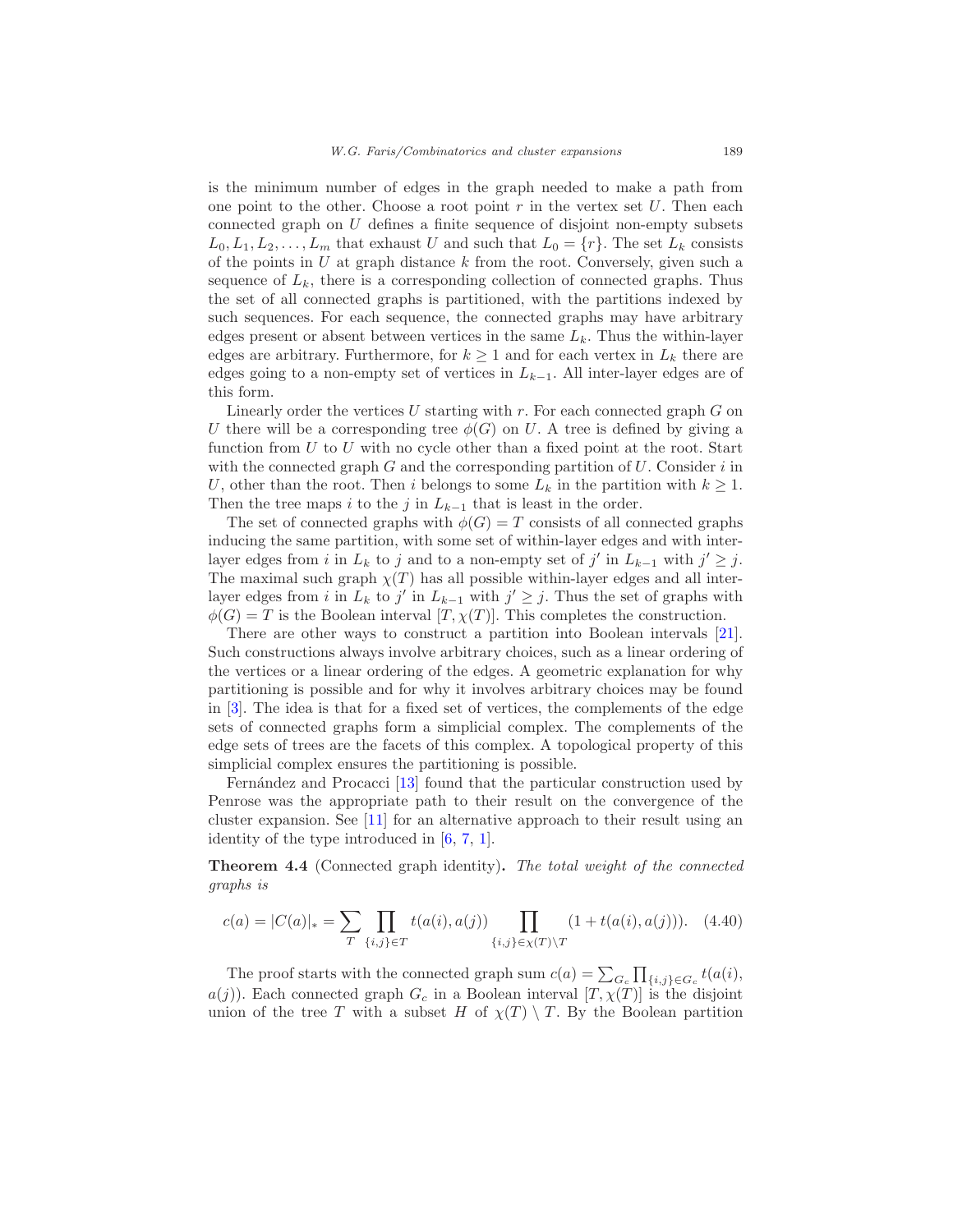is the minimum number of edges in the graph needed to make a path from one point to the other. Choose a root point $r$ in the vertex set $U$. Then each connected graph on $U$ defines a finite sequence of disjoint non-empty subsets $L_0, L_1, L_2, \ldots, L_m$ that exhaust $U$ and such that $L_0 = \{r\}$. The set $L_k$ consists of the points in $U$ at graph distance $k$ from the root. Conversely, given such a sequence of $L_k$, there is a corresponding collection of connected graphs. Thus the set of all connected graphs is partitioned, with the partitions indexed by such sequences. For each sequence, the connected graphs may have arbitrary edges present or absent between vertices in the same $L_k$. Thus the within-layer edges are arbitrary. Furthermore, for $k \geq 1$ and for each vertex in $L_k$ there are edges going to a non-empty set of vertices in $L_{k-1}$. All inter-layer edges are of this form.

Linearly order the vertices $U$ starting with $r$. For each connected graph $G$ on $U$ there will be a corresponding tree $\phi(G)$ on $U$. A tree is defined by giving a function from $U$ to $U$ with no cycle other than a fixed point at the root. Start with the connected graph $G$ and the corresponding partition of $U$. Consider $i$ in $U$, other than the root. Then $i$ belongs to some $L_k$ in the partition with $k \geq 1$. Then the tree maps $i$ to the $j$ in $L_{k-1}$ that is least in the order.

The set of connected graphs with $\phi(G) = T$ consists of all connected graphs inducing the same partition, with some set of within-layer edges and with inter-layer edges from $i$ in $L_k$ to $j$ and to a non-empty set of $j'$ in $L_{k-1}$ with $j' \geq j$. The maximal such graph $\chi(T)$ has all possible within-layer edges and all inter-layer edges from $i$ in $L_k$ to $j'$ in $L_{k-1}$ with $j' \geq j$. Thus the set of graphs with $\phi(G) = T$ is the Boolean interval $[T, \chi(T)]$. This completes the construction.

There are other ways to construct a partition into Boolean intervals [21]. Such constructions always involve arbitrary choices, such as a linear ordering of the vertices or a linear ordering of the edges. A geometric explanation for why partitioning is possible and for why it involves arbitrary choices may be found in [3]. The idea is that for a fixed set of vertices, the complements of the edge sets of connected graphs form a simplicial complex. The complements of the edge sets of trees are the facets of this complex. A topological property of this simplicial complex ensures the partitioning is possible.

Fernández and Procacci [13] found that the particular construction used by Penrose was the appropriate path to their result on the convergence of the cluster expansion. See [11] for an alternative approach to their result using an identity of the type introduced in [6, 7, 1].

**Theorem 4.4** (Connected graph identity)**.** *The total weight of the connected graphs is*

$$c(a) = |C(a)|_* = \sum_T \prod_{\{i,j\} \in T} t(a(i), a(j)) \prod_{\{i,j\} \in \chi(T) \setminus T} (1 + t(a(i), a(j))). \quad (4.40)$$

The proof starts with the connected graph sum $c(a) = \sum_{G_c} \prod_{\{i,j\} \in G_c} t(a(i), a(j))$. Each connected graph $G_c$ in a Boolean interval $[T, \chi(T)]$ is the disjoint union of the tree $T$ with a subset $H$ of $\chi(T) \setminus T$. By the Boolean partition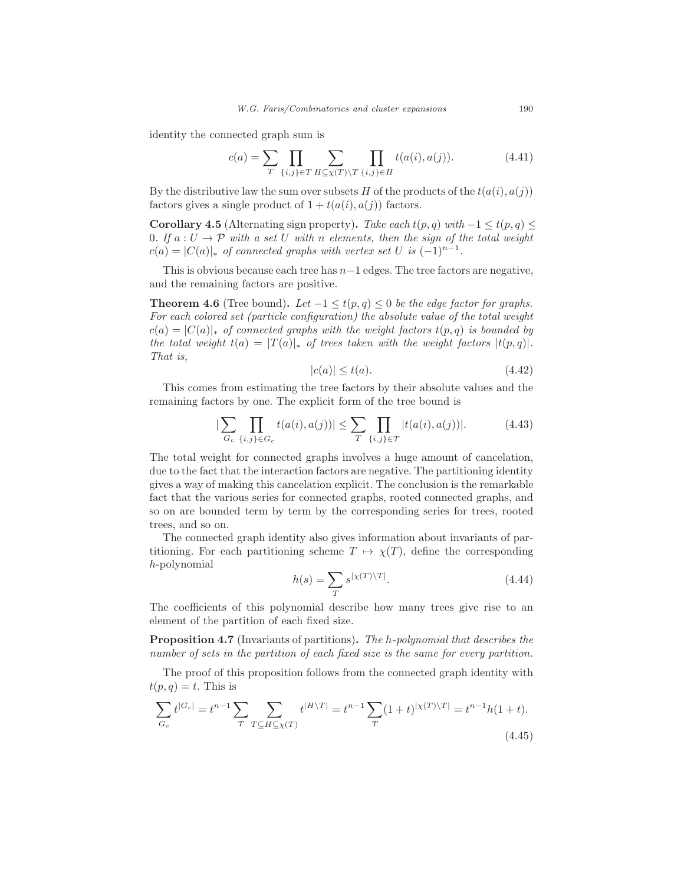identity the connected graph sum is

$$c(a) = \sum_T \prod_{\{i,j\} \in T} \sum_{H \subseteq \chi(T) \setminus T} \prod_{\{i,j\} \in H} t(a(i), a(j)). \tag{4.41}$$

By the distributive law the sum over subsets $H$ of the products of the $t(a(i), a(j))$ factors gives a single product of $1 + t(a(i), a(j))$ factors.

**Corollary 4.5** (Alternating sign property)**.** *Take each $t(p, q)$ with $-1 \leq t(p, q) \leq 0$. If $a : U \to \mathcal{P}$ with a set $U$ with $n$ elements, then the sign of the total weight $c(a) = |C(a)|_*$ of connected graphs with vertex set $U$ is $(-1)^{n-1}$.*

This is obvious because each tree has $n-1$ edges. The tree factors are negative, and the remaining factors are positive.

**Theorem 4.6** (Tree bound)**.** *Let $-1 \leq t(p, q) \leq 0$ be the edge factor for graphs. For each colored set (particle configuration) the absolute value of the total weight $c(a) = |C(a)|_*$ of connected graphs with the weight factors $t(p, q)$ is bounded by the total weight $t(a) = |T(a)|_*$ of trees taken with the weight factors $|t(p, q)|$. That is,*

$$|c(a)| \leq t(a). \tag{4.42}$$

This comes from estimating the tree factors by their absolute values and the remaining factors by one. The explicit form of the tree bound is

$$|\sum_{G_c} \prod_{\{i,j\} \in G_c} t(a(i), a(j))| \leq \sum_T \prod_{\{i,j\} \in T} |t(a(i), a(j))|. \tag{4.43}$$

The total weight for connected graphs involves a huge amount of cancelation, due to the fact that the interaction factors are negative. The partitioning identity gives a way of making this cancelation explicit. The conclusion is the remarkable fact that the various series for connected graphs, rooted connected graphs, and so on are bounded term by term by the corresponding series for trees, rooted trees, and so on.

The connected graph identity also gives information about invariants of partitioning. For each partitioning scheme $T \mapsto \chi(T)$, define the corresponding $h$-polynomial

$$h(s) = \sum_T s^{|\chi(T) \setminus T|}. \tag{4.44}$$

The coefficients of this polynomial describe how many trees give rise to an element of the partition of each fixed size.

**Proposition 4.7** (Invariants of partitions)**.** *The $h$-polynomial that describes the number of sets in the partition of each fixed size is the same for every partition.*

The proof of this proposition follows from the connected graph identity with $t(p, q) = t$. This is

$$\sum_{G_c} t^{|G_c|} = t^{n-1} \sum_T \sum_{T \subseteq H \subseteq \chi(T)} t^{|H \setminus T|} = t^{n-1} \sum_T (1+t)^{|\chi(T) \setminus T|} = t^{n-1} h(1+t). \tag{4.45}$$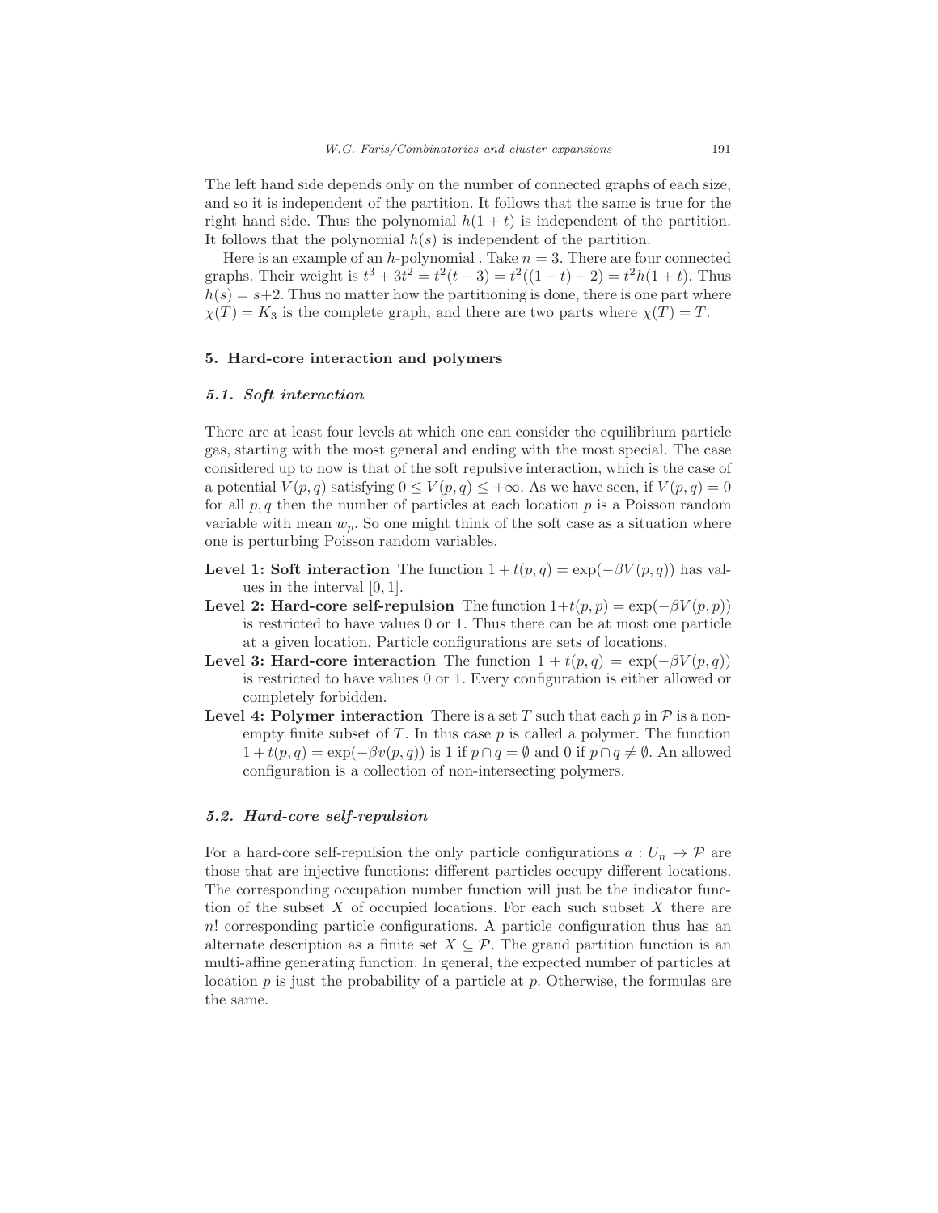The left hand side depends only on the number of connected graphs of each size, and so it is independent of the partition. It follows that the same is true for the right hand side. Thus the polynomial $h(1+t)$ is independent of the partition. It follows that the polynomial $h(s)$ is independent of the partition.

Here is an example of an $h$-polynomial . Take $n = 3$. There are four connected graphs. Their weight is $t^3 + 3t^2 = t^2(t+3) = t^2((1+t)+2) = t^2 h(1+t)$. Thus $h(s) = s+2$. Thus no matter how the partitioning is done, there is one part where $\chi(T) = K_3$ is the complete graph, and there are two parts where $\chi(T) = T$.

## 5. Hard-core interaction and polymers

### *5.1. Soft interaction*

There are at least four levels at which one can consider the equilibrium particle gas, starting with the most general and ending with the most special. The case considered up to now is that of the soft repulsive interaction, which is the case of a potential $V(p,q)$ satisfying $0 \leq V(p,q) \leq +\infty$. As we have seen, if $V(p,q) = 0$ for all $p,q$ then the number of particles at each location $p$ is a Poisson random variable with mean $w_p$. So one might think of the soft case as a situation where one is perturbing Poisson random variables.

- **Level 1: Soft interaction** The function $1 + t(p,q) = \exp(-\beta V(p,q))$ has values in the interval $[0,1]$.
- **Level 2: Hard-core self-repulsion** The function $1+t(p,p) = \exp(-\beta V(p,p))$ is restricted to have values 0 or 1. Thus there can be at most one particle at a given location. Particle configurations are sets of locations.
- **Level 3: Hard-core interaction** The function $1 + t(p,q) = \exp(-\beta V(p,q))$ is restricted to have values 0 or 1. Every configuration is either allowed or completely forbidden.
- **Level 4: Polymer interaction** There is a set $T$ such that each $p$ in $\mathcal{P}$ is a nonempty finite subset of $T$. In this case $p$ is called a polymer. The function $1 + t(p,q) = \exp(-\beta v(p,q))$ is 1 if $p \cap q = \emptyset$ and 0 if $p \cap q \neq \emptyset$. An allowed configuration is a collection of non-intersecting polymers.

### *5.2. Hard-core self-repulsion*

For a hard-core self-repulsion the only particle configurations $a : U_n \to \mathcal{P}$ are those that are injective functions: different particles occupy different locations. The corresponding occupation number function will just be the indicator function of the subset $X$ of occupied locations. For each such subset $X$ there are $n!$ corresponding particle configurations. A particle configuration thus has an alternate description as a finite set $X \subseteq \mathcal{P}$. The grand partition function is an multi-affine generating function. In general, the expected number of particles at location $p$ is just the probability of a particle at $p$. Otherwise, the formulas are the same.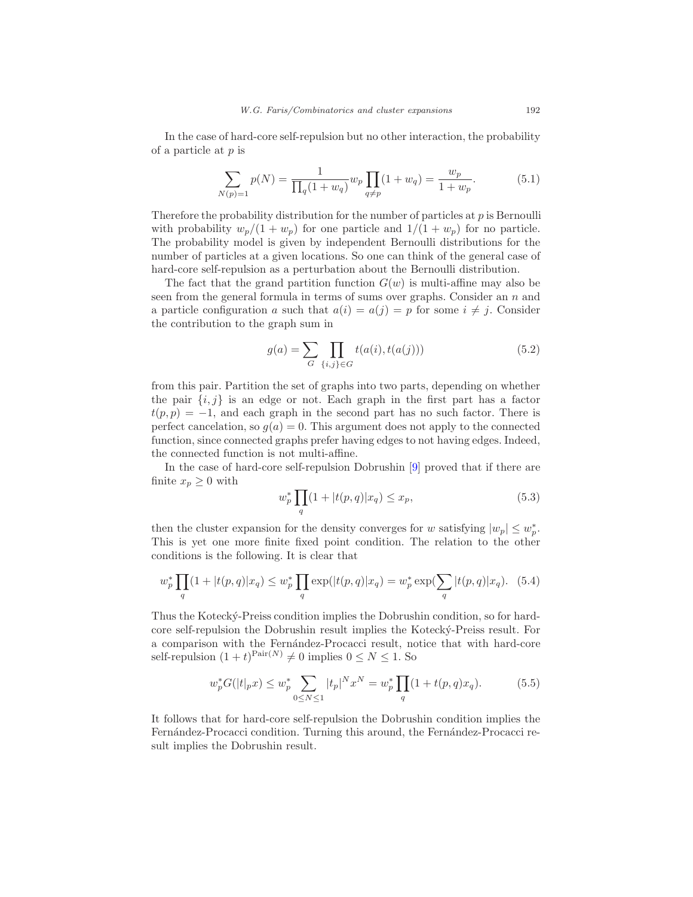In the case of hard-core self-repulsion but no other interaction, the probability of a particle at $p$ is

$$\sum_{N(p)=1} p(N) = \frac{1}{\prod_q (1+w_q)} w_p \prod_{q \neq p} (1+w_q) = \frac{w_p}{1+w_p}. \tag{5.1}$$

Therefore the probability distribution for the number of particles at $p$ is Bernoulli with probability $w_p/(1+w_p)$ for one particle and $1/(1+w_p)$ for no particle. The probability model is given by independent Bernoulli distributions for the number of particles at a given locations. So one can think of the general case of hard-core self-repulsion as a perturbation about the Bernoulli distribution.

The fact that the grand partition function $G(w)$ is multi-affine may also be seen from the general formula in terms of sums over graphs. Consider an $n$ and a particle configuration $a$ such that $a(i) = a(j) = p$ for some $i \neq j$. Consider the contribution to the graph sum in

$$g(a) = \sum_G \prod_{\{i,j\} \in G} t(a(i), t(a(j))) \tag{5.2}$$

from this pair. Partition the set of graphs into two parts, depending on whether the pair $\{i, j\}$ is an edge or not. Each graph in the first part has a factor $t(p, p) = -1$, and each graph in the second part has no such factor. There is perfect cancelation, so $g(a) = 0$. This argument does not apply to the connected function, since connected graphs prefer having edges to not having edges. Indeed, the connected function is not multi-affine.

In the case of hard-core self-repulsion Dobrushin [9] proved that if there are finite $x_p \geq 0$ with

$$w_p^* \prod_q (1 + |t(p,q)| x_q) \leq x_p, \tag{5.3}$$

then the cluster expansion for the density converges for $w$ satisfying $|w_p| \leq w_p^*$. This is yet one more finite fixed point condition. The relation to the other conditions is the following. It is clear that

$$w_p^* \prod_q (1 + |t(p,q)| x_q) \leq w_p^* \prod_q \exp(|t(p,q)| x_q) = w_p^* \exp(\sum_q |t(p,q)| x_q). \tag{5.4}$$

Thus the Kotecký-Preiss condition implies the Dobrushin condition, so for hard-core self-repulsion the Dobrushin result implies the Kotecký-Preiss result. For a comparison with the Fernández-Procacci result, notice that with hard-core self-repulsion $(1+t)^{\mathrm{Pair}(N)} \neq 0$ implies $0 \leq N \leq 1$. So

$$w_p^* G(|t|_p x) \leq w_p^* \sum_{0 \leq N \leq 1} |t_p|^N x^N = w_p^* \prod_q (1 + t(p,q) x_q). \tag{5.5}$$

It follows that for hard-core self-repulsion the Dobrushin condition implies the Fernández-Procacci condition. Turning this around, the Fernández-Procacci result implies the Dobrushin result.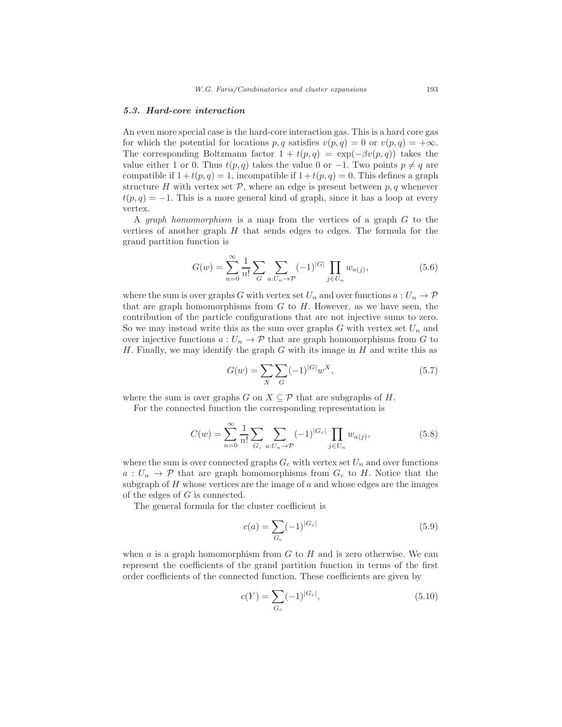### *5.3. Hard-core interaction*

An even more special case is the hard-core interaction gas. This is a hard core gas for which the potential for locations $p, q$ satisfies $v(p, q) = 0$ or $v(p, q) = +\infty$. The corresponding Boltzmann factor $1 + t(p, q) = \exp(-\beta v(p, q))$ takes the value either 1 or 0. Thus $t(p, q)$ takes the value 0 or $-1$. Two points $p \neq q$ are compatible if $1 + t(p, q) = 1$, incompatible if $1 + t(p, q) = 0$. This defines a graph structure $H$ with vertex set $\mathcal{P}$, where an edge is present between $p, q$ whenever $t(p, q) = -1$. This is a more general kind of graph, since it has a loop at every vertex.

A *graph homomorphism* is a map from the vertices of a graph $G$ to the vertices of another graph $H$ that sends edges to edges. The formula for the grand partition function is

$$G(w) = \sum_{n=0}^{\infty} \frac{1}{n!} \sum_{G} \sum_{a : U_n \to \mathcal{P}} (-1)^{|G|} \prod_{j \in U_n} w_{a(j)}, \tag{5.6}$$

where the sum is over graphs $G$ with vertex set $U_n$ and over functions $a : U_n \to \mathcal{P}$ that are graph homomorphisms from $G$ to $H$. However, as we have seen, the contribution of the particle configurations that are not injective sums to zero. So we may instead write this as the sum over graphs $G$ with vertex set $U_n$ and over injective functions $a : U_n \to \mathcal{P}$ that are graph homomorphisms from $G$ to $H$. Finally, we may identify the graph $G$ with its image in $H$ and write this as

$$G(w) = \sum_{X} \sum_{G} (-1)^{|G|} w^X, \tag{5.7}$$

where the sum is over graphs $G$ on $X \subseteq \mathcal{P}$ that are subgraphs of $H$.

For the connected function the corresponding representation is

$$C(w) = \sum_{n=0}^{\infty} \frac{1}{n!} \sum_{G_c} \sum_{a : U_n \to \mathcal{P}} (-1)^{|G_c|} \prod_{j \in U_n} w_{a(j)}, \tag{5.8}$$

where the sum is over connected graphs $G_c$ with vertex set $U_n$ and over functions $a : U_n \to \mathcal{P}$ that are graph homomorphisms from $G_c$ to $H$. Notice that the subgraph of $H$ whose vertices are the image of $a$ and whose edges are the images of the edges of $G$ is connected.

The general formula for the cluster coefficient is

$$c(a) = \sum_{G_c} (-1)^{|G_c|} \tag{5.9}$$

when $a$ is a graph homomorphism from $G$ to $H$ and is zero otherwise. We can represent the coefficients of the grand partition function in terms of the first order coefficients of the connected function. These coefficients are given by

$$c(Y) = \sum_{G_c} (-1)^{|G_c|}, \tag{5.10}$$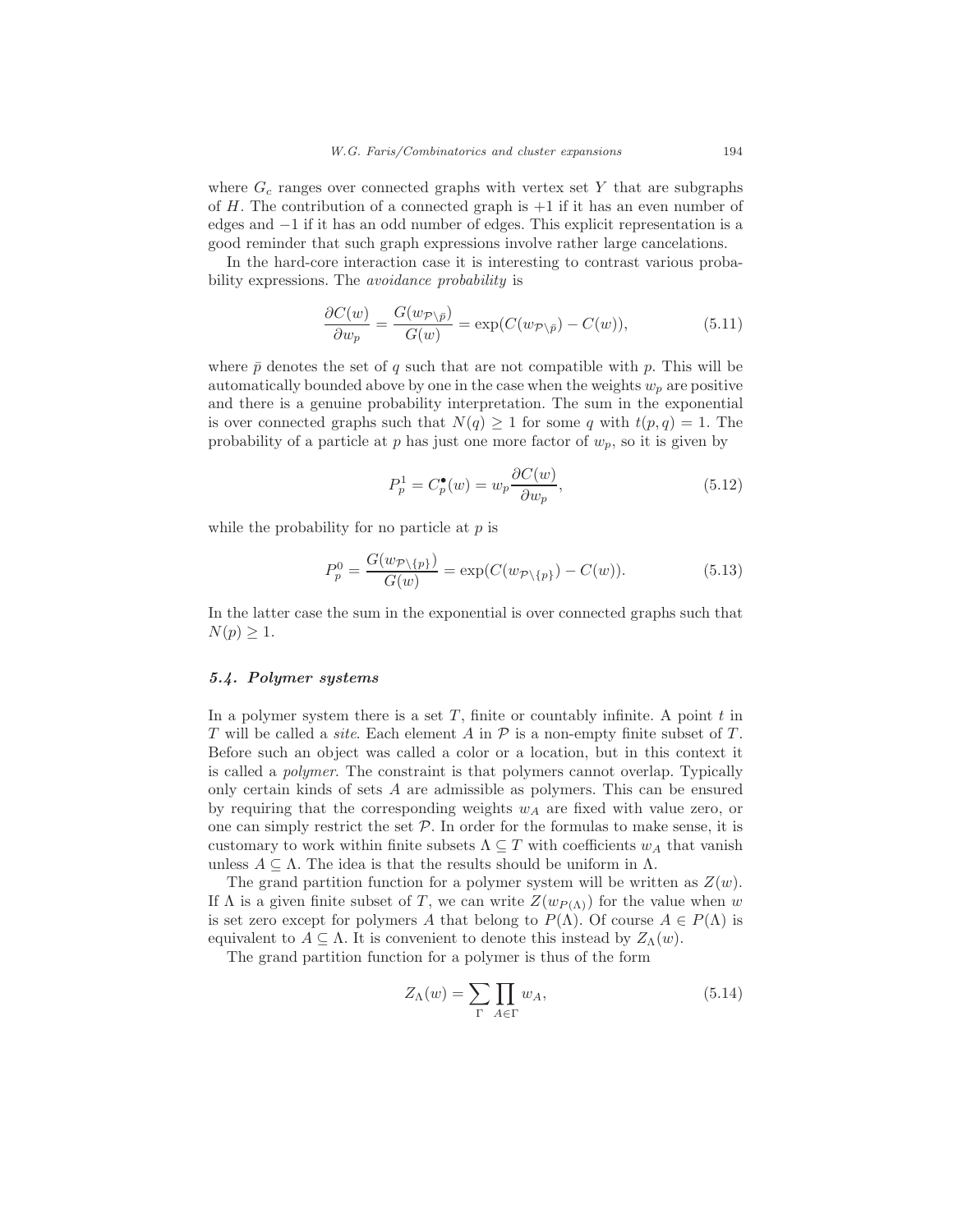where $G_c$ ranges over connected graphs with vertex set $Y$ that are subgraphs of $H$. The contribution of a connected graph is $+1$ if it has an even number of edges and $-1$ if it has an odd number of edges. This explicit representation is a good reminder that such graph expressions involve rather large cancelations.

In the hard-core interaction case it is interesting to contrast various probability expressions. The *avoidance probability* is

$$\frac{\partial C(w)}{\partial w_p} = \frac{G(w_{\mathcal{P}\setminus\bar{p}})}{G(w)} = \exp(C(w_{\mathcal{P}\setminus\bar{p}}) - C(w)), \tag{5.11}$$

where $\bar{p}$ denotes the set of $q$ such that are not compatible with $p$. This will be automatically bounded above by one in the case when the weights $w_p$ are positive and there is a genuine probability interpretation. The sum in the exponential is over connected graphs such that $N(q) \geq 1$ for some $q$ with $t(p,q) = 1$. The probability of a particle at $p$ has just one more factor of $w_p$, so it is given by

$$P_p^1 = C_p^\bullet(w) = w_p \frac{\partial C(w)}{\partial w_p}, \tag{5.12}$$

while the probability for no particle at $p$ is

$$P_p^0 = \frac{G(w_{\mathcal{P}\setminus\{p\}})}{G(w)} = \exp(C(w_{\mathcal{P}\setminus\{p\}}) - C(w)). \tag{5.13}$$

In the latter case the sum in the exponential is over connected graphs such that $N(p) \geq 1$.

### *5.4. Polymer systems*

In a polymer system there is a set $T$, finite or countably infinite. A point $t$ in $T$ will be called a *site*. Each element $A$ in $\mathcal{P}$ is a non-empty finite subset of $T$. Before such an object was called a color or a location, but in this context it is called a *polymer*. The constraint is that polymers cannot overlap. Typically only certain kinds of sets $A$ are admissible as polymers. This can be ensured by requiring that the corresponding weights $w_A$ are fixed with value zero, or one can simply restrict the set $\mathcal{P}$. In order for the formulas to make sense, it is customary to work within finite subsets $\Lambda \subseteq T$ with coefficients $w_A$ that vanish unless $A \subseteq \Lambda$. The idea is that the results should be uniform in $\Lambda$.

The grand partition function for a polymer system will be written as $Z(w)$. If $\Lambda$ is a given finite subset of $T$, we can write $Z(w_{P(\Lambda)})$ for the value when $w$ is set zero except for polymers $A$ that belong to $P(\Lambda)$. Of course $A \in P(\Lambda)$ is equivalent to $A \subseteq \Lambda$. It is convenient to denote this instead by $Z_\Lambda(w)$.

The grand partition function for a polymer is thus of the form

$$Z_\Lambda(w) = \sum_{\Gamma} \prod_{A \in \Gamma} w_A, \tag{5.14}$$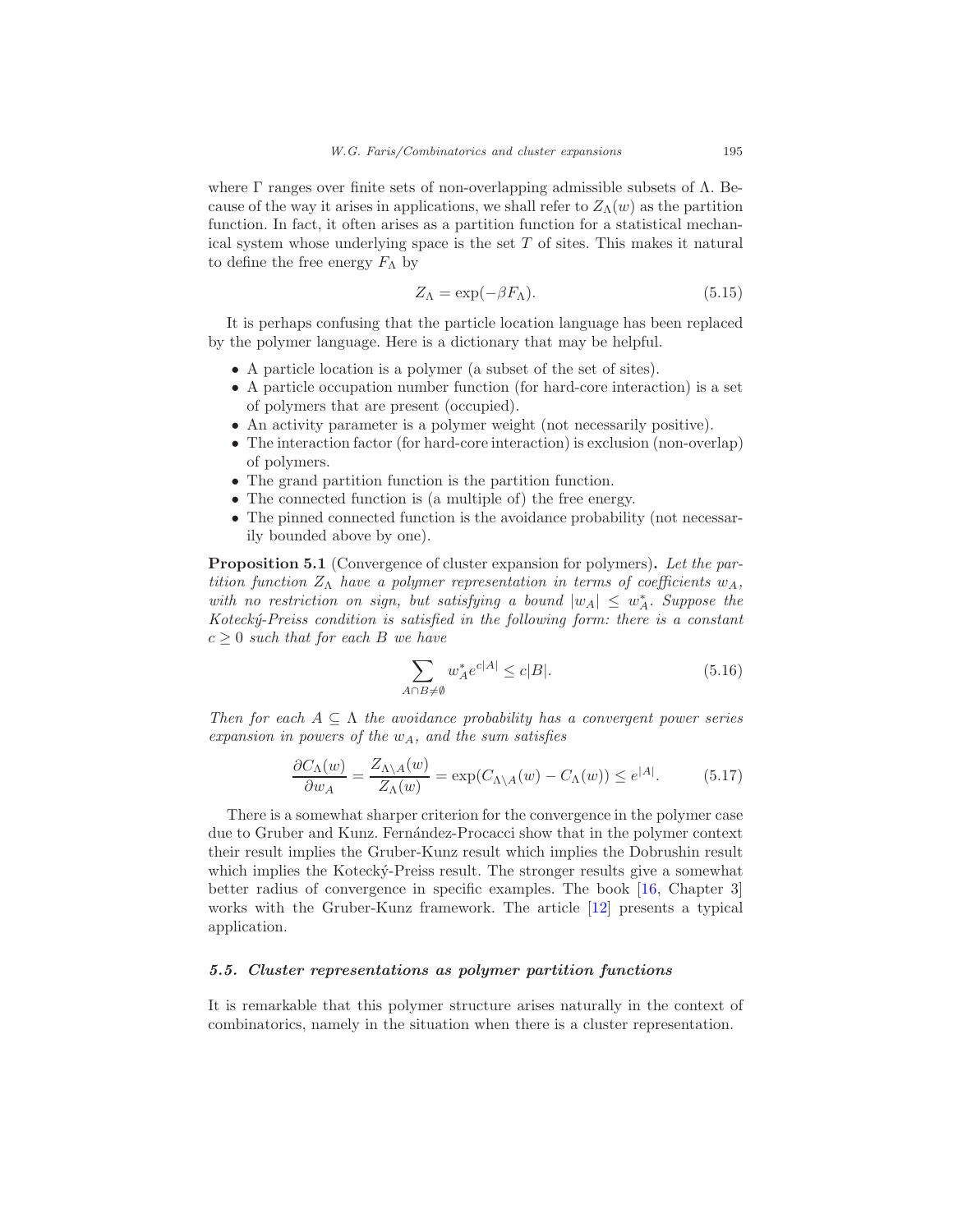where $\Gamma$ ranges over finite sets of non-overlapping admissible subsets of $\Lambda$. Because of the way it arises in applications, we shall refer to $Z_\Lambda(w)$ as the partition function. In fact, it often arises as a partition function for a statistical mechanical system whose underlying space is the set $T$ of sites. This makes it natural to define the free energy $F_\Lambda$ by

$$Z_\Lambda = \exp(-\beta F_\Lambda). \tag{5.15}$$

It is perhaps confusing that the particle location language has been replaced by the polymer language. Here is a dictionary that may be helpful.

- A particle location is a polymer (a subset of the set of sites).
- A particle occupation number function (for hard-core interaction) is a set of polymers that are present (occupied).
- An activity parameter is a polymer weight (not necessarily positive).
- The interaction factor (for hard-core interaction) is exclusion (non-overlap) of polymers.
- The grand partition function is the partition function.
- The connected function is (a multiple of) the free energy.
- The pinned connected function is the avoidance probability (not necessarily bounded above by one).

**Proposition 5.1** (Convergence of cluster expansion for polymers)**.** *Let the partition function $Z_\Lambda$ have a polymer representation in terms of coefficients $w_A$, with no restriction on sign, but satisfying a bound $|w_A| \leq w_A^*$. Suppose the Kotecký-Preiss condition is satisfied in the following form: there is a constant $c \geq 0$ such that for each $B$ we have*

$$\sum_{A \cap B \neq \emptyset} w_A^* e^{c|A|} \leq c|B|. \tag{5.16}$$

*Then for each $A \subseteq \Lambda$ the avoidance probability has a convergent power series expansion in powers of the $w_A$, and the sum satisfies*

$$\frac{\partial C_\Lambda(w)}{\partial w_A} = \frac{Z_{\Lambda \setminus A}(w)}{Z_\Lambda(w)} = \exp(C_{\Lambda \setminus A}(w) - C_\Lambda(w)) \leq e^{|A|}. \tag{5.17}$$

There is a somewhat sharper criterion for the convergence in the polymer case due to Gruber and Kunz. Fernández-Procacci show that in the polymer context their result implies the Gruber-Kunz result which implies the Dobrushin result which implies the Kotecký-Preiss result. The stronger results give a somewhat better radius of convergence in specific examples. The book [16, Chapter 3] works with the Gruber-Kunz framework. The article [12] presents a typical application.

### *5.5. Cluster representations as polymer partition functions*

It is remarkable that this polymer structure arises naturally in the context of combinatorics, namely in the situation when there is a cluster representation.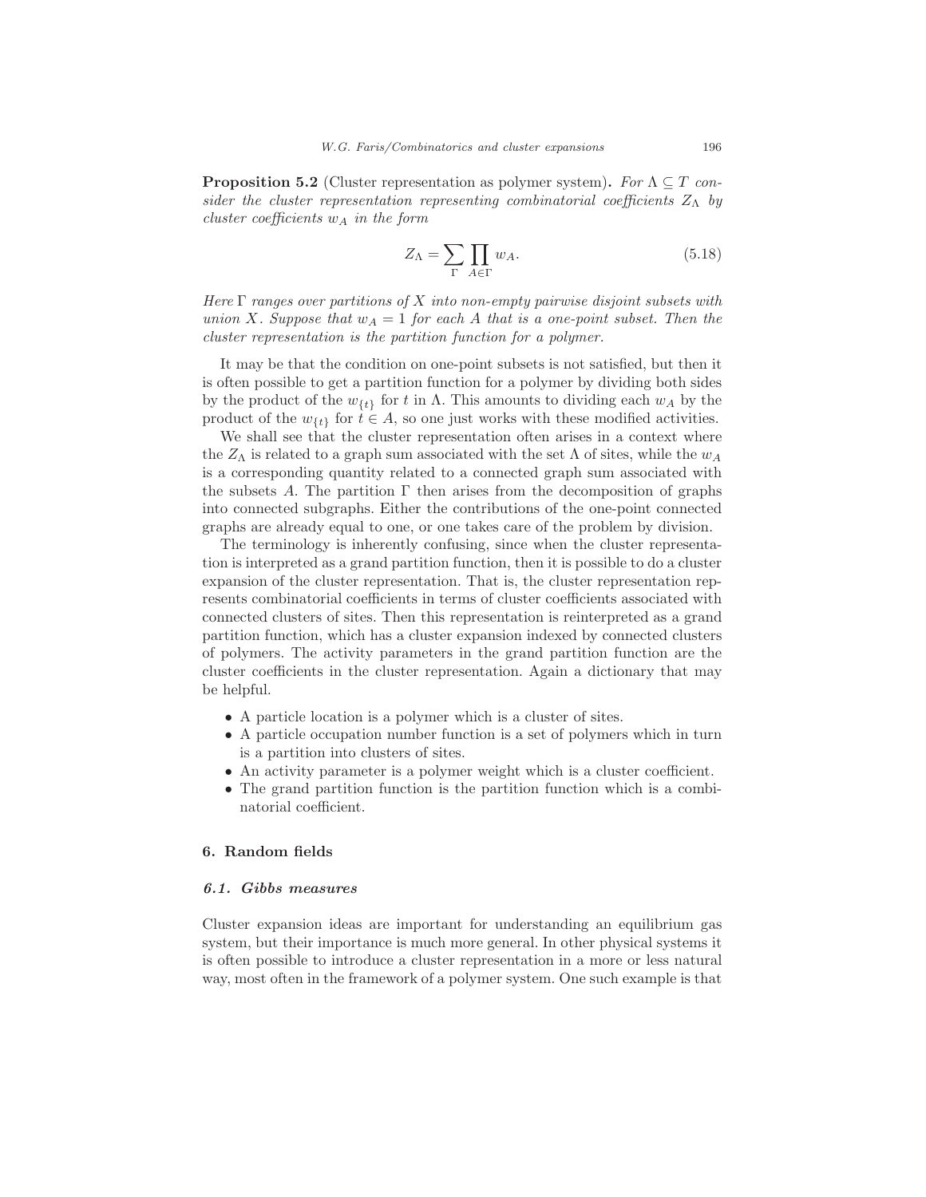**Proposition 5.2** (Cluster representation as polymer system)**.** *For $\Lambda \subseteq T$ consider the cluster representation representing combinatorial coefficients $Z_\Lambda$ by cluster coefficients $w_A$ in the form*

$$Z_\Lambda = \sum_\Gamma \prod_{A \in \Gamma} w_A. \tag{5.18}$$

*Here $\Gamma$ ranges over partitions of $X$ into non-empty pairwise disjoint subsets with union $X$. Suppose that $w_A = 1$ for each $A$ that is a one-point subset. Then the cluster representation is the partition function for a polymer.*

It may be that the condition on one-point subsets is not satisfied, but then it is often possible to get a partition function for a polymer by dividing both sides by the product of the $w_{\{t\}}$ for $t$ in $\Lambda$. This amounts to dividing each $w_A$ by the product of the $w_{\{t\}}$ for $t \in A$, so one just works with these modified activities.

We shall see that the cluster representation often arises in a context where the $Z_\Lambda$ is related to a graph sum associated with the set $\Lambda$ of sites, while the $w_A$ is a corresponding quantity related to a connected graph sum associated with the subsets $A$. The partition $\Gamma$ then arises from the decomposition of graphs into connected subgraphs. Either the contributions of the one-point connected graphs are already equal to one, or one takes care of the problem by division.

The terminology is inherently confusing, since when the cluster representation is interpreted as a grand partition function, then it is possible to do a cluster expansion of the cluster representation. That is, the cluster representation represents combinatorial coefficients in terms of cluster coefficients associated with connected clusters of sites. Then this representation is reinterpreted as a grand partition function, which has a cluster expansion indexed by connected clusters of polymers. The activity parameters in the grand partition function are the cluster coefficients in the cluster representation. Again a dictionary that may be helpful.

- A particle location is a polymer which is a cluster of sites.
- A particle occupation number function is a set of polymers which in turn is a partition into clusters of sites.
- An activity parameter is a polymer weight which is a cluster coefficient.
- The grand partition function is the partition function which is a combinatorial coefficient.

## 6. Random fields

### *6.1. Gibbs measures*

Cluster expansion ideas are important for understanding an equilibrium gas system, but their importance is much more general. In other physical systems it is often possible to introduce a cluster representation in a more or less natural way, most often in the framework of a polymer system. One such example is that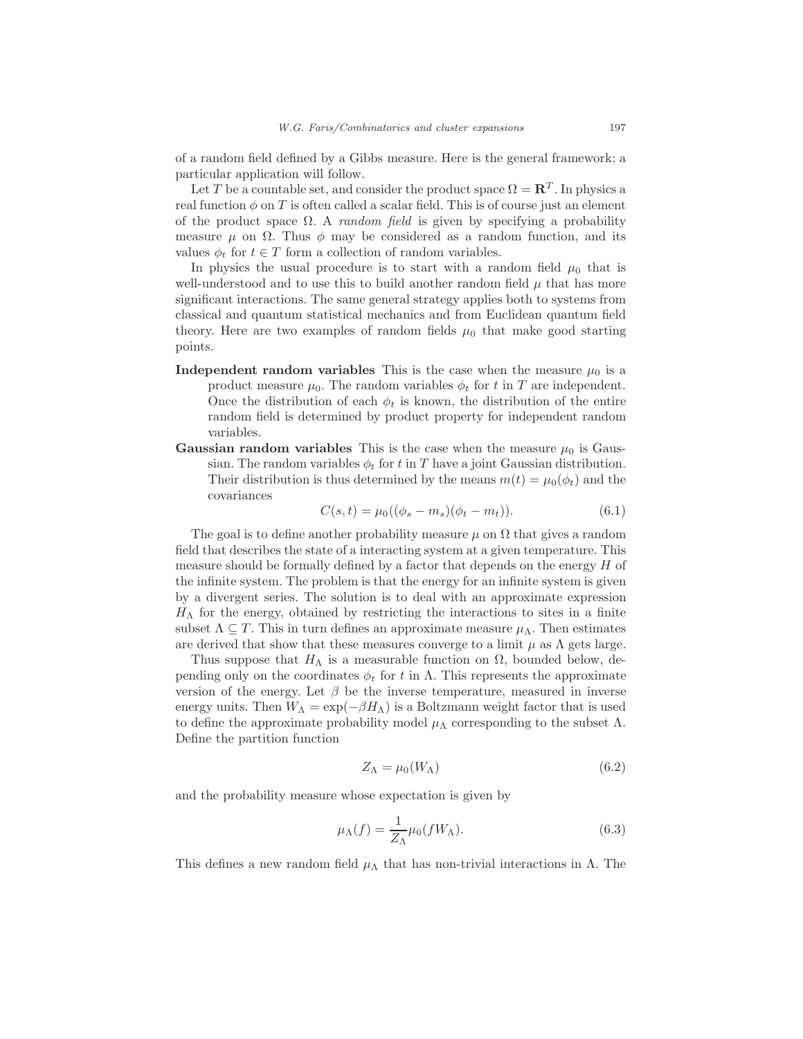of a random field defined by a Gibbs measure. Here is the general framework; a particular application will follow.

Let $T$ be a countable set, and consider the product space $\Omega = \mathbf{R}^T$. In physics a real function $\phi$ on $T$ is often called a scalar field. This is of course just an element of the product space $\Omega$. A *random field* is given by specifying a probability measure $\mu$ on $\Omega$. Thus $\phi$ may be considered as a random function, and its values $\phi_t$ for $t \in T$ form a collection of random variables.

In physics the usual procedure is to start with a random field $\mu_0$ that is well-understood and to use this to build another random field $\mu$ that has more significant interactions. The same general strategy applies both to systems from classical and quantum statistical mechanics and from Euclidean quantum field theory. Here are two examples of random fields $\mu_0$ that make good starting points.

**Independent random variables** This is the case when the measure $\mu_0$ is a product measure $\mu_0$. The random variables $\phi_t$ for $t$ in $T$ are independent. Once the distribution of each $\phi_t$ is known, the distribution of the entire random field is determined by product property for independent random variables.

**Gaussian random variables** This is the case when the measure $\mu_0$ is Gaussian. The random variables $\phi_t$ for $t$ in $T$ have a joint Gaussian distribution. Their distribution is thus determined by the means $m(t) = \mu_0(\phi_t)$ and the covariances

$$C(s,t) = \mu_0((\phi_s - m_s)(\phi_t - m_t)). \tag{6.1}$$

The goal is to define another probability measure $\mu$ on $\Omega$ that gives a random field that describes the state of a interacting system at a given temperature. This measure should be formally defined by a factor that depends on the energy $H$ of the infinite system. The problem is that the energy for an infinite system is given by a divergent series. The solution is to deal with an approximate expression $H_\Lambda$ for the energy, obtained by restricting the interactions to sites in a finite subset $\Lambda \subseteq T$. This in turn defines an approximate measure $\mu_\Lambda$. Then estimates are derived that show that these measures converge to a limit $\mu$ as $\Lambda$ gets large.

Thus suppose that $H_\Lambda$ is a measurable function on $\Omega$, bounded below, depending only on the coordinates $\phi_t$ for $t$ in $\Lambda$. This represents the approximate version of the energy. Let $\beta$ be the inverse temperature, measured in inverse energy units. Then $W_\Lambda = \exp(-\beta H_\Lambda)$ is a Boltzmann weight factor that is used to define the approximate probability model $\mu_\Lambda$ corresponding to the subset $\Lambda$. Define the partition function

$$Z_\Lambda = \mu_0(W_\Lambda) \tag{6.2}$$

and the probability measure whose expectation is given by

$$\mu_\Lambda(f) = \frac{1}{Z_\Lambda}\mu_0(fW_\Lambda). \tag{6.3}$$

This defines a new random field $\mu_\Lambda$ that has non-trivial interactions in $\Lambda$. The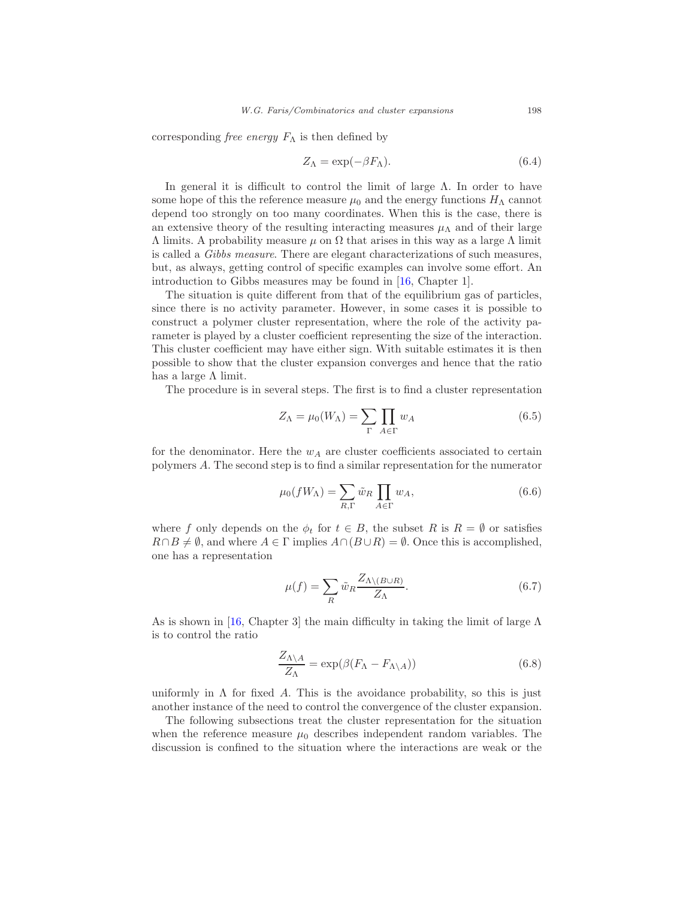corresponding *free energy* $F_\Lambda$ is then defined by

$$Z_\Lambda = \exp(-\beta F_\Lambda). \tag{6.4}$$

In general it is difficult to control the limit of large $\Lambda$. In order to have some hope of this the reference measure $\mu_0$ and the energy functions $H_\Lambda$ cannot depend too strongly on too many coordinates. When this is the case, there is an extensive theory of the resulting interacting measures $\mu_\Lambda$ and of their large $\Lambda$ limits. A probability measure $\mu$ on $\Omega$ that arises in this way as a large $\Lambda$ limit is called a *Gibbs measure*. There are elegant characterizations of such measures, but, as always, getting control of specific examples can involve some effort. An introduction to Gibbs measures may be found in [16, Chapter 1].

The situation is quite different from that of the equilibrium gas of particles, since there is no activity parameter. However, in some cases it is possible to construct a polymer cluster representation, where the role of the activity parameter is played by a cluster coefficient representing the size of the interaction. This cluster coefficient may have either sign. With suitable estimates it is then possible to show that the cluster expansion converges and hence that the ratio has a large $\Lambda$ limit.

The procedure is in several steps. The first is to find a cluster representation

$$Z_\Lambda = \mu_0(W_\Lambda) = \sum_\Gamma \prod_{A\in\Gamma} w_A \tag{6.5}$$

for the denominator. Here the $w_A$ are cluster coefficients associated to certain polymers $A$. The second step is to find a similar representation for the numerator

$$\mu_0(fW_\Lambda) = \sum_{R,\Gamma} \tilde{w}_R \prod_{A\in\Gamma} w_A, \tag{6.6}$$

where $f$ only depends on the $\phi_t$ for $t \in B$, the subset $R$ is $R = \emptyset$ or satisfies $R \cap B \neq \emptyset$, and where $A \in \Gamma$ implies $A \cap (B \cup R) = \emptyset$. Once this is accomplished, one has a representation

$$\mu(f) = \sum_R \tilde{w}_R \frac{Z_{\Lambda\setminus(B\cup R)}}{Z_\Lambda}. \tag{6.7}$$

As is shown in [16, Chapter 3] the main difficulty in taking the limit of large $\Lambda$ is to control the ratio

$$\frac{Z_{\Lambda\setminus A}}{Z_\Lambda} = \exp(\beta(F_\Lambda - F_{\Lambda\setminus A})) \tag{6.8}$$

uniformly in $\Lambda$ for fixed $A$. This is the avoidance probability, so this is just another instance of the need to control the convergence of the cluster expansion.

The following subsections treat the cluster representation for the situation when the reference measure $\mu_0$ describes independent random variables. The discussion is confined to the situation where the interactions are weak or the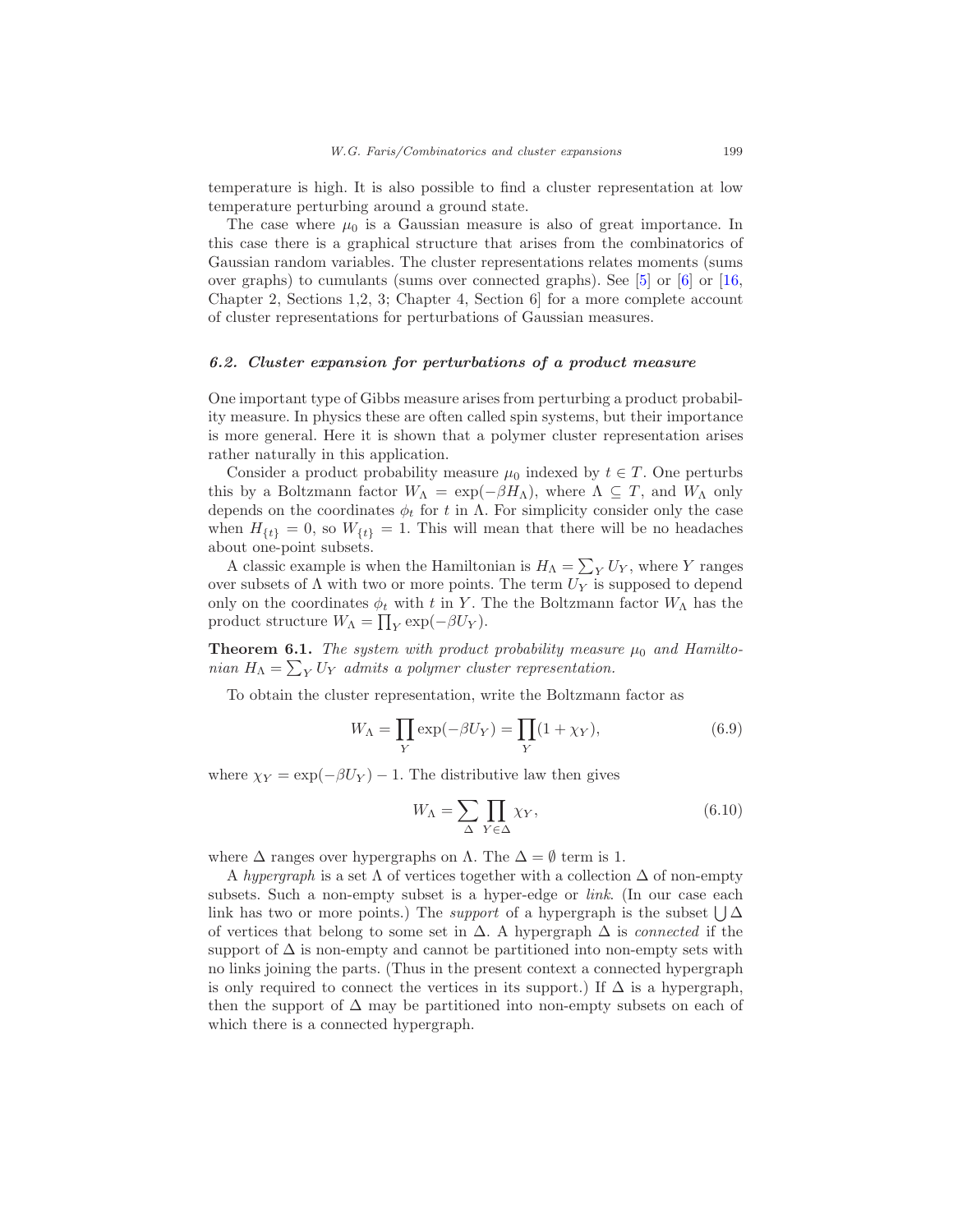temperature is high. It is also possible to find a cluster representation at low temperature perturbing around a ground state.

The case where $\mu_0$ is a Gaussian measure is also of great importance. In this case there is a graphical structure that arises from the combinatorics of Gaussian random variables. The cluster representations relates moments (sums over graphs) to cumulants (sums over connected graphs). See [5] or [6] or [16, Chapter 2, Sections 1,2, 3; Chapter 4, Section 6] for a more complete account of cluster representations for perturbations of Gaussian measures.

### *6.2. Cluster expansion for perturbations of a product measure*

One important type of Gibbs measure arises from perturbing a product probability measure. In physics these are often called spin systems, but their importance is more general. Here it is shown that a polymer cluster representation arises rather naturally in this application.

Consider a product probability measure $\mu_0$ indexed by $t \in T$. One perturbs this by a Boltzmann factor $W_\Lambda = \exp(-\beta H_\Lambda)$, where $\Lambda \subseteq T$, and $W_\Lambda$ only depends on the coordinates $\phi_t$ for $t$ in $\Lambda$. For simplicity consider only the case when $H_{\{t\}} = 0$, so $W_{\{t\}} = 1$. This will mean that there will be no headaches about one-point subsets.

A classic example is when the Hamiltonian is $H_\Lambda = \sum_Y U_Y$, where $Y$ ranges over subsets of $\Lambda$ with two or more points. The term $U_Y$ is supposed to depend only on the coordinates $\phi_t$ with $t$ in $Y$. The the Boltzmann factor $W_\Lambda$ has the product structure $W_\Lambda = \prod_Y \exp(-\beta U_Y)$.

**Theorem 6.1.** *The system with product probability measure $\mu_0$ and Hamiltonian $H_\Lambda = \sum_Y U_Y$ admits a polymer cluster representation.*

To obtain the cluster representation, write the Boltzmann factor as

$$W_\Lambda = \prod_Y \exp(-\beta U_Y) = \prod_Y (1 + \chi_Y), \tag{6.9}$$

where $\chi_Y = \exp(-\beta U_Y) - 1$. The distributive law then gives

$$W_\Lambda = \sum_\Delta \prod_{Y \in \Delta} \chi_Y, \tag{6.10}$$

where $\Delta$ ranges over hypergraphs on $\Lambda$. The $\Delta = \emptyset$ term is 1.

A *hypergraph* is a set $\Lambda$ of vertices together with a collection $\Delta$ of non-empty subsets. Such a non-empty subset is a hyper-edge or *link*. (In our case each link has two or more points.) The *support* of a hypergraph is the subset $\bigcup \Delta$ of vertices that belong to some set in $\Delta$. A hypergraph $\Delta$ is *connected* if the support of $\Delta$ is non-empty and cannot be partitioned into non-empty sets with no links joining the parts. (Thus in the present context a connected hypergraph is only required to connect the vertices in its support.) If $\Delta$ is a hypergraph, then the support of $\Delta$ may be partitioned into non-empty subsets on each of which there is a connected hypergraph.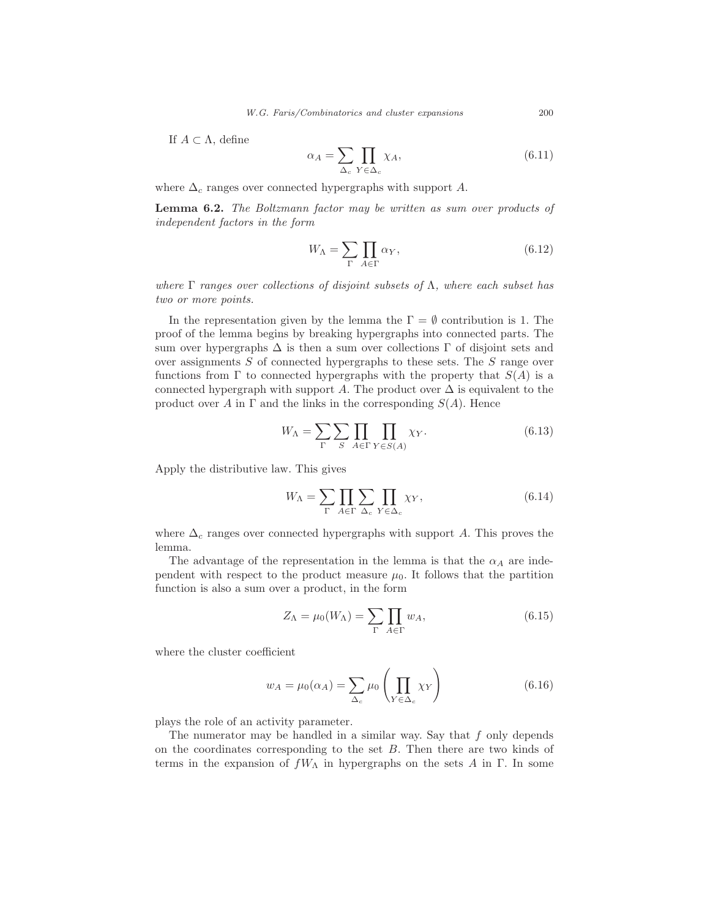If $A \subset \Lambda$, define

$$\alpha_A = \sum_{\Delta_c} \prod_{Y \in \Delta_c} \chi_A, \tag{6.11}$$

where $\Delta_c$ ranges over connected hypergraphs with support $A$.

**Lemma 6.2.** *The Boltzmann factor may be written as sum over products of independent factors in the form*

$$W_\Lambda = \sum_{\Gamma} \prod_{A \in \Gamma} \alpha_Y, \tag{6.12}$$

*where $\Gamma$ ranges over collections of disjoint subsets of $\Lambda$, where each subset has two or more points.*

In the representation given by the lemma the $\Gamma = \emptyset$ contribution is 1. The proof of the lemma begins by breaking hypergraphs into connected parts. The sum over hypergraphs $\Delta$ is then a sum over collections $\Gamma$ of disjoint sets and over assignments $S$ of connected hypergraphs to these sets. The $S$ range over functions from $\Gamma$ to connected hypergraphs with the property that $S(A)$ is a connected hypergraph with support $A$. The product over $\Delta$ is equivalent to the product over $A$ in $\Gamma$ and the links in the corresponding $S(A)$. Hence

$$W_\Lambda = \sum_{\Gamma} \sum_{S} \prod_{A \in \Gamma} \prod_{Y \in S(A)} \chi_Y. \tag{6.13}$$

Apply the distributive law. This gives

$$W_\Lambda = \sum_{\Gamma} \prod_{A \in \Gamma} \sum_{\Delta_c} \prod_{Y \in \Delta_c} \chi_Y, \tag{6.14}$$

where $\Delta_c$ ranges over connected hypergraphs with support $A$. This proves the lemma.

The advantage of the representation in the lemma is that the $\alpha_A$ are independent with respect to the product measure $\mu_0$. It follows that the partition function is also a sum over a product, in the form

$$Z_\Lambda = \mu_0(W_\Lambda) = \sum_{\Gamma} \prod_{A \in \Gamma} w_A, \tag{6.15}$$

where the cluster coefficient

$$w_A = \mu_0(\alpha_A) = \sum_{\Delta_c} \mu_0 \left( \prod_{Y \in \Delta_c} \chi_Y \right) \tag{6.16}$$

plays the role of an activity parameter.

The numerator may be handled in a similar way. Say that $f$ only depends on the coordinates corresponding to the set $B$. Then there are two kinds of terms in the expansion of $f W_\Lambda$ in hypergraphs on the sets $A$ in $\Gamma$. In some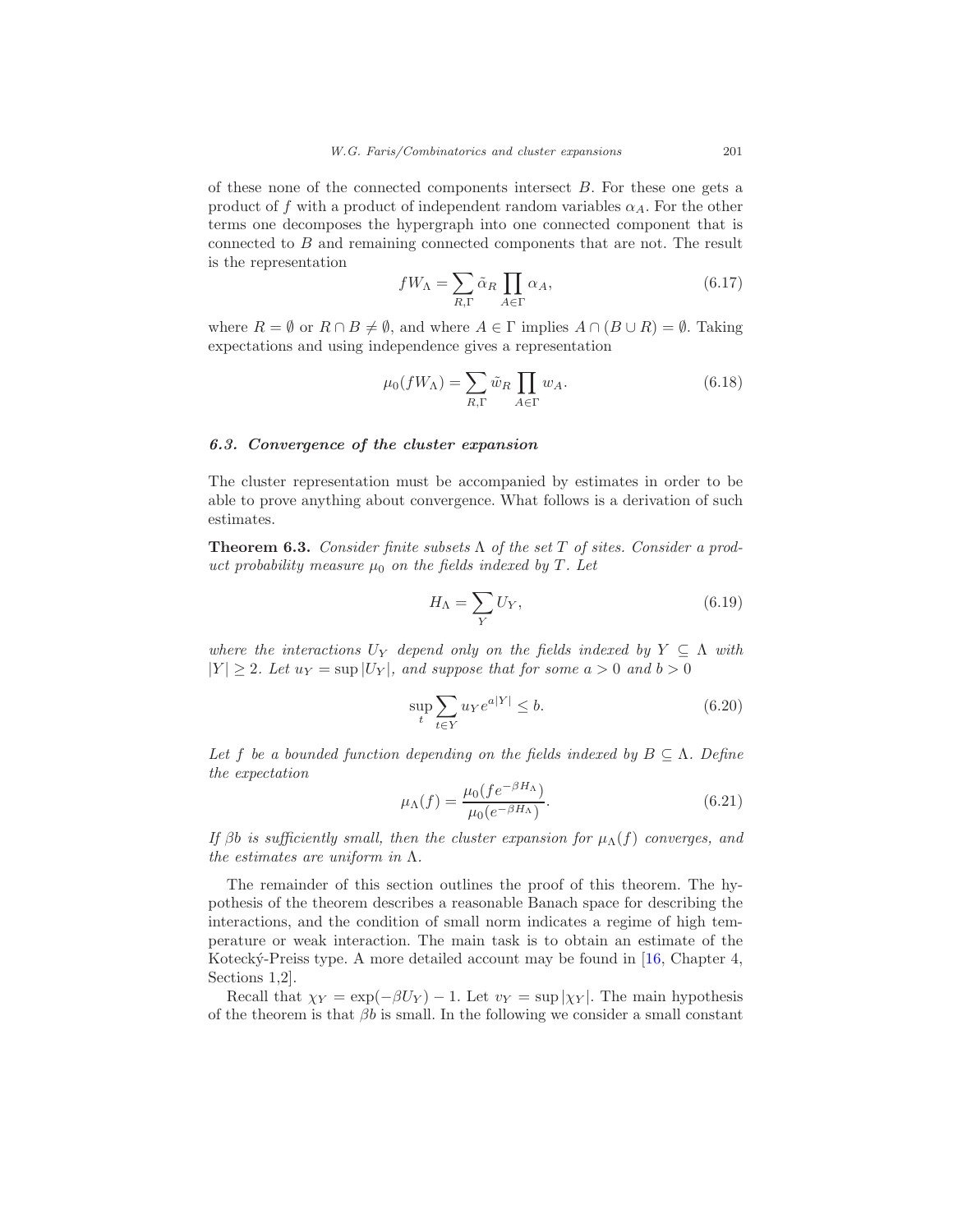of these none of the connected components intersect $B$. For these one gets a product of $f$ with a product of independent random variables $\alpha_A$. For the other terms one decomposes the hypergraph into one connected component that is connected to $B$ and remaining connected components that are not. The result is the representation

$$fW_\Lambda = \sum_{R,\Gamma} \tilde{\alpha}_R \prod_{A\in\Gamma} \alpha_A, \tag{6.17}$$

where $R = \emptyset$ or $R \cap B \neq \emptyset$, and where $A \in \Gamma$ implies $A \cap (B \cup R) = \emptyset$. Taking expectations and using independence gives a representation

$$\mu_0(fW_\Lambda) = \sum_{R,\Gamma} \tilde{w}_R \prod_{A\in\Gamma} w_A. \tag{6.18}$$

### *6.3. Convergence of the cluster expansion*

The cluster representation must be accompanied by estimates in order to be able to prove anything about convergence. What follows is a derivation of such estimates.

**Theorem 6.3.** *Consider finite subsets $\Lambda$ of the set $T$ of sites. Consider a product probability measure $\mu_0$ on the fields indexed by $T$. Let*

$$H_\Lambda = \sum_{Y} U_Y, \tag{6.19}$$

*where the interactions $U_Y$ depend only on the fields indexed by $Y \subseteq \Lambda$ with $|Y| \geq 2$. Let $u_Y = \sup |U_Y|$, and suppose that for some $a > 0$ and $b > 0$*

$$\sup_t \sum_{t\in Y} u_Y e^{a|Y|} \leq b. \tag{6.20}$$

*Let $f$ be a bounded function depending on the fields indexed by $B \subseteq \Lambda$. Define the expectation*

$$\mu_\Lambda(f) = \frac{\mu_0(fe^{-\beta H_\Lambda})}{\mu_0(e^{-\beta H_\Lambda})}. \tag{6.21}$$

*If $\beta b$ is sufficiently small, then the cluster expansion for $\mu_\Lambda(f)$ converges, and the estimates are uniform in $\Lambda$.*

The remainder of this section outlines the proof of this theorem. The hypothesis of the theorem describes a reasonable Banach space for describing the interactions, and the condition of small norm indicates a regime of high temperature or weak interaction. The main task is to obtain an estimate of the Kotecký-Preiss type. A more detailed account may be found in [16, Chapter 4, Sections 1,2].

Recall that $\chi_Y = \exp(-\beta U_Y) - 1$. Let $v_Y = \sup |\chi_Y|$. The main hypothesis of the theorem is that $\beta b$ is small. In the following we consider a small constant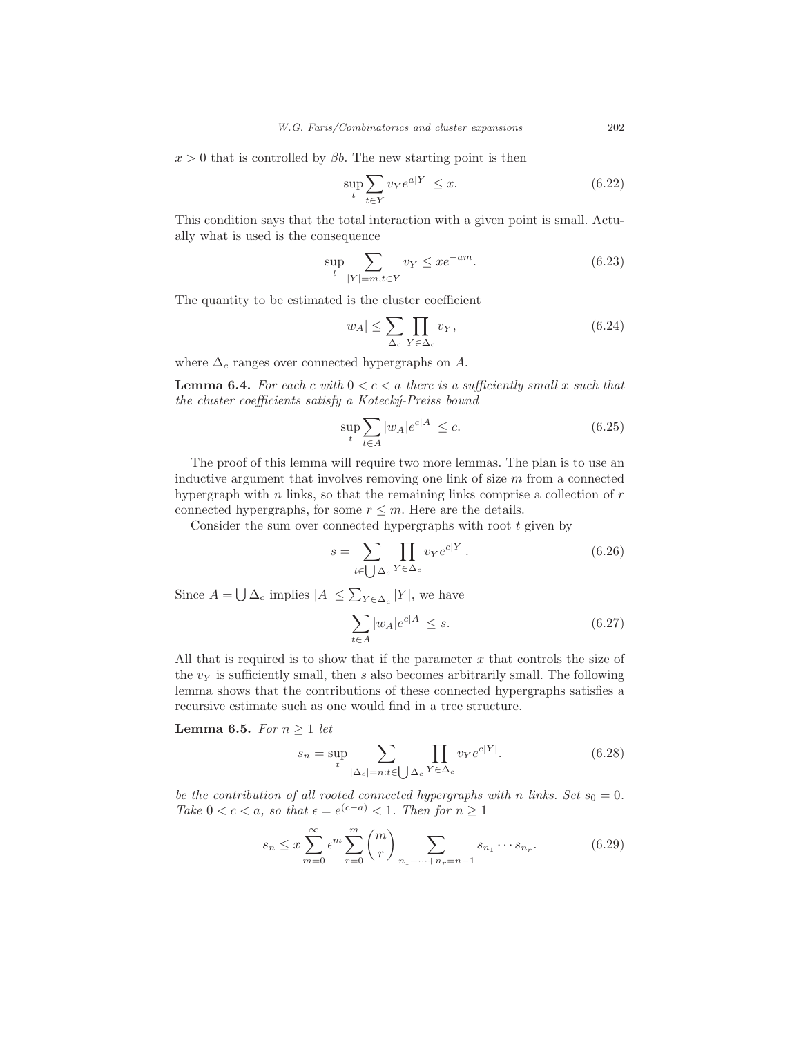$x > 0$ that is controlled by $\beta b$. The new starting point is then

$$\sup_t \sum_{t \in Y} v_Y e^{a|Y|} \le x. \tag{6.22}$$

This condition says that the total interaction with a given point is small. Actually what is used is the consequence

$$\sup_t \sum_{|Y|=m, t \in Y} v_Y \le x e^{-am}. \tag{6.23}$$

The quantity to be estimated is the cluster coefficient

$$|w_A| \le \sum_{\Delta_c} \prod_{Y \in \Delta_c} v_Y, \tag{6.24}$$

where $\Delta_c$ ranges over connected hypergraphs on $A$.

**Lemma 6.4.** *For each $c$ with $0 < c < a$ there is a sufficiently small $x$ such that the cluster coefficients satisfy a Kotecký-Preiss bound*

$$\sup_t \sum_{t \in A} |w_A| e^{c|A|} \le c. \tag{6.25}$$

The proof of this lemma will require two more lemmas. The plan is to use an inductive argument that involves removing one link of size $m$ from a connected hypergraph with $n$ links, so that the remaining links comprise a collection of $r$ connected hypergraphs, for some $r \le m$. Here are the details.

Consider the sum over connected hypergraphs with root $t$ given by

$$s = \sum_{t \in \bigcup \Delta_c} \prod_{Y \in \Delta_c} v_Y e^{c|Y|}. \tag{6.26}$$

Since $A = \bigcup \Delta_c$ implies $|A| \le \sum_{Y \in \Delta_c} |Y|$, we have

$$\sum_{t \in A} |w_A| e^{c|A|} \le s. \tag{6.27}$$

All that is required is to show that if the parameter $x$ that controls the size of the $v_Y$ is sufficiently small, then $s$ also becomes arbitrarily small. The following lemma shows that the contributions of these connected hypergraphs satisfies a recursive estimate such as one would find in a tree structure.

**Lemma 6.5.** *For $n \ge 1$ let*

$$s_n = \sup_t \sum_{|\Delta_c| = n : t \in \bigcup \Delta_c} \prod_{Y \in \Delta_c} v_Y e^{c|Y|}. \tag{6.28}$$

*be the contribution of all rooted connected hypergraphs with $n$ links. Set $s_0 = 0$. Take $0 < c < a$, so that $\epsilon = e^{(c-a)} < 1$. Then for $n \ge 1$*

$$s_n \le x \sum_{m=0}^{\infty} \epsilon^m \sum_{r=0}^{m} \binom{m}{r} \sum_{n_1 + \cdots + n_r = n-1} s_{n_1} \cdots s_{n_r}. \tag{6.29}$$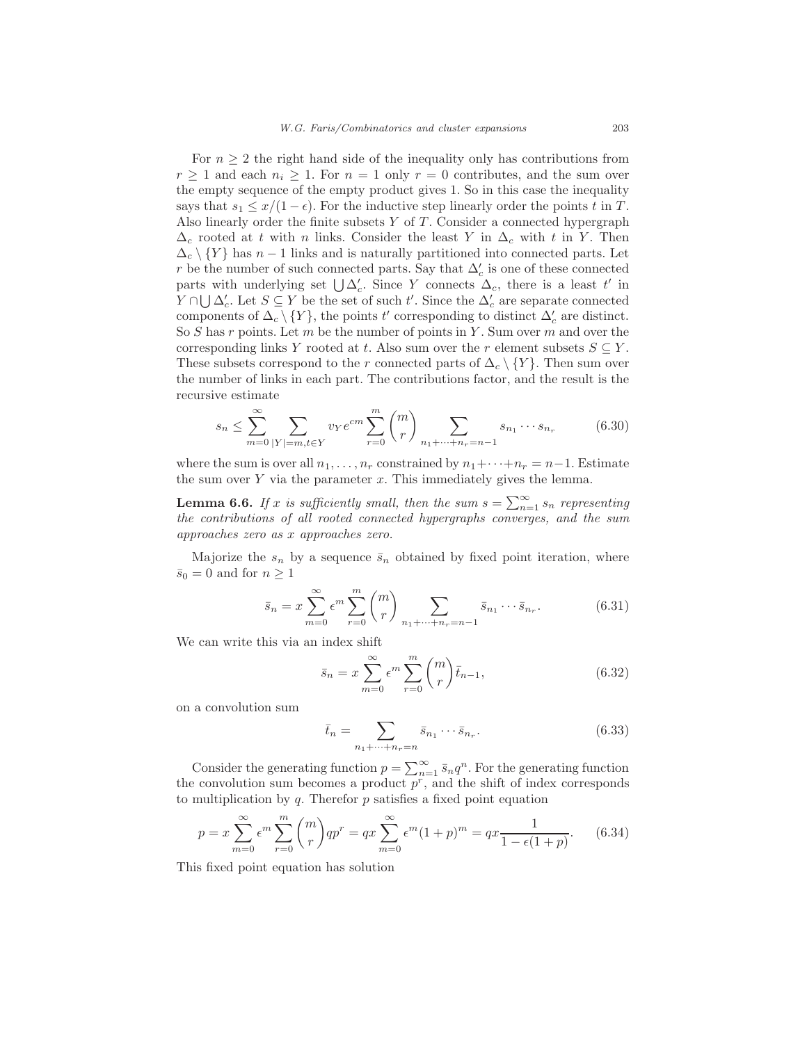For $n \geq 2$ the right hand side of the inequality only has contributions from $r \geq 1$ and each $n_i \geq 1$. For $n = 1$ only $r = 0$ contributes, and the sum over the empty sequence of the empty product gives 1. So in this case the inequality says that $s_1 \leq x/(1-\epsilon)$. For the inductive step linearly order the points $t$ in $T$. Also linearly order the finite subsets $Y$ of $T$. Consider a connected hypergraph $\Delta_c$ rooted at $t$ with $n$ links. Consider the least $Y$ in $\Delta_c$ with $t$ in $Y$. Then $\Delta_c \setminus \{Y\}$ has $n-1$ links and is naturally partitioned into connected parts. Let $r$ be the number of such connected parts. Say that $\Delta'_c$ is one of these connected parts with underlying set $\bigcup \Delta'_c$. Since $Y$ connects $\Delta_c$, there is a least $t'$ in $Y \cap \bigcup \Delta'_c$. Let $S \subseteq Y$ be the set of such $t'$. Since the $\Delta'_c$ are separate connected components of $\Delta_c \setminus \{Y\}$, the points $t'$ corresponding to distinct $\Delta'_c$ are distinct. So $S$ has $r$ points. Let $m$ be the number of points in $Y$. Sum over $m$ and over the corresponding links $Y$ rooted at $t$. Also sum over the $r$ element subsets $S \subseteq Y$. These subsets correspond to the $r$ connected parts of $\Delta_c \setminus \{Y\}$. Then sum over the number of links in each part. The contributions factor, and the result is the recursive estimate

$$s_n \leq \sum_{m=0}^{\infty} \sum_{|Y|=m, t \in Y} v_Y e^{cm} \sum_{r=0}^{m} \binom{m}{r} \sum_{n_1+\cdots+n_r=n-1} s_{n_1} \cdots s_{n_r} \tag{6.30}$$

where the sum is over all $n_1, \ldots, n_r$ constrained by $n_1 + \cdots + n_r = n-1$. Estimate the sum over $Y$ via the parameter $x$. This immediately gives the lemma.

**Lemma 6.6.** *If $x$ is sufficiently small, then the sum $s = \sum_{n=1}^{\infty} s_n$ representing the contributions of all rooted connected hypergraphs converges, and the sum approaches zero as $x$ approaches zero.*

Majorize the $s_n$ by a sequence $\bar{s}_n$ obtained by fixed point iteration, where $\bar{s}_0 = 0$ and for $n \geq 1$

$$\bar{s}_n = x \sum_{m=0}^{\infty} \epsilon^m \sum_{r=0}^{m} \binom{m}{r} \sum_{n_1+\cdots+n_r=n-1} \bar{s}_{n_1} \cdots \bar{s}_{n_r}. \tag{6.31}$$

We can write this via an index shift

$$\bar{s}_n = x \sum_{m=0}^{\infty} \epsilon^m \sum_{r=0}^{m} \binom{m}{r} \bar{t}_{n-1}, \tag{6.32}$$

on a convolution sum

$$\bar{t}_n = \sum_{n_1+\cdots+n_r=n} \bar{s}_{n_1} \cdots \bar{s}_{n_r}. \tag{6.33}$$

Consider the generating function $p = \sum_{n=1}^{\infty} \bar{s}_n q^n$. For the generating function the convolution sum becomes a product $p^r$, and the shift of index corresponds to multiplication by $q$. Therefor $p$ satisfies a fixed point equation

$$p = x \sum_{m=0}^{\infty} \epsilon^m \sum_{r=0}^{m} \binom{m}{r} q p^r = qx \sum_{m=0}^{\infty} \epsilon^m (1+p)^m = qx \frac{1}{1-\epsilon(1+p)}. \tag{6.34}$$

This fixed point equation has solution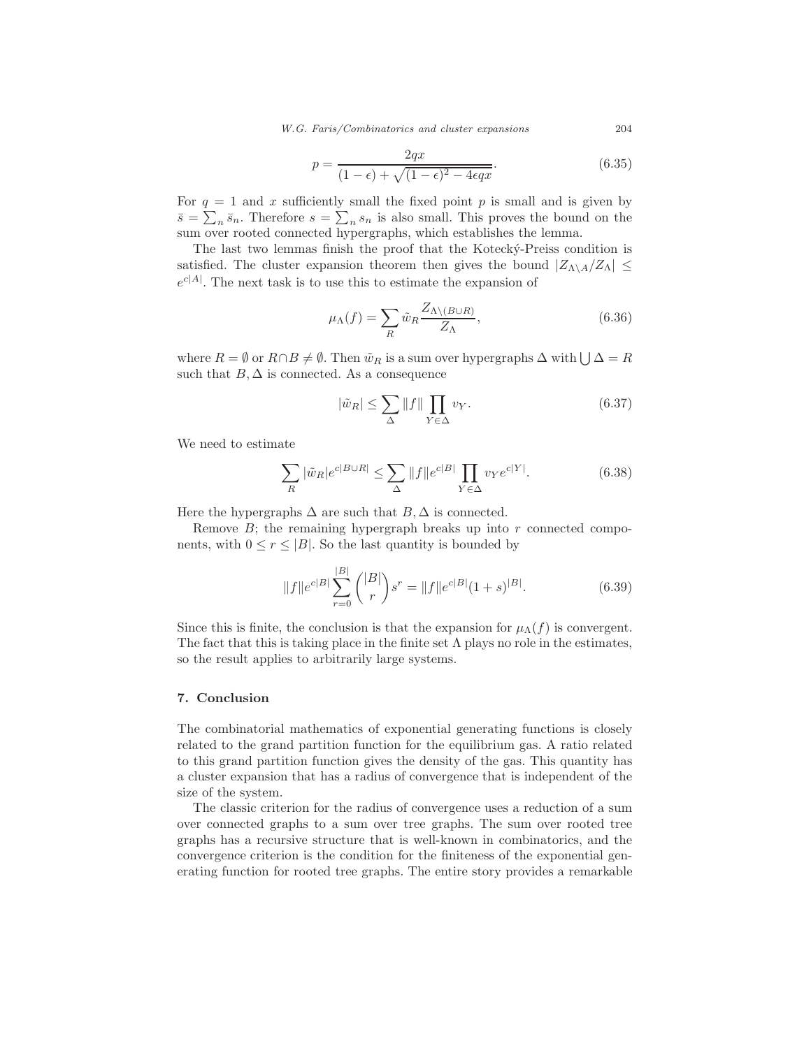$$
p = \frac{2qx}{(1-\epsilon) + \sqrt{(1-\epsilon)^2 - 4\epsilon qx}}. \tag{6.35}
$$

For $q = 1$ and $x$ sufficiently small the fixed point $p$ is small and is given by $\bar{s} = \sum_n \bar{s}_n$. Therefore $s = \sum_n s_n$ is also small. This proves the bound on the sum over rooted connected hypergraphs, which establishes the lemma.

The last two lemmas finish the proof that the Kotecký-Preiss condition is satisfied. The cluster expansion theorem then gives the bound $|Z_{\Lambda \setminus A}/Z_\Lambda| \leq e^{c|A|}$. The next task is to use this to estimate the expansion of

$$
\mu_\Lambda(f) = \sum_R \tilde{w}_R \frac{Z_{\Lambda \setminus (B \cup R)}}{Z_\Lambda}, \tag{6.36}
$$

where $R = \emptyset$ or $R \cap B \neq \emptyset$. Then $\tilde{w}_R$ is a sum over hypergraphs $\Delta$ with $\bigcup \Delta = R$ such that $B, \Delta$ is connected. As a consequence

$$
|\tilde{w}_R| \leq \sum_\Delta \|f\| \prod_{Y \in \Delta} v_Y. \tag{6.37}
$$

We need to estimate

$$
\sum_R |\tilde{w}_R| e^{c|B \cup R|} \leq \sum_\Delta \|f\| e^{c|B|} \prod_{Y \in \Delta} v_Y e^{c|Y|}. \tag{6.38}
$$

Here the hypergraphs $\Delta$ are such that $B, \Delta$ is connected.

Remove $B$; the remaining hypergraph breaks up into $r$ connected components, with $0 \leq r \leq |B|$. So the last quantity is bounded by

$$
\|f\| e^{c|B|} \sum_{r=0}^{|B|} \binom{|B|}{r} s^r = \|f\| e^{c|B|} (1+s)^{|B|}. \tag{6.39}
$$

Since this is finite, the conclusion is that the expansion for $\mu_\Lambda(f)$ is convergent. The fact that this is taking place in the finite set $\Lambda$ plays no role in the estimates, so the result applies to arbitrarily large systems.

## 7. Conclusion

The combinatorial mathematics of exponential generating functions is closely related to the grand partition function for the equilibrium gas. A ratio related to this grand partition function gives the density of the gas. This quantity has a cluster expansion that has a radius of convergence that is independent of the size of the system.

The classic criterion for the radius of convergence uses a reduction of a sum over connected graphs to a sum over tree graphs. The sum over rooted tree graphs has a recursive structure that is well-known in combinatorics, and the convergence criterion is the condition for the finiteness of the exponential generating function for rooted tree graphs. The entire story provides a remarkable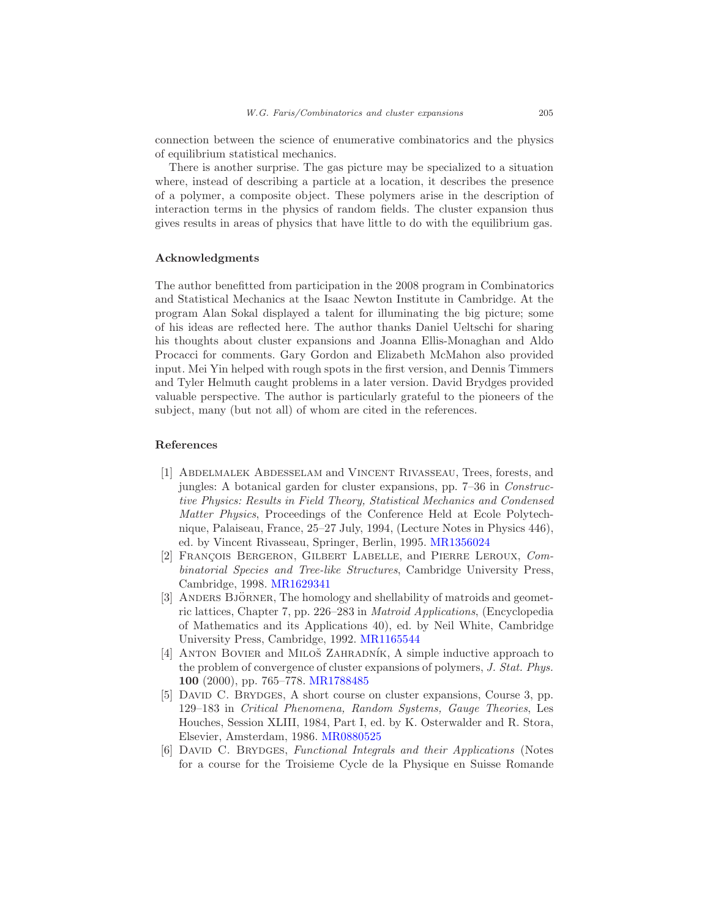connection between the science of enumerative combinatorics and the physics of equilibrium statistical mechanics.

There is another surprise. The gas picture may be specialized to a situation where, instead of describing a particle at a location, it describes the presence of a polymer, a composite object. These polymers arise in the description of interaction terms in the physics of random fields. The cluster expansion thus gives results in areas of physics that have little to do with the equilibrium gas.

## Acknowledgments

The author benefitted from participation in the 2008 program in Combinatorics and Statistical Mechanics at the Isaac Newton Institute in Cambridge. At the program Alan Sokal displayed a talent for illuminating the big picture; some of his ideas are reflected here. The author thanks Daniel Ueltschi for sharing his thoughts about cluster expansions and Joanna Ellis-Monaghan and Aldo Procacci for comments. Gary Gordon and Elizabeth McMahon also provided input. Mei Yin helped with rough spots in the first version, and Dennis Timmers and Tyler Helmuth caught problems in a later version. David Brydges provided valuable perspective. The author is particularly grateful to the pioneers of the subject, many (but not all) of whom are cited in the references.

## References

[1] Abdelmalek Abdesselam and Vincent Rivasseau, Trees, forests, and jungles: A botanical garden for cluster expansions, pp. 7–36 in *Constructive Physics: Results in Field Theory, Statistical Mechanics and Condensed Matter Physics*, Proceedings of the Conference Held at Ecole Polytechnique, Palaiseau, France, 25–27 July, 1994, (Lecture Notes in Physics 446), ed. by Vincent Rivasseau, Springer, Berlin, 1995. MR1356024

[2] François Bergeron, Gilbert Labelle, and Pierre Leroux, *Combinatorial Species and Tree-like Structures*, Cambridge University Press, Cambridge, 1998. MR1629341

[3] Anders Björner, The homology and shellability of matroids and geometric lattices, Chapter 7, pp. 226–283 in *Matroid Applications*, (Encyclopedia of Mathematics and its Applications 40), ed. by Neil White, Cambridge University Press, Cambridge, 1992. MR1165544

[4] Anton Bovier and Miloš Zahradník, A simple inductive approach to the problem of convergence of cluster expansions of polymers, *J. Stat. Phys.* **100** (2000), pp. 765–778. MR1788485

[5] David C. Brydges, A short course on cluster expansions, Course 3, pp. 129–183 in *Critical Phenomena, Random Systems, Gauge Theories*, Les Houches, Session XLIII, 1984, Part I, ed. by K. Osterwalder and R. Stora, Elsevier, Amsterdam, 1986. MR0880525

[6] David C. Brydges, *Functional Integrals and their Applications* (Notes for a course for the Troisieme Cycle de la Physique en Suisse Romande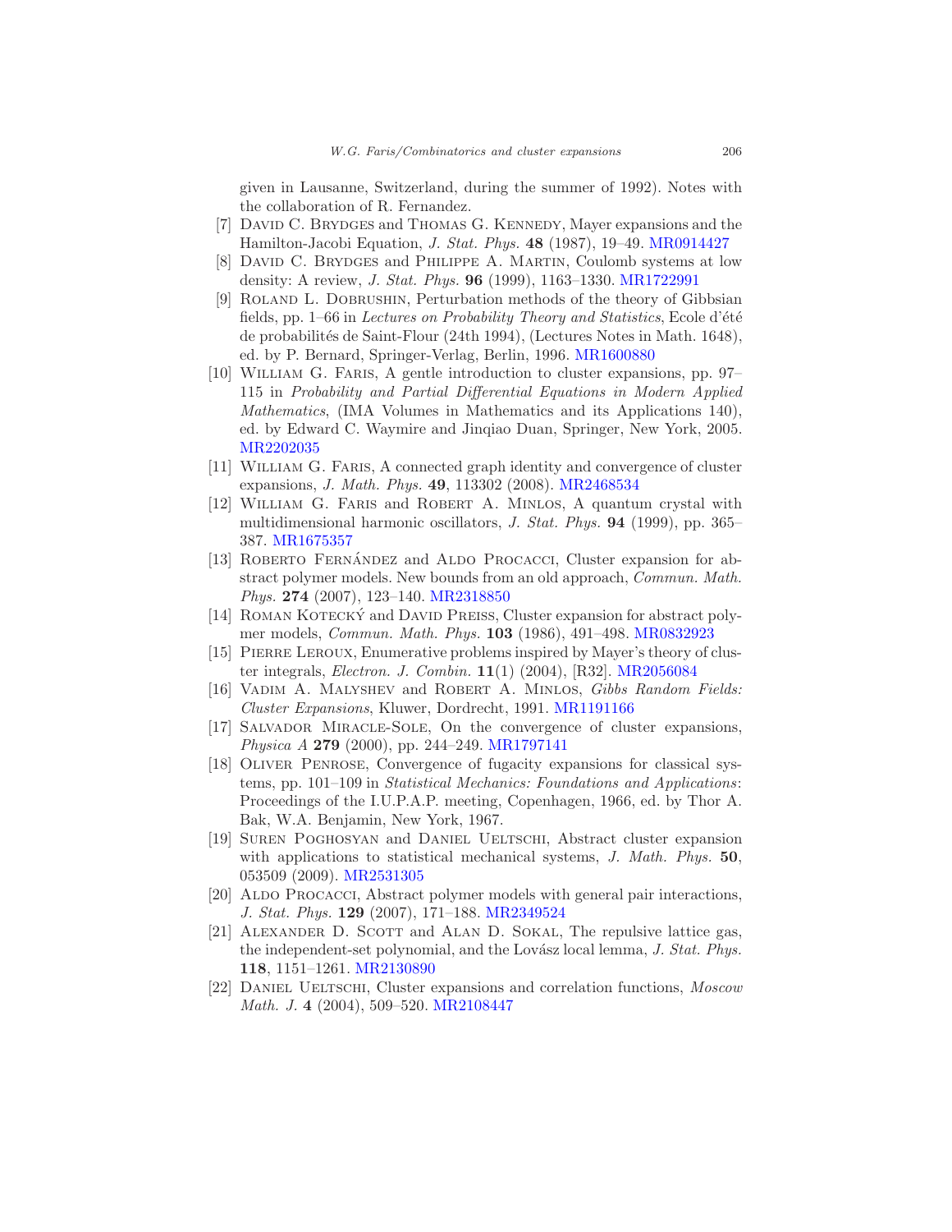given in Lausanne, Switzerland, during the summer of 1992). Notes with the collaboration of R. Fernandez.

[7] David C. Brydges and Thomas G. Kennedy, Mayer expansions and the Hamilton-Jacobi Equation, *J. Stat. Phys.* **48** (1987), 19–49. MR0914427

[8] David C. Brydges and Philippe A. Martin, Coulomb systems at low density: A review, *J. Stat. Phys.* **96** (1999), 1163–1330. MR1722991

[9] Roland L. Dobrushin, Perturbation methods of the theory of Gibbsian fields, pp. 1–66 in *Lectures on Probability Theory and Statistics*, Ecole d'été de probabilités de Saint-Flour (24th 1994), (Lectures Notes in Math. 1648), ed. by P. Bernard, Springer-Verlag, Berlin, 1996. MR1600880

[10] William G. Faris, A gentle introduction to cluster expansions, pp. 97–115 in *Probability and Partial Differential Equations in Modern Applied Mathematics*, (IMA Volumes in Mathematics and its Applications 140), ed. by Edward C. Waymire and Jinqiao Duan, Springer, New York, 2005. MR2202035

[11] William G. Faris, A connected graph identity and convergence of cluster expansions, *J. Math. Phys.* **49**, 113302 (2008). MR2468534

[12] William G. Faris and Robert A. Minlos, A quantum crystal with multidimensional harmonic oscillators, *J. Stat. Phys.* **94** (1999), pp. 365–387. MR1675357

[13] Roberto Fernández and Aldo Procacci, Cluster expansion for abstract polymer models. New bounds from an old approach, *Commun. Math. Phys.* **274** (2007), 123–140. MR2318850

[14] Roman Kotecký and David Preiss, Cluster expansion for abstract polymer models, *Commun. Math. Phys.* **103** (1986), 491–498. MR0832923

[15] Pierre Leroux, Enumerative problems inspired by Mayer's theory of cluster integrals, *Electron. J. Combin.* **11**(1) (2004), [R32]. MR2056084

[16] Vadim A. Malyshev and Robert A. Minlos, *Gibbs Random Fields: Cluster Expansions*, Kluwer, Dordrecht, 1991. MR1191166

[17] Salvador Miracle-Sole, On the convergence of cluster expansions, *Physica A* **279** (2000), pp. 244–249. MR1797141

[18] Oliver Penrose, Convergence of fugacity expansions for classical systems, pp. 101–109 in *Statistical Mechanics: Foundations and Applications*: Proceedings of the I.U.P.A.P. meeting, Copenhagen, 1966, ed. by Thor A. Bak, W.A. Benjamin, New York, 1967.

[19] Suren Poghosyan and Daniel Ueltschi, Abstract cluster expansion with applications to statistical mechanical systems, *J. Math. Phys.* **50**, 053509 (2009). MR2531305

[20] Aldo Procacci, Abstract polymer models with general pair interactions, *J. Stat. Phys.* **129** (2007), 171–188. MR2349524

[21] Alexander D. Scott and Alan D. Sokal, The repulsive lattice gas, the independent-set polynomial, and the Lovász local lemma, *J. Stat. Phys.* **118**, 1151–1261. MR2130890

[22] Daniel Ueltschi, Cluster expansions and correlation functions, *Moscow Math. J.* **4** (2004), 509–520. MR2108447